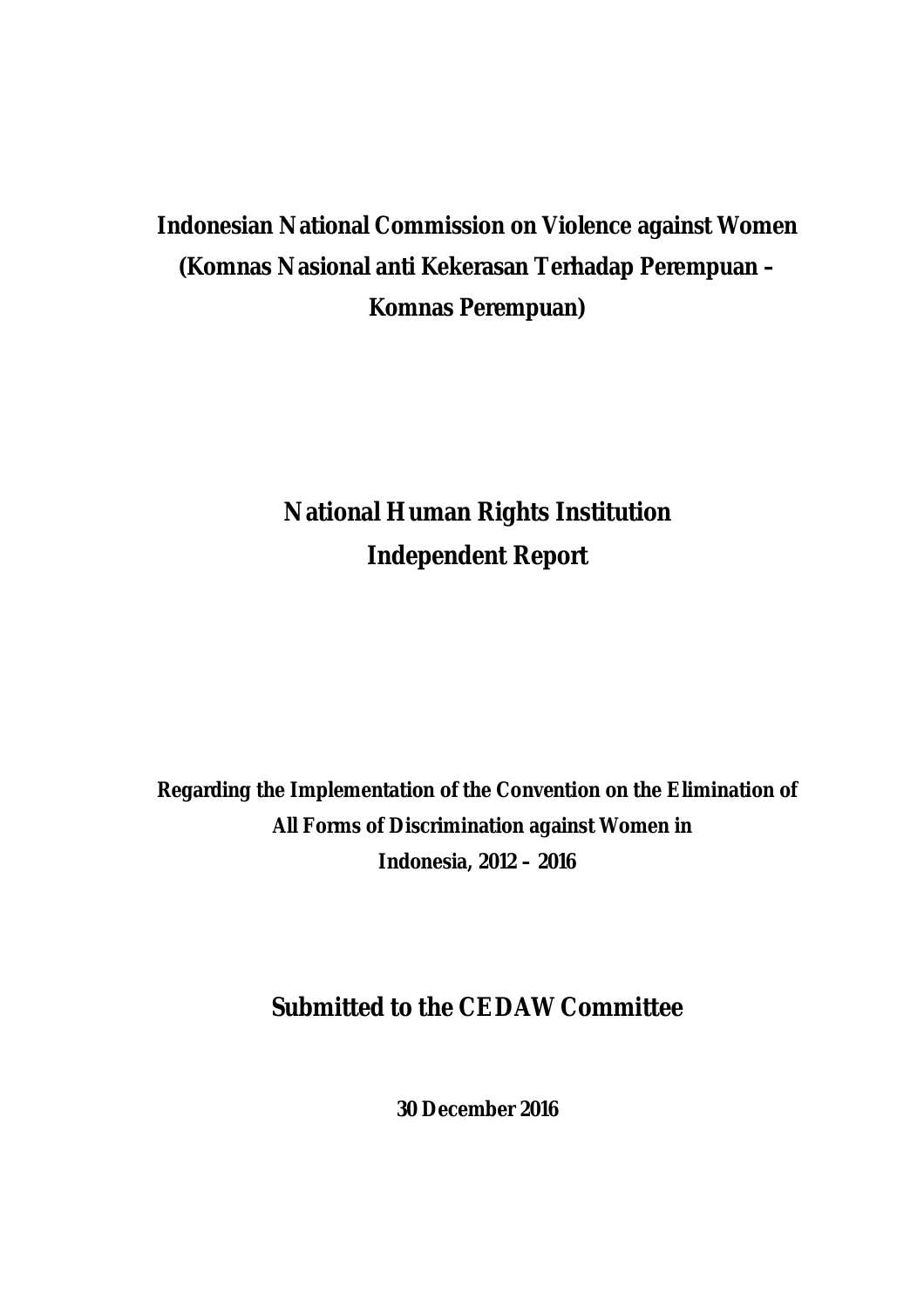**Indonesian National Commission on Violence against Women (Komnas Nasional anti Kekerasan Terhadap Perempuan – Komnas Perempuan)**

# National Human Rights Institution Independent Report

**Regarding the Implementation of the Convention on the Elimination of All Forms of Discrimination against Women in Indonesia, 2012 – 2016**

## Submitted to the CEDAW Committee

**30 December 2016**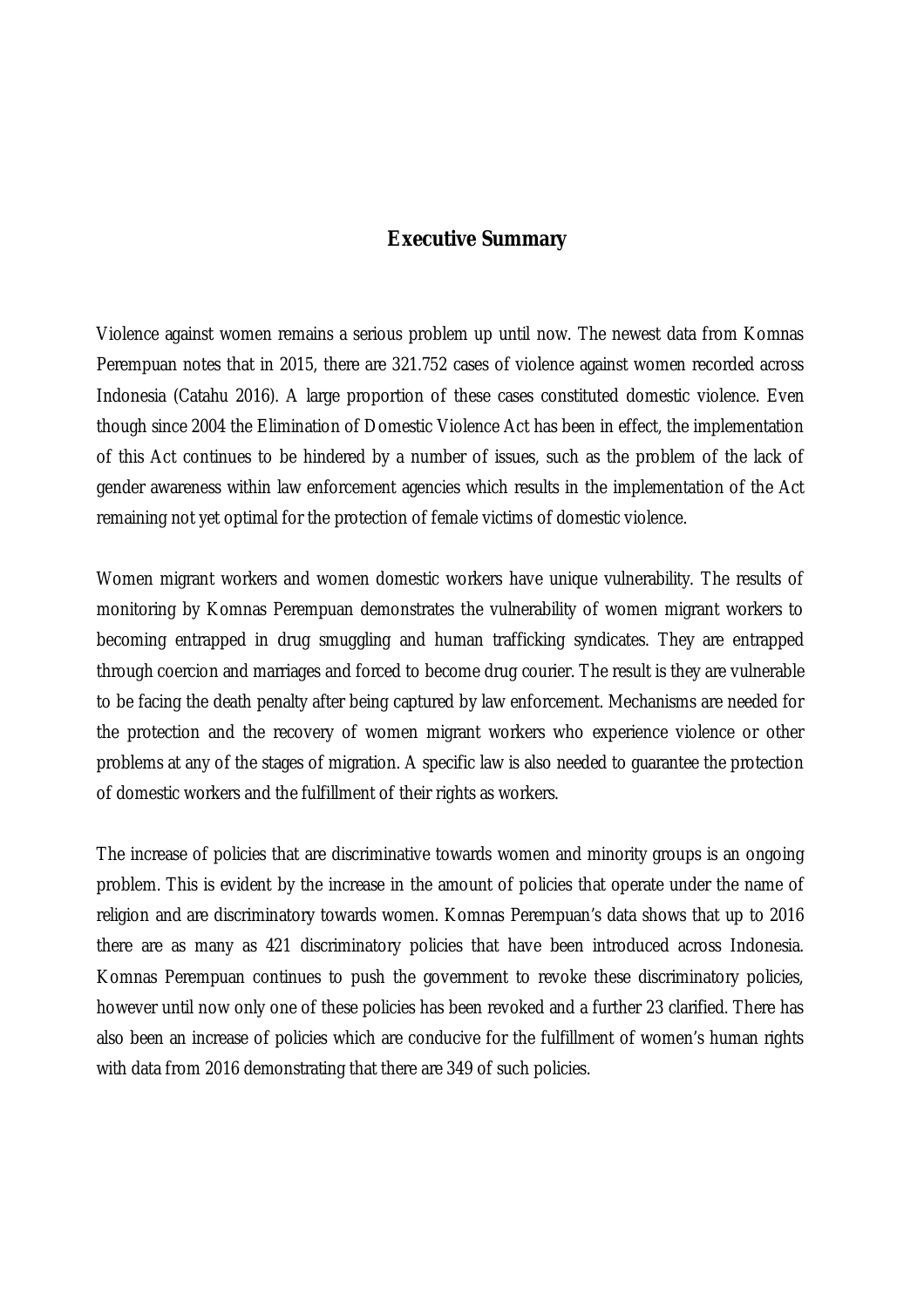# Executive Summary

Violence against women remains a serious problem up until now. The newest data from Komnas Perempuan notes that in 2015, there are 321.752 cases of violence against women recorded across Indonesia (Catahu 2016). A large proportion of these cases constituted domestic violence. Even though since 2004 the Elimination of Domestic Violence Act has been in effect, the implementation of this Act continues to be hindered by a number of issues, such as the problem of the lack of gender awareness within law enforcement agencies which results in the implementation of the Act remaining not yet optimal for the protection of female victims of domestic violence.

Women migrant workers and women domestic workers have unique vulnerability. The results of monitoring by Komnas Perempuan demonstrates the vulnerability of women migrant workers to becoming entrapped in drug smuggling and human trafficking syndicates. They are entrapped through coercion and marriages and forced to become drug courier. The result is they are vulnerable to be facing the death penalty after being captured by law enforcement. Mechanisms are needed for the protection and the recovery of women migrant workers who experience violence or other problems at any of the stages of migration. A specific law is also needed to guarantee the protection of domestic workers and the fulfillment of their rights as workers.

The increase of policies that are discriminative towards women and minority groups is an ongoing problem. This is evident by the increase in the amount of policies that operate under the name of religion and are discriminatory towards women. Komnas Perempuan's data shows that up to 2016 there are as many as 421 discriminatory policies that have been introduced across Indonesia. Komnas Perempuan continues to push the government to revoke these discriminatory policies, however until now only one of these policies has been revoked and a further 23 clarified. There has also been an increase of policies which are conducive for the fulfillment of women's human rights with data from 2016 demonstrating that there are 349 of such policies.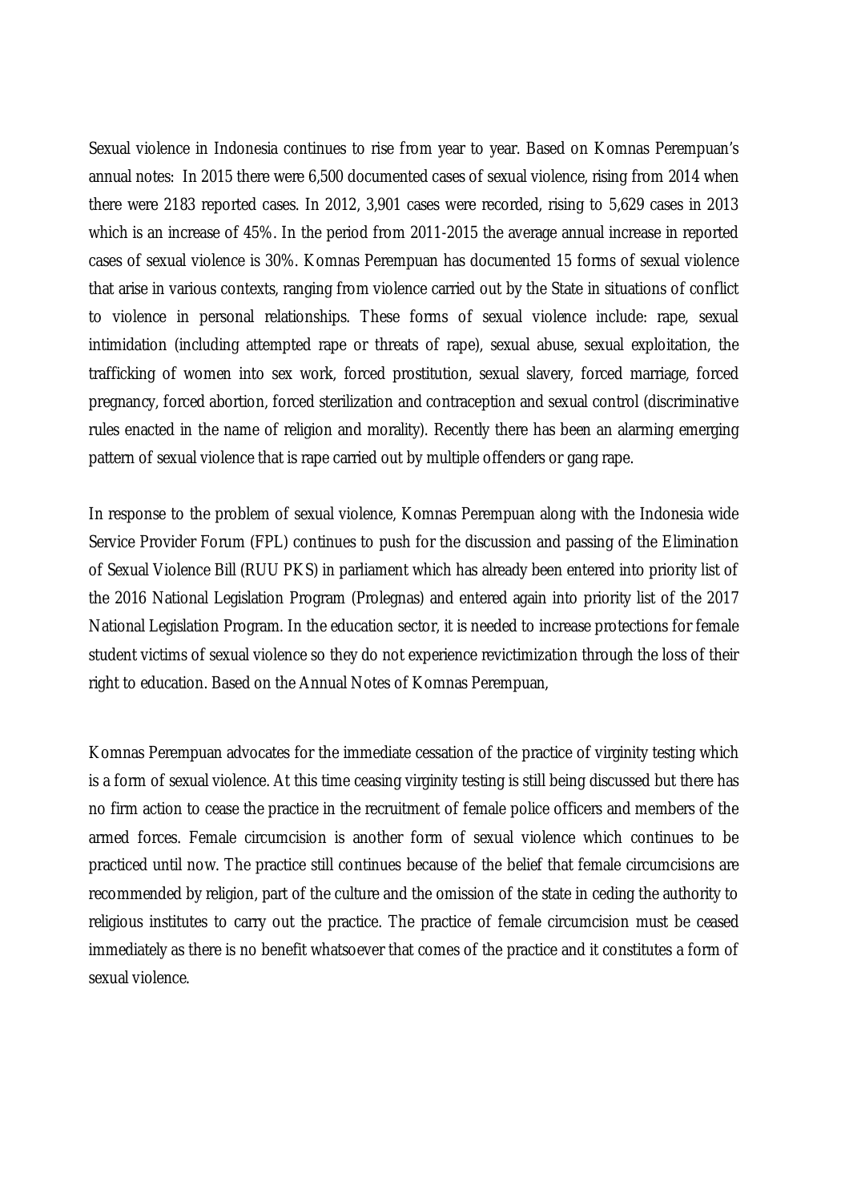Sexual violence in Indonesia continues to rise from year to year. Based on Komnas Perempuan's annual notes: In 2015 there were 6,500 documented cases of sexual violence, rising from 2014 when there were 2183 reported cases. In 2012, 3,901 cases were recorded, rising to 5,629 cases in 2013 which is an increase of 45%. In the period from 2011-2015 the average annual increase in reported cases of sexual violence is 30%. Komnas Perempuan has documented 15 forms of sexual violence that arise in various contexts, ranging from violence carried out by the State in situations of conflict to violence in personal relationships. These forms of sexual violence include: rape, sexual intimidation (including attempted rape or threats of rape), sexual abuse, sexual exploitation, the trafficking of women into sex work, forced prostitution, sexual slavery, forced marriage, forced pregnancy, forced abortion, forced sterilization and contraception and sexual control (discriminative rules enacted in the name of religion and morality). Recently there has been an alarming emerging pattern of sexual violence that is rape carried out by multiple offenders or gang rape.

In response to the problem of sexual violence, Komnas Perempuan along with the Indonesia wide Service Provider Forum (FPL) continues to push for the discussion and passing of the Elimination of Sexual Violence Bill (RUU PKS) in parliament which has already been entered into priority list of the 2016 National Legislation Program (Prolegnas) and entered again into priority list of the 2017 National Legislation Program. In the education sector, it is needed to increase protections for female student victims of sexual violence so they do not experience revictimization through the loss of their right to education. Based on the Annual Notes of Komnas Perempuan,

Komnas Perempuan advocates for the immediate cessation of the practice of virginity testing which is a form of sexual violence. At this time ceasing virginity testing is still being discussed but there has no firm action to cease the practice in the recruitment of female police officers and members of the armed forces. Female circumcision is another form of sexual violence which continues to be practiced until now. The practice still continues because of the belief that female circumcisions are recommended by religion, part of the culture and the omission of the state in ceding the authority to religious institutes to carry out the practice. The practice of female circumcision must be ceased immediately as there is no benefit whatsoever that comes of the practice and it constitutes a form of sexual violence.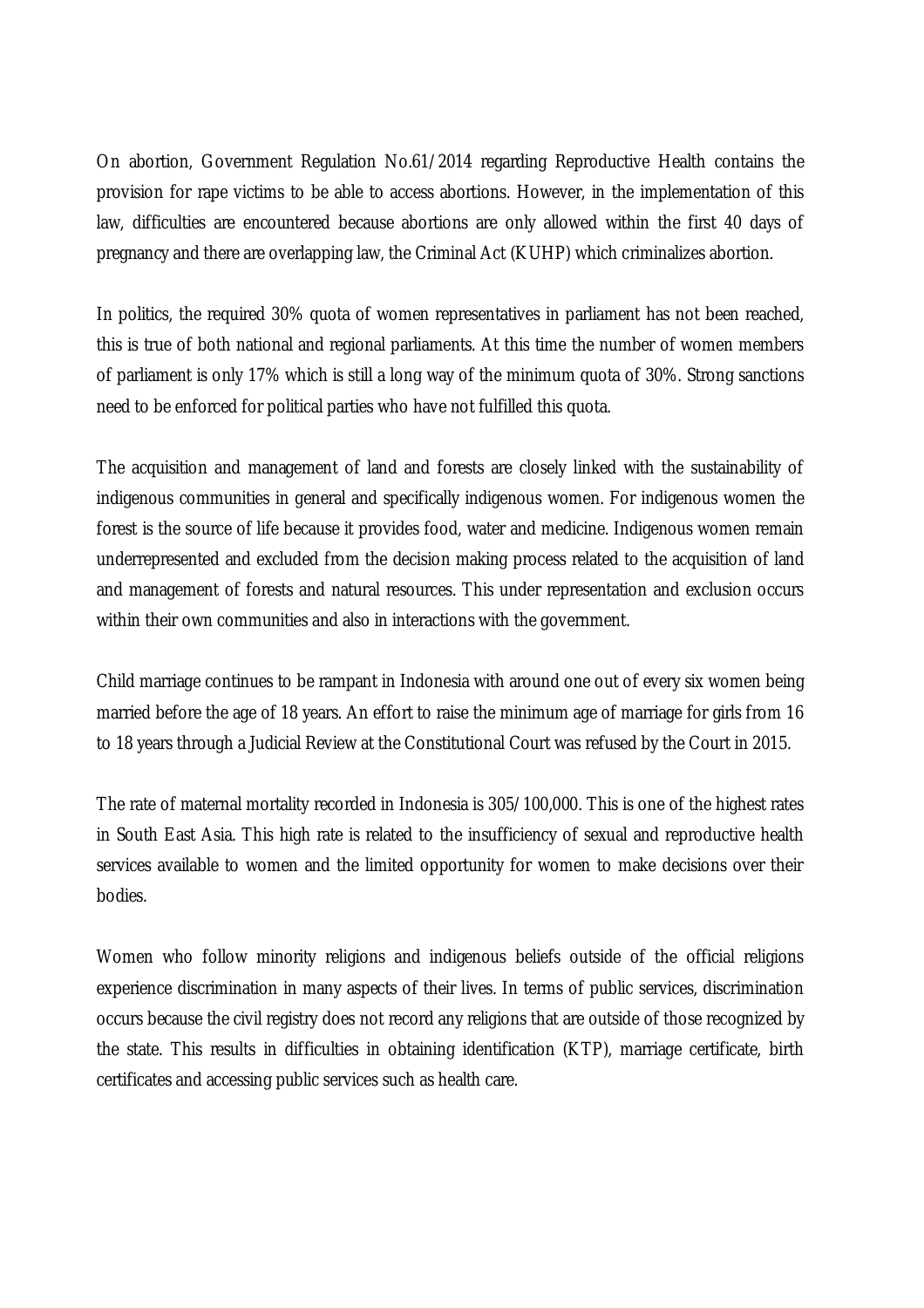On abortion, Government Regulation No.61/2014 regarding Reproductive Health contains the provision for rape victims to be able to access abortions. However, in the implementation of this law, difficulties are encountered because abortions are only allowed within the first 40 days of pregnancy and there are overlapping law, the Criminal Act (KUHP) which criminalizes abortion.

In politics, the required 30% quota of women representatives in parliament has not been reached, this is true of both national and regional parliaments. At this time the number of women members of parliament is only 17% which is still a long way of the minimum quota of 30%. Strong sanctions need to be enforced for political parties who have not fulfilled this quota.

The acquisition and management of land and forests are closely linked with the sustainability of indigenous communities in general and specifically indigenous women. For indigenous women the forest is the source of life because it provides food, water and medicine. Indigenous women remain underrepresented and excluded from the decision making process related to the acquisition of land and management of forests and natural resources. This under representation and exclusion occurs within their own communities and also in interactions with the government.

Child marriage continues to be rampant in Indonesia with around one out of every six women being married before the age of 18 years. An effort to raise the minimum age of marriage for girls from 16 to 18 years through a Judicial Review at the Constitutional Court was refused by the Court in 2015.

The rate of maternal mortality recorded in Indonesia is 305/100,000. This is one of the highest rates in South East Asia. This high rate is related to the insufficiency of sexual and reproductive health services available to women and the limited opportunity for women to make decisions over their bodies.

Women who follow minority religions and indigenous beliefs outside of the official religions experience discrimination in many aspects of their lives. In terms of public services, discrimination occurs because the civil registry does not record any religions that are outside of those recognized by the state. This results in difficulties in obtaining identification (KTP), marriage certificate, birth certificates and accessing public services such as health care.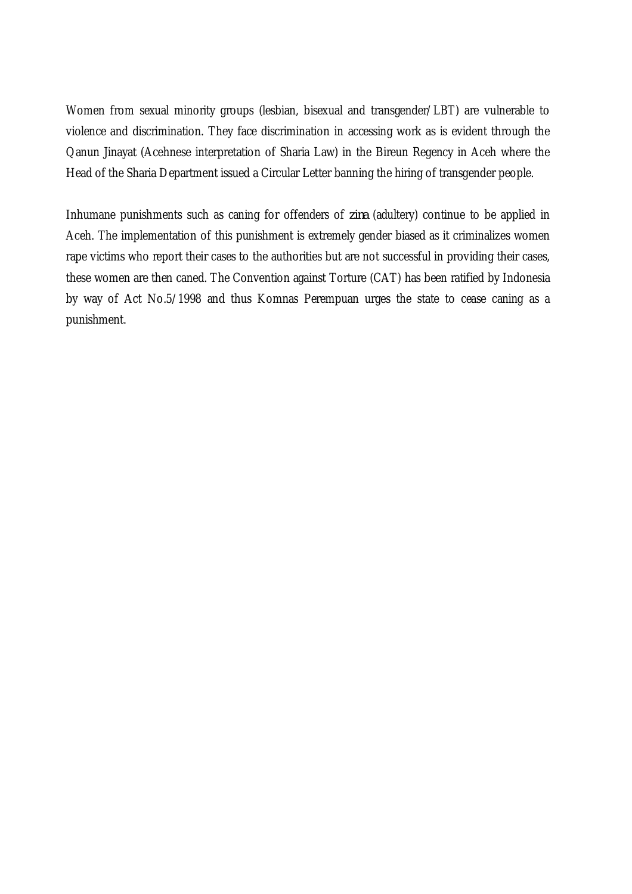Women from sexual minority groups (lesbian, bisexual and transgender/LBT) are vulnerable to violence and discrimination. They face discrimination in accessing work as is evident through the Qanun Jinayat (Acehnese interpretation of Sharia Law) in the Bireun Regency in Aceh where the Head of the Sharia Department issued a Circular Letter banning the hiring of transgender people.

Inhumane punishments such as caning for offenders of *zina* (adultery) continue to be applied in Aceh. The implementation of this punishment is extremely gender biased as it criminalizes women rape victims who report their cases to the authorities but are not successful in providing their cases, these women are then caned. The Convention against Torture (CAT) has been ratified by Indonesia by way of Act No.5/1998 and thus Komnas Perempuan urges the state to cease caning as a punishment.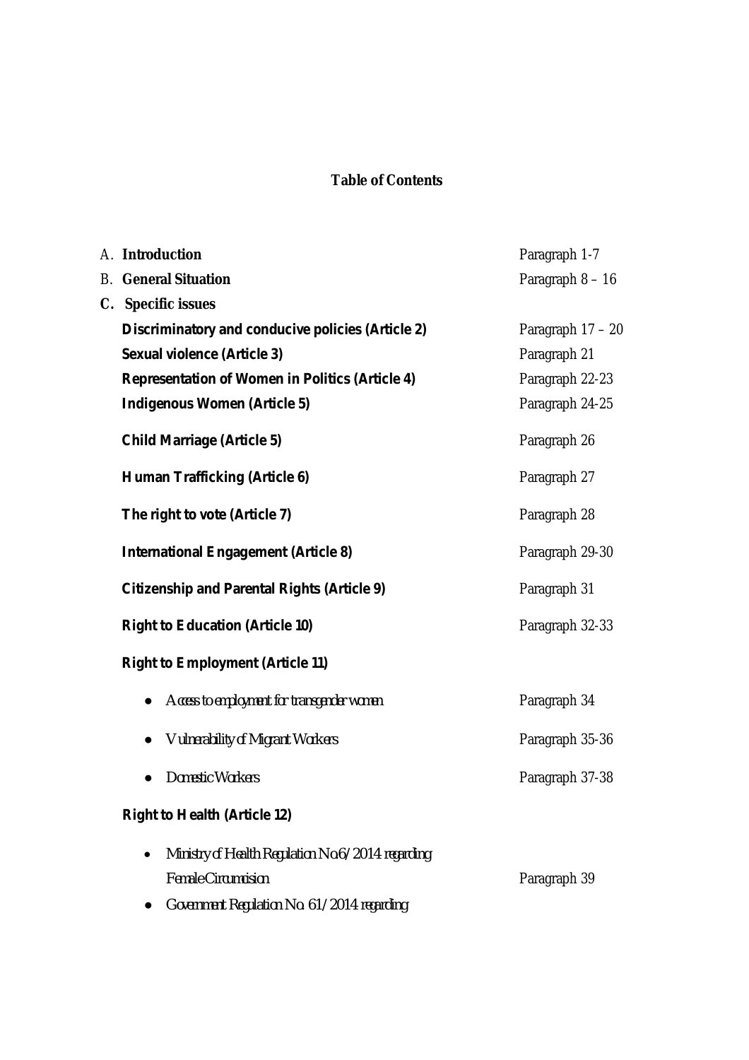## Table of Contents

| | |
|---|---|
| A. **Introduction** | Paragraph 1-7 |
| B. **General Situation** | Paragraph 8 – 16 |
| C. **Specific issues** | |
| **Discriminatory and conducive policies (Article 2)** | Paragraph 17 – 20 |
| **Sexual violence (Article 3)** | Paragraph 21 |
| **Representation of Women in Politics (Article 4)** | Paragraph 22-23 |
| **Indigenous Women (Article 5)** | Paragraph 24-25 |
| **Child Marriage (Article 5)** | Paragraph 26 |
| **Human Trafficking (Article 6)** | Paragraph 27 |
| **The right to vote (Article 7)** | Paragraph 28 |
| **International Engagement (Article 8)** | Paragraph 29-30 |
| **Citizenship and Parental Rights (Article 9)** | Paragraph 31 |
| **Right to Education (Article 10)** | Paragraph 32-33 |
| **Right to Employment (Article 11)** | |
| • *Access to employment for transgender women* | Paragraph 34 |
| • *Vulnerability of Migrant Workers* | Paragraph 35-36 |
| • *Domestic Workers* | Paragraph 37-38 |
| **Right to Health (Article 12)** | |
| • *Ministry of Health Regulation No.6/2014 regarding Female Circumcision* | Paragraph 39 |
| • *Government Regulation No. 61/2014 regarding* | |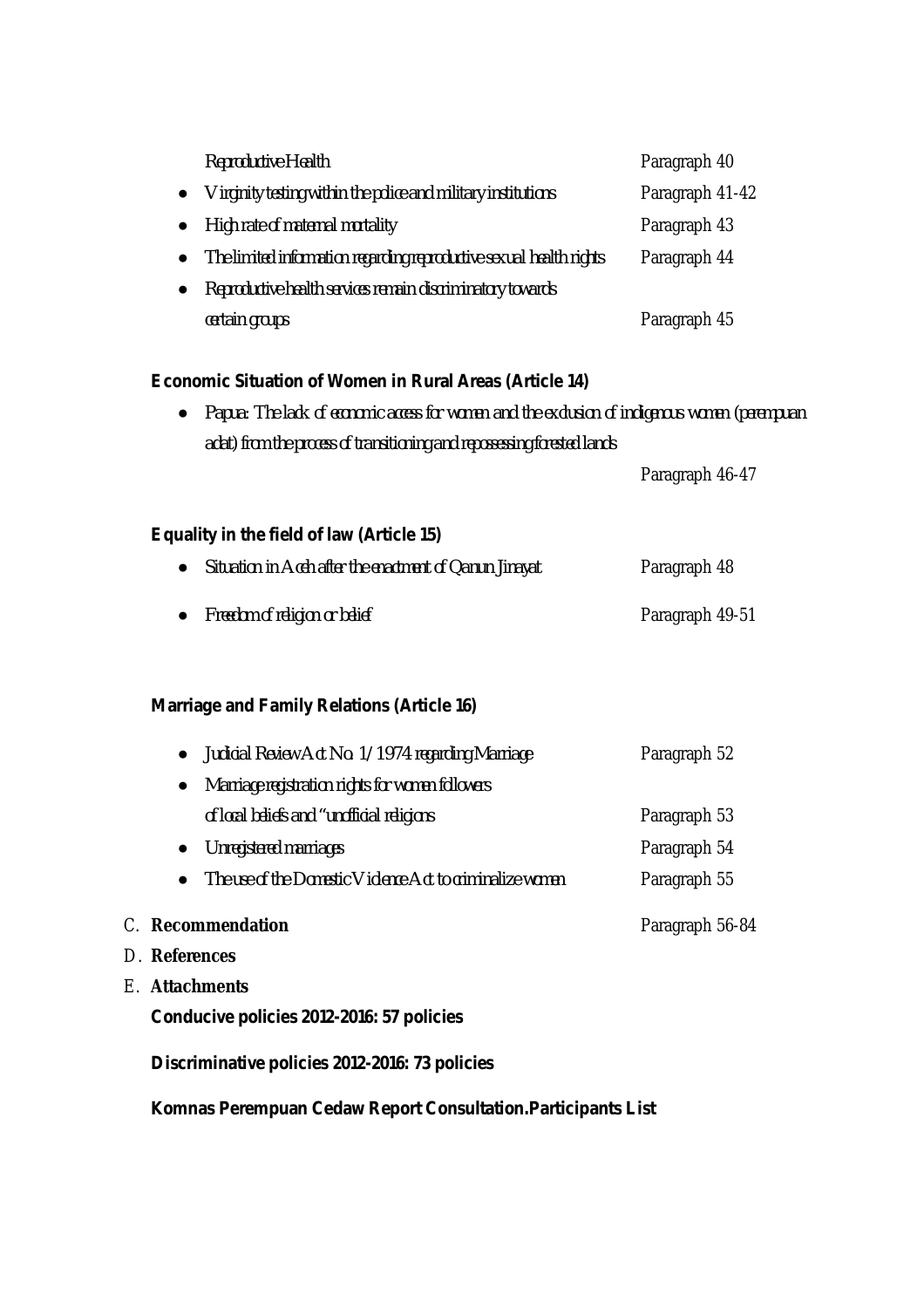Reproductive Health — Paragraph 40

- Virginity testing within the police and military institutions — Paragraph 41-42
- High rate of maternal mortality — Paragraph 43
- The limited information regarding reproductive sexual health rights — Paragraph 44
- Reproductive health services remain discriminatory towards certain groups — Paragraph 45

**Economic Situation of Women in Rural Areas (Article 14)**

- Papua: The lack of economic access for women and the exclusion of indigenous women (perempuan adat) from the process of transitioning and repossessing forested lands — Paragraph 46-47

**Equality in the field of law (Article 15)**

- Situation in Aceh after the enactment of Qanun Jinayat — Paragraph 48
- Freedom of religion or belief — Paragraph 49-51

**Marriage and Family Relations (Article 16)**

- Judicial Review Act No. 1/1974 regarding Marriage — Paragraph 52
- Marriage registration rights for women followers of local beliefs and "unofficial religions — Paragraph 53
- Unregistered marriages — Paragraph 54
- The use of the Domestic Violence Act to criminalize women — Paragraph 55

C. **Recommendation** — Paragraph 56-84

D. **References**

E. **Attachments**

**Conducive policies 2012-2016: 57 policies**

**Discriminative policies 2012-2016: 73 policies**

**Komnas Perempuan Cedaw Report Consultation.Participants List**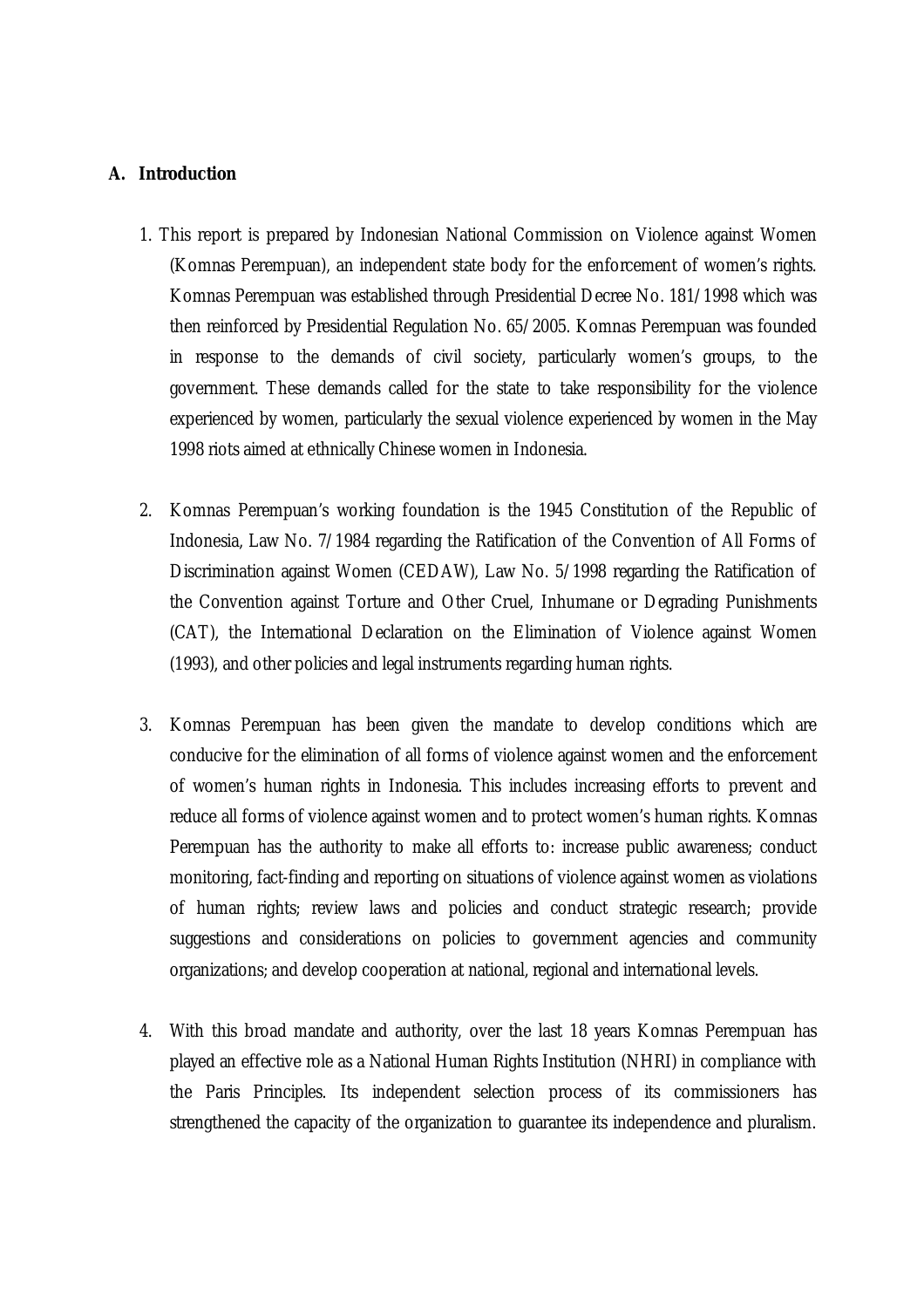## A. Introduction

1. This report is prepared by Indonesian National Commission on Violence against Women (Komnas Perempuan), an independent state body for the enforcement of women's rights. Komnas Perempuan was established through Presidential Decree No. 181/1998 which was then reinforced by Presidential Regulation No. 65/2005. Komnas Perempuan was founded in response to the demands of civil society, particularly women's groups, to the government. These demands called for the state to take responsibility for the violence experienced by women, particularly the sexual violence experienced by women in the May 1998 riots aimed at ethnically Chinese women in Indonesia.

2. Komnas Perempuan's working foundation is the 1945 Constitution of the Republic of Indonesia, Law No. 7/1984 regarding the Ratification of the Convention of All Forms of Discrimination against Women (CEDAW), Law No. 5/1998 regarding the Ratification of the Convention against Torture and Other Cruel, Inhumane or Degrading Punishments (CAT), the International Declaration on the Elimination of Violence against Women (1993), and other policies and legal instruments regarding human rights.

3. Komnas Perempuan has been given the mandate to develop conditions which are conducive for the elimination of all forms of violence against women and the enforcement of women's human rights in Indonesia. This includes increasing efforts to prevent and reduce all forms of violence against women and to protect women's human rights. Komnas Perempuan has the authority to make all efforts to: increase public awareness; conduct monitoring, fact-finding and reporting on situations of violence against women as violations of human rights; review laws and policies and conduct strategic research; provide suggestions and considerations on policies to government agencies and community organizations; and develop cooperation at national, regional and international levels.

4. With this broad mandate and authority, over the last 18 years Komnas Perempuan has played an effective role as a National Human Rights Institution (NHRI) in compliance with the Paris Principles. Its independent selection process of its commissioners has strengthened the capacity of the organization to guarantee its independence and pluralism.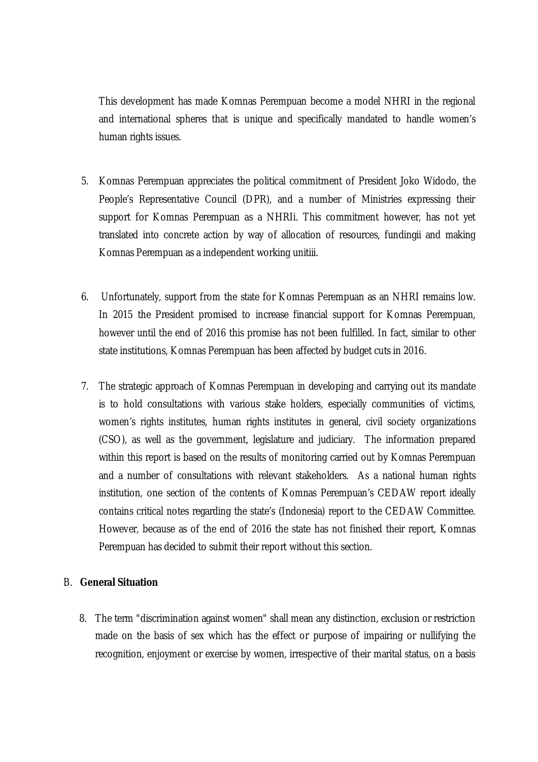This development has made Komnas Perempuan become a model NHRI in the regional and international spheres that is unique and specifically mandated to handle women's human rights issues.

5. Komnas Perempuan appreciates the political commitment of President Joko Widodo, the People's Representative Council (DPR), and a number of Ministries expressing their support for Komnas Perempuan as a NHRI[i]. This commitment however, has not yet translated into concrete action by way of allocation of resources, funding[ii] and making Komnas Perempuan as a independent working unit[iii].

6. Unfortunately, support from the state for Komnas Perempuan as an NHRI remains low. In 2015 the President promised to increase financial support for Komnas Perempuan, however until the end of 2016 this promise has not been fulfilled. In fact, similar to other state institutions, Komnas Perempuan has been affected by budget cuts in 2016.

7. The strategic approach of Komnas Perempuan in developing and carrying out its mandate is to hold consultations with various stake holders, especially communities of victims, women's rights institutes, human rights institutes in general, civil society organizations (CSO), as well as the government, legislature and judiciary. The information prepared within this report is based on the results of monitoring carried out by Komnas Perempuan and a number of consultations with relevant stakeholders. As a national human rights institution, one section of the contents of Komnas Perempuan's CEDAW report ideally contains critical notes regarding the state's (Indonesia) report to the CEDAW Committee. However, because as of the end of 2016 the state has not finished their report, Komnas Perempuan has decided to submit their report without this section.

## B. General Situation

8. The term "discrimination against women" shall mean any distinction, exclusion or restriction made on the basis of sex which has the effect or purpose of impairing or nullifying the recognition, enjoyment or exercise by women, irrespective of their marital status, on a basis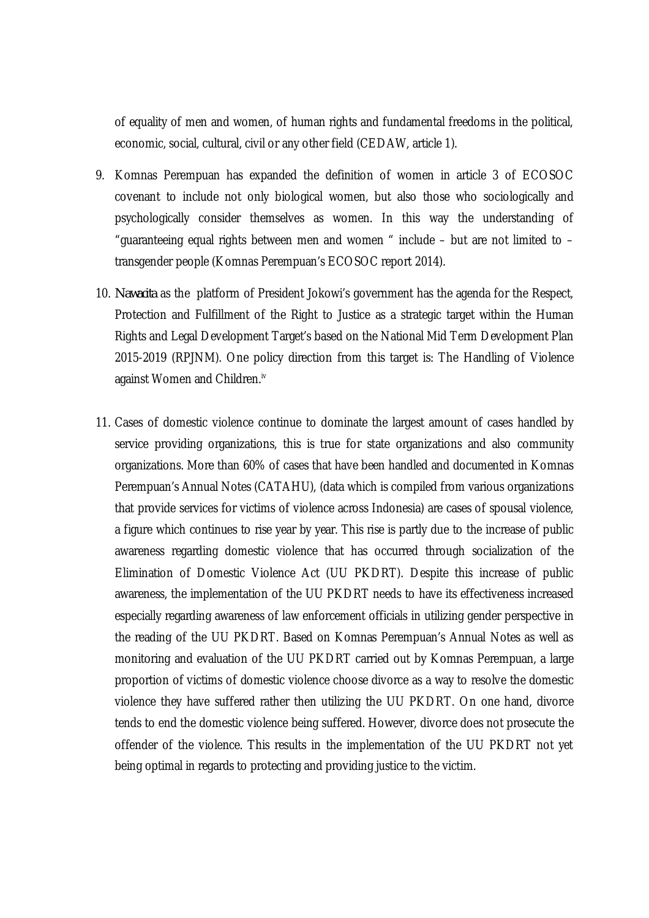of equality of men and women, of human rights and fundamental freedoms in the political, economic, social, cultural, civil or any other field (CEDAW, article 1).

9. Komnas Perempuan has expanded the definition of women in article 3 of ECOSOC covenant to include not only biological women, but also those who sociologically and psychologically consider themselves as women. In this way the understanding of "guaranteeing equal rights between men and women " include – but are not limited to – transgender people (Komnas Perempuan's ECOSOC report 2014).

10. *Nawacita* as the platform of President Jokowi's government has the agenda for the Respect, Protection and Fulfillment of the Right to Justice as a strategic target within the Human Rights and Legal Development Target's based on the National Mid Term Development Plan 2015-2019 (RPJNM). One policy direction from this target is: The Handling of Violence against Women and Children.[iv]

11. Cases of domestic violence continue to dominate the largest amount of cases handled by service providing organizations, this is true for state organizations and also community organizations. More than 60% of cases that have been handled and documented in Komnas Perempuan's Annual Notes (CATAHU), (data which is compiled from various organizations that provide services for victims of violence across Indonesia) are cases of spousal violence, a figure which continues to rise year by year. This rise is partly due to the increase of public awareness regarding domestic violence that has occurred through socialization of the Elimination of Domestic Violence Act (UU PKDRT). Despite this increase of public awareness, the implementation of the UU PKDRT needs to have its effectiveness increased especially regarding awareness of law enforcement officials in utilizing gender perspective in the reading of the UU PKDRT. Based on Komnas Perempuan's Annual Notes as well as monitoring and evaluation of the UU PKDRT carried out by Komnas Perempuan, a large proportion of victims of domestic violence choose divorce as a way to resolve the domestic violence they have suffered rather then utilizing the UU PKDRT. On one hand, divorce tends to end the domestic violence being suffered. However, divorce does not prosecute the offender of the violence. This results in the implementation of the UU PKDRT not yet being optimal in regards to protecting and providing justice to the victim.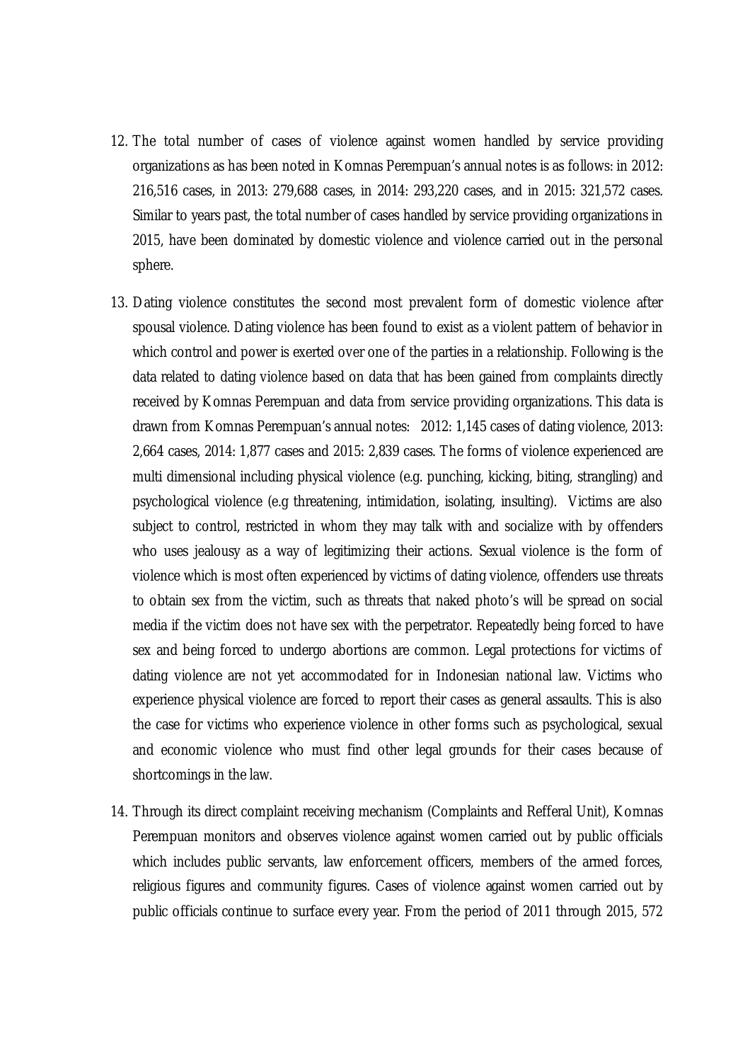12. The total number of cases of violence against women handled by service providing organizations as has been noted in Komnas Perempuan's annual notes is as follows: in 2012: 216,516 cases, in 2013: 279,688 cases, in 2014: 293,220 cases, and in 2015: 321,572 cases. Similar to years past, the total number of cases handled by service providing organizations in 2015, have been dominated by domestic violence and violence carried out in the personal sphere.

13. Dating violence constitutes the second most prevalent form of domestic violence after spousal violence. Dating violence has been found to exist as a violent pattern of behavior in which control and power is exerted over one of the parties in a relationship. Following is the data related to dating violence based on data that has been gained from complaints directly received by Komnas Perempuan and data from service providing organizations. This data is drawn from Komnas Perempuan's annual notes: 2012: 1,145 cases of dating violence, 2013: 2,664 cases, 2014: 1,877 cases and 2015: 2,839 cases. The forms of violence experienced are multi dimensional including physical violence (e.g. punching, kicking, biting, strangling) and psychological violence (e.g threatening, intimidation, isolating, insulting). Victims are also subject to control, restricted in whom they may talk with and socialize with by offenders who uses jealousy as a way of legitimizing their actions. Sexual violence is the form of violence which is most often experienced by victims of dating violence, offenders use threats to obtain sex from the victim, such as threats that naked photo's will be spread on social media if the victim does not have sex with the perpetrator. Repeatedly being forced to have sex and being forced to undergo abortions are common. Legal protections for victims of dating violence are not yet accommodated for in Indonesian national law. Victims who experience physical violence are forced to report their cases as general assaults. This is also the case for victims who experience violence in other forms such as psychological, sexual and economic violence who must find other legal grounds for their cases because of shortcomings in the law.

14. Through its direct complaint receiving mechanism (Complaints and Refferal Unit), Komnas Perempuan monitors and observes violence against women carried out by public officials which includes public servants, law enforcement officers, members of the armed forces, religious figures and community figures. Cases of violence against women carried out by public officials continue to surface every year. From the period of 2011 through 2015, 572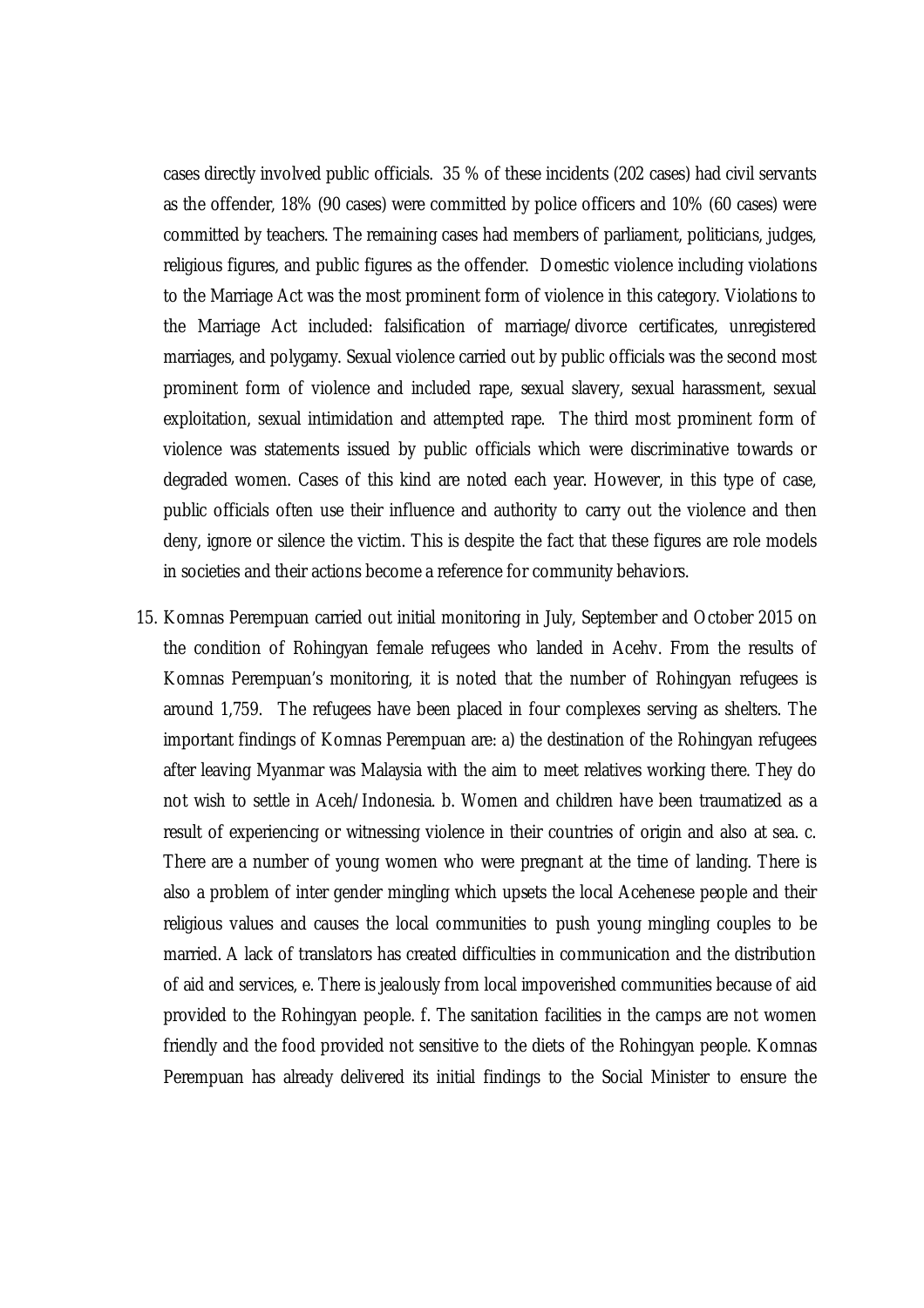cases directly involved public officials. 35 % of these incidents (202 cases) had civil servants as the offender, 18% (90 cases) were committed by police officers and 10% (60 cases) were committed by teachers. The remaining cases had members of parliament, politicians, judges, religious figures, and public figures as the offender. Domestic violence including violations to the Marriage Act was the most prominent form of violence in this category. Violations to the Marriage Act included: falsification of marriage/divorce certificates, unregistered marriages, and polygamy. Sexual violence carried out by public officials was the second most prominent form of violence and included rape, sexual slavery, sexual harassment, sexual exploitation, sexual intimidation and attempted rape. The third most prominent form of violence was statements issued by public officials which were discriminative towards or degraded women. Cases of this kind are noted each year. However, in this type of case, public officials often use their influence and authority to carry out the violence and then deny, ignore or silence the victim. This is despite the fact that these figures are role models in societies and their actions become a reference for community behaviors.

15. Komnas Perempuan carried out initial monitoring in July, September and October 2015 on the condition of Rohingyan female refugees who landed in Acehv. From the results of Komnas Perempuan's monitoring, it is noted that the number of Rohingyan refugees is around 1,759. The refugees have been placed in four complexes serving as shelters. The important findings of Komnas Perempuan are: a) the destination of the Rohingyan refugees after leaving Myanmar was Malaysia with the aim to meet relatives working there. They do not wish to settle in Aceh/Indonesia. b. Women and children have been traumatized as a result of experiencing or witnessing violence in their countries of origin and also at sea. c. There are a number of young women who were pregnant at the time of landing. There is also a problem of inter gender mingling which upsets the local Acehenese people and their religious values and causes the local communities to push young mingling couples to be married. A lack of translators has created difficulties in communication and the distribution of aid and services, e. There is jealously from local impoverished communities because of aid provided to the Rohingyan people. f. The sanitation facilities in the camps are not women friendly and the food provided not sensitive to the diets of the Rohingyan people. Komnas Perempuan has already delivered its initial findings to the Social Minister to ensure the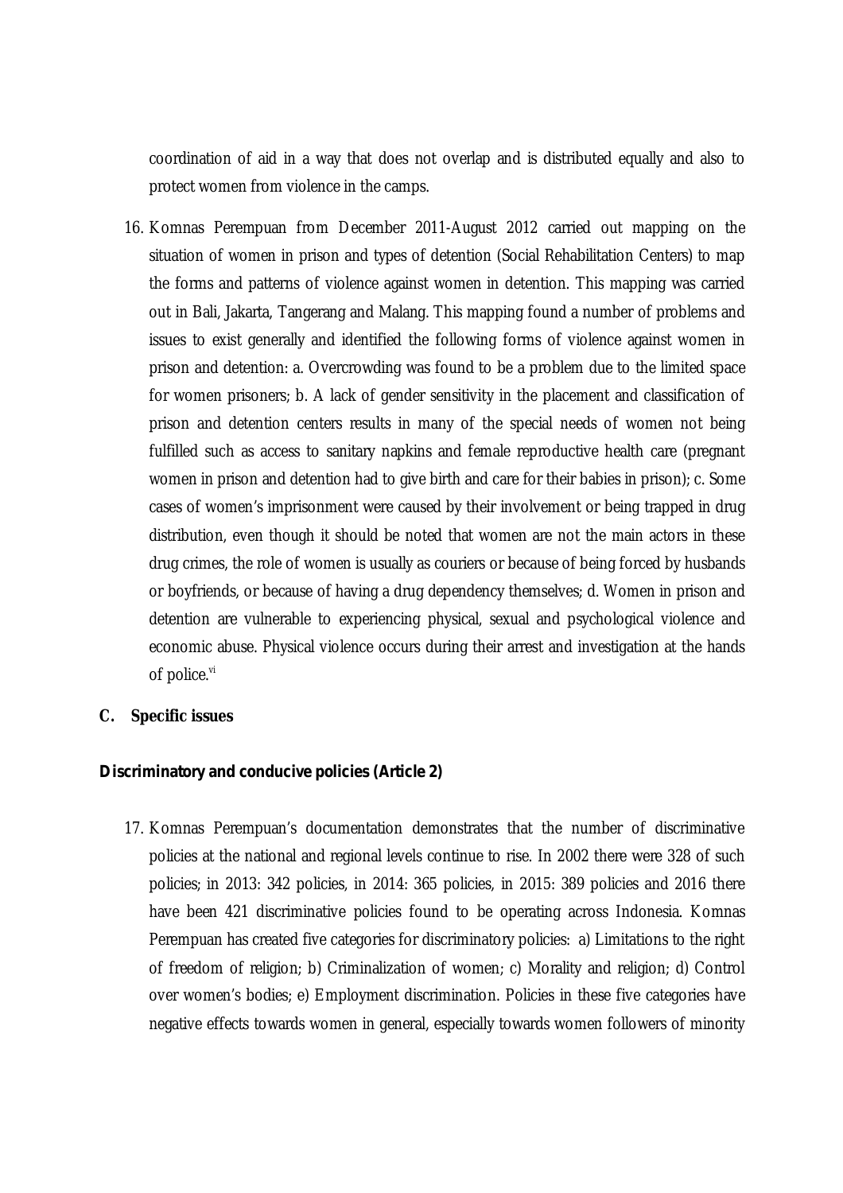coordination of aid in a way that does not overlap and is distributed equally and also to protect women from violence in the camps.

16. Komnas Perempuan from December 2011-August 2012 carried out mapping on the situation of women in prison and types of detention (Social Rehabilitation Centers) to map the forms and patterns of violence against women in detention. This mapping was carried out in Bali, Jakarta, Tangerang and Malang. This mapping found a number of problems and issues to exist generally and identified the following forms of violence against women in prison and detention: a. Overcrowding was found to be a problem due to the limited space for women prisoners; b. A lack of gender sensitivity in the placement and classification of prison and detention centers results in many of the special needs of women not being fulfilled such as access to sanitary napkins and female reproductive health care (pregnant women in prison and detention had to give birth and care for their babies in prison); c. Some cases of women's imprisonment were caused by their involvement or being trapped in drug distribution, even though it should be noted that women are not the main actors in these drug crimes, the role of women is usually as couriers or because of being forced by husbands or boyfriends, or because of having a drug dependency themselves; d. Women in prison and detention are vulnerable to experiencing physical, sexual and psychological violence and economic abuse. Physical violence occurs during their arrest and investigation at the hands of police.[vi]

## C. Specific issues

### Discriminatory and conducive policies (Article 2)

17. Komnas Perempuan's documentation demonstrates that the number of discriminative policies at the national and regional levels continue to rise. In 2002 there were 328 of such policies; in 2013: 342 policies, in 2014: 365 policies, in 2015: 389 policies and 2016 there have been 421 discriminative policies found to be operating across Indonesia. Komnas Perempuan has created five categories for discriminatory policies: a) Limitations to the right of freedom of religion; b) Criminalization of women; c) Morality and religion; d) Control over women's bodies; e) Employment discrimination. Policies in these five categories have negative effects towards women in general, especially towards women followers of minority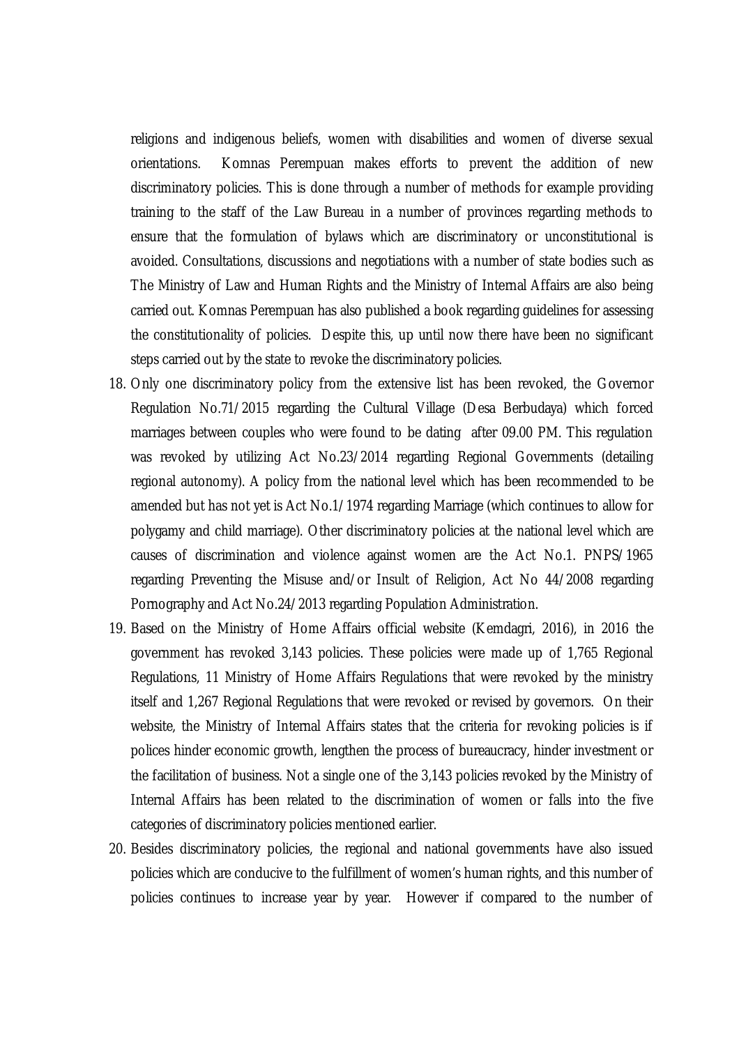religions and indigenous beliefs, women with disabilities and women of diverse sexual orientations. Komnas Perempuan makes efforts to prevent the addition of new discriminatory policies. This is done through a number of methods for example providing training to the staff of the Law Bureau in a number of provinces regarding methods to ensure that the formulation of bylaws which are discriminatory or unconstitutional is avoided. Consultations, discussions and negotiations with a number of state bodies such as The Ministry of Law and Human Rights and the Ministry of Internal Affairs are also being carried out. Komnas Perempuan has also published a book regarding guidelines for assessing the constitutionality of policies. Despite this, up until now there have been no significant steps carried out by the state to revoke the discriminatory policies.

18. Only one discriminatory policy from the extensive list has been revoked, the Governor Regulation No.71/2015 regarding the Cultural Village (Desa Berbudaya) which forced marriages between couples who were found to be dating after 09.00 PM. This regulation was revoked by utilizing Act No.23/2014 regarding Regional Governments (detailing regional autonomy). A policy from the national level which has been recommended to be amended but has not yet is Act No.1/1974 regarding Marriage (which continues to allow for polygamy and child marriage). Other discriminatory policies at the national level which are causes of discrimination and violence against women are the Act No.1. PNPS/1965 regarding Preventing the Misuse and/or Insult of Religion, Act No 44/2008 regarding Pornography and Act No.24/2013 regarding Population Administration.
19. Based on the Ministry of Home Affairs official website (Kemdagri, 2016), in 2016 the government has revoked 3,143 policies. These policies were made up of 1,765 Regional Regulations, 11 Ministry of Home Affairs Regulations that were revoked by the ministry itself and 1,267 Regional Regulations that were revoked or revised by governors. On their website, the Ministry of Internal Affairs states that the criteria for revoking policies is if polices hinder economic growth, lengthen the process of bureaucracy, hinder investment or the facilitation of business. Not a single one of the 3,143 policies revoked by the Ministry of Internal Affairs has been related to the discrimination of women or falls into the five categories of discriminatory policies mentioned earlier.
20. Besides discriminatory policies, the regional and national governments have also issued policies which are conducive to the fulfillment of women's human rights, and this number of policies continues to increase year by year. However if compared to the number of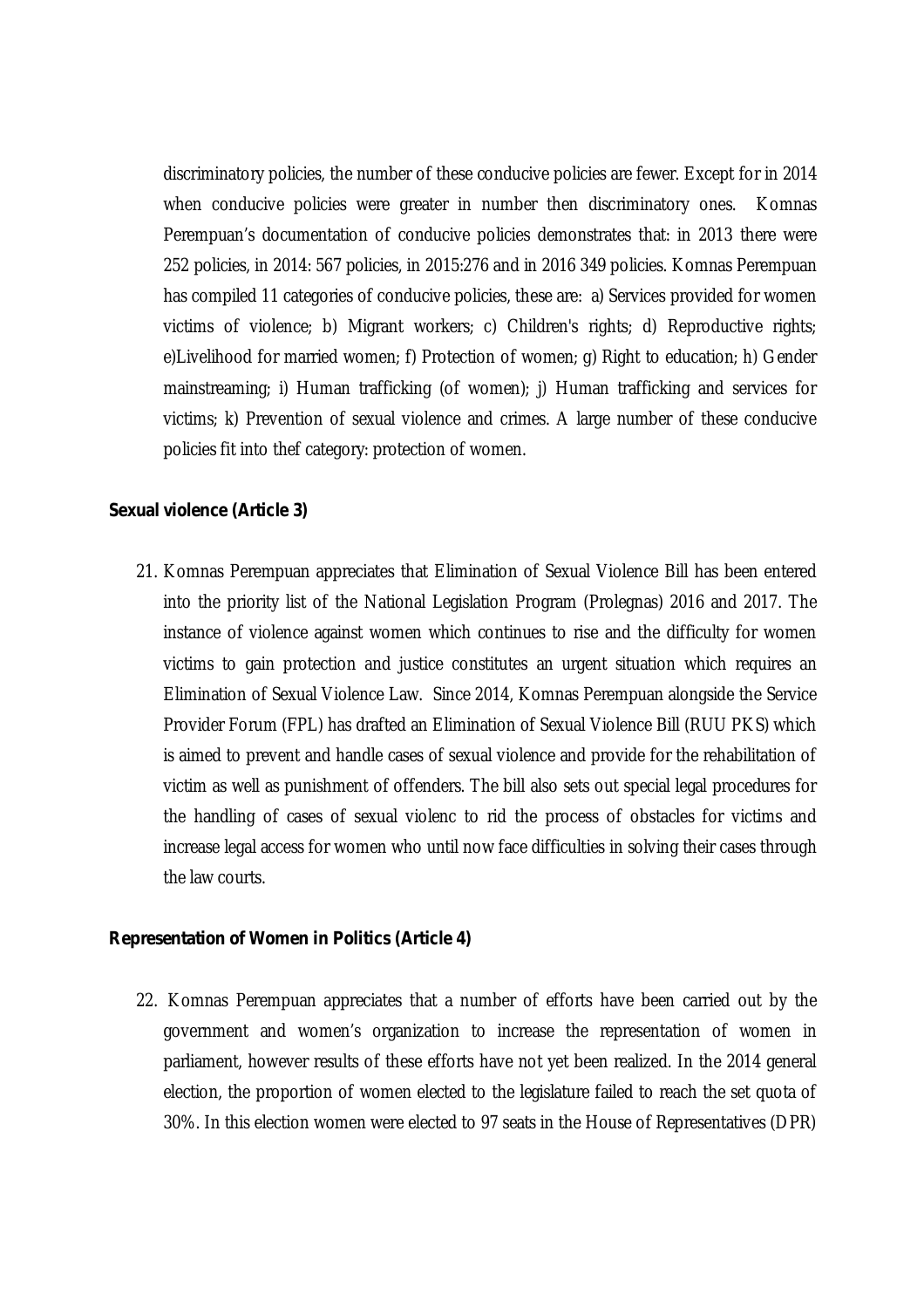discriminatory policies, the number of these conducive policies are fewer. Except for in 2014 when conducive policies were greater in number then discriminatory ones. Komnas Perempuan's documentation of conducive policies demonstrates that: in 2013 there were 252 policies, in 2014: 567 policies, in 2015:276 and in 2016 349 policies. Komnas Perempuan has compiled 11 categories of conducive policies, these are: a) Services provided for women victims of violence; b) Migrant workers; c) Children's rights; d) Reproductive rights; e)Livelihood for married women; f) Protection of women; g) Right to education; h) Gender mainstreaming; i) Human trafficking (of women); j) Human trafficking and services for victims; k) Prevention of sexual violence and crimes. A large number of these conducive policies fit into thef category: protection of women.

**Sexual violence (Article 3)**

21. Komnas Perempuan appreciates that Elimination of Sexual Violence Bill has been entered into the priority list of the National Legislation Program (Prolegnas) 2016 and 2017. The instance of violence against women which continues to rise and the difficulty for women victims to gain protection and justice constitutes an urgent situation which requires an Elimination of Sexual Violence Law. Since 2014, Komnas Perempuan alongside the Service Provider Forum (FPL) has drafted an Elimination of Sexual Violence Bill (RUU PKS) which is aimed to prevent and handle cases of sexual violence and provide for the rehabilitation of victim as well as punishment of offenders. The bill also sets out special legal procedures for the handling of cases of sexual violenc to rid the process of obstacles for victims and increase legal access for women who until now face difficulties in solving their cases through the law courts.

**Representation of Women in Politics (Article 4)**

22. Komnas Perempuan appreciates that a number of efforts have been carried out by the government and women's organization to increase the representation of women in parliament, however results of these efforts have not yet been realized. In the 2014 general election, the proportion of women elected to the legislature failed to reach the set quota of 30%. In this election women were elected to 97 seats in the House of Representatives (DPR)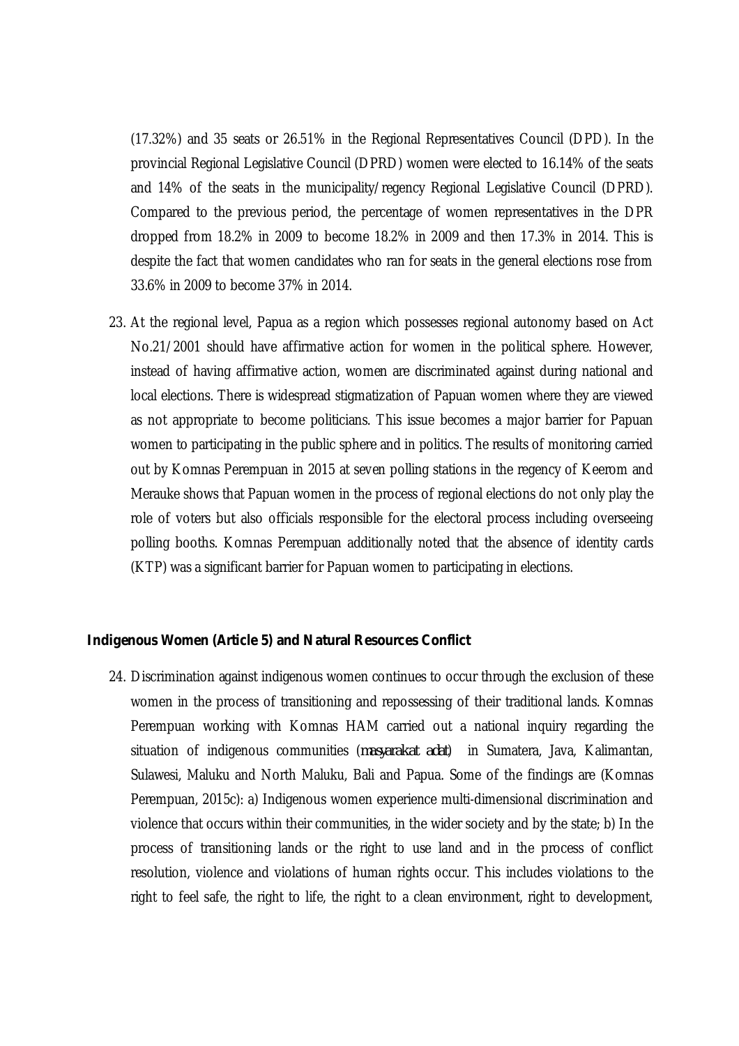(17.32%) and 35 seats or 26.51% in the Regional Representatives Council (DPD). In the provincial Regional Legislative Council (DPRD) women were elected to 16.14% of the seats and 14% of the seats in the municipality/regency Regional Legislative Council (DPRD). Compared to the previous period, the percentage of women representatives in the DPR dropped from 18.2% in 2009 to become 18.2% in 2009 and then 17.3% in 2014. This is despite the fact that women candidates who ran for seats in the general elections rose from 33.6% in 2009 to become 37% in 2014.

23. At the regional level, Papua as a region which possesses regional autonomy based on Act No.21/2001 should have affirmative action for women in the political sphere. However, instead of having affirmative action, women are discriminated against during national and local elections. There is widespread stigmatization of Papuan women where they are viewed as not appropriate to become politicians. This issue becomes a major barrier for Papuan women to participating in the public sphere and in politics. The results of monitoring carried out by Komnas Perempuan in 2015 at seven polling stations in the regency of Keerom and Merauke shows that Papuan women in the process of regional elections do not only play the role of voters but also officials responsible for the electoral process including overseeing polling booths. Komnas Perempuan additionally noted that the absence of identity cards (KTP) was a significant barrier for Papuan women to participating in elections.

**Indigenous Women (Article 5) and Natural Resources Conflict**

24. Discrimination against indigenous women continues to occur through the exclusion of these women in the process of transitioning and repossessing of their traditional lands. Komnas Perempuan working with Komnas HAM carried out a national inquiry regarding the situation of indigenous communities (*masyarakat adat*) in Sumatera, Java, Kalimantan, Sulawesi, Maluku and North Maluku, Bali and Papua. Some of the findings are (Komnas Perempuan, 2015c): a) Indigenous women experience multi-dimensional discrimination and violence that occurs within their communities, in the wider society and by the state; b) In the process of transitioning lands or the right to use land and in the process of conflict resolution, violence and violations of human rights occur. This includes violations to the right to feel safe, the right to life, the right to a clean environment, right to development,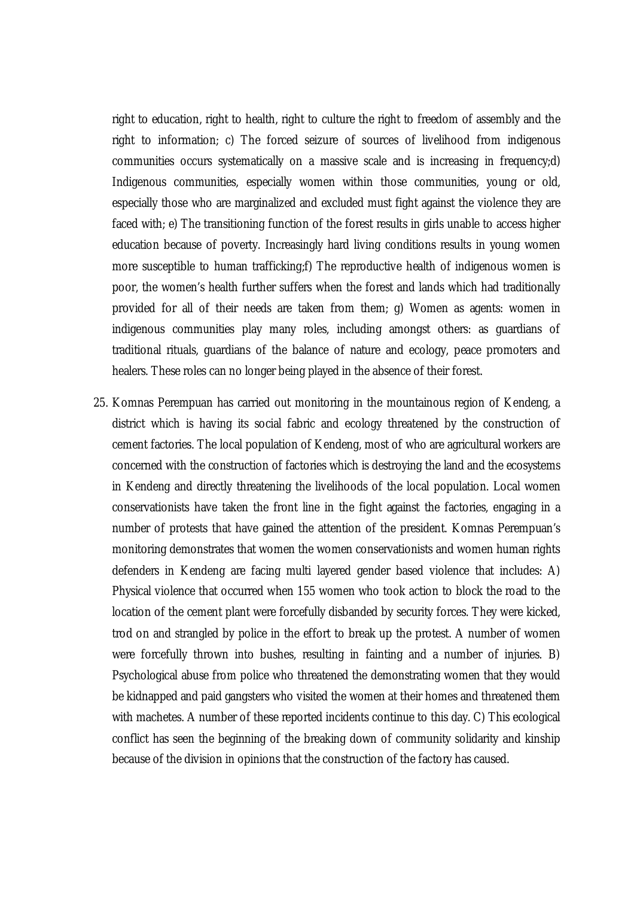right to education, right to health, right to culture the right to freedom of assembly and the right to information; c) The forced seizure of sources of livelihood from indigenous communities occurs systematically on a massive scale and is increasing in frequency;d) Indigenous communities, especially women within those communities, young or old, especially those who are marginalized and excluded must fight against the violence they are faced with; e) The transitioning function of the forest results in girls unable to access higher education because of poverty. Increasingly hard living conditions results in young women more susceptible to human trafficking;f) The reproductive health of indigenous women is poor, the women's health further suffers when the forest and lands which had traditionally provided for all of their needs are taken from them; g) Women as agents: women in indigenous communities play many roles, including amongst others: as guardians of traditional rituals, guardians of the balance of nature and ecology, peace promoters and healers. These roles can no longer being played in the absence of their forest.

25. Komnas Perempuan has carried out monitoring in the mountainous region of Kendeng, a district which is having its social fabric and ecology threatened by the construction of cement factories. The local population of Kendeng, most of who are agricultural workers are concerned with the construction of factories which is destroying the land and the ecosystems in Kendeng and directly threatening the livelihoods of the local population. Local women conservationists have taken the front line in the fight against the factories, engaging in a number of protests that have gained the attention of the president. Komnas Perempuan's monitoring demonstrates that women the women conservationists and women human rights defenders in Kendeng are facing multi layered gender based violence that includes: A) Physical violence that occurred when 155 women who took action to block the road to the location of the cement plant were forcefully disbanded by security forces. They were kicked, trod on and strangled by police in the effort to break up the protest. A number of women were forcefully thrown into bushes, resulting in fainting and a number of injuries. B) Psychological abuse from police who threatened the demonstrating women that they would be kidnapped and paid gangsters who visited the women at their homes and threatened them with machetes. A number of these reported incidents continue to this day. C) This ecological conflict has seen the beginning of the breaking down of community solidarity and kinship because of the division in opinions that the construction of the factory has caused.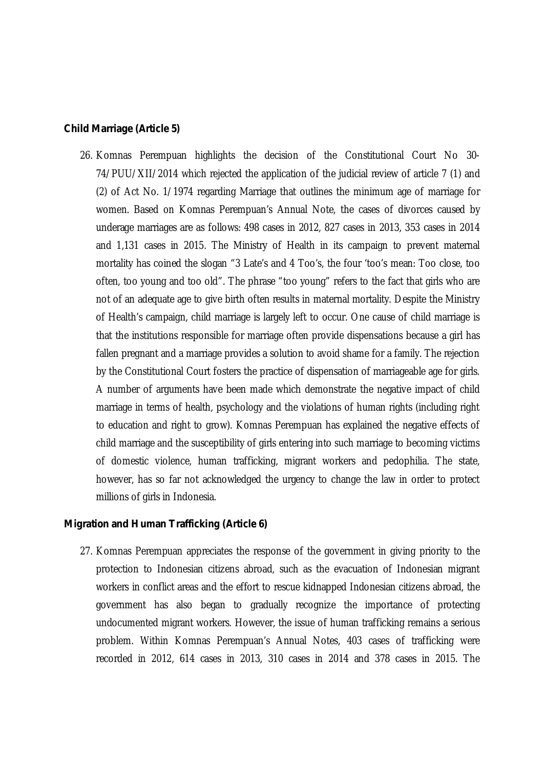**Child Marriage (Article 5)**

26. Komnas Perempuan highlights the decision of the Constitutional Court No 30-74/PUU/XII/2014 which rejected the application of the judicial review of article 7 (1) and (2) of Act No. 1/1974 regarding Marriage that outlines the minimum age of marriage for women. Based on Komnas Perempuan's Annual Note, the cases of divorces caused by underage marriages are as follows: 498 cases in 2012, 827 cases in 2013, 353 cases in 2014 and 1,131 cases in 2015. The Ministry of Health in its campaign to prevent maternal mortality has coined the slogan "3 Late's and 4 Too's, the four 'too's mean: Too close, too often, too young and too old". The phrase "too young" refers to the fact that girls who are not of an adequate age to give birth often results in maternal mortality. Despite the Ministry of Health's campaign, child marriage is largely left to occur. One cause of child marriage is that the institutions responsible for marriage often provide dispensations because a girl has fallen pregnant and a marriage provides a solution to avoid shame for a family. The rejection by the Constitutional Court fosters the practice of dispensation of marriageable age for girls. A number of arguments have been made which demonstrate the negative impact of child marriage in terms of health, psychology and the violations of human rights (including right to education and right to grow). Komnas Perempuan has explained the negative effects of child marriage and the susceptibility of girls entering into such marriage to becoming victims of domestic violence, human trafficking, migrant workers and pedophilia. The state, however, has so far not acknowledged the urgency to change the law in order to protect millions of girls in Indonesia.

**Migration and Human Trafficking (Article 6)**

27. Komnas Perempuan appreciates the response of the government in giving priority to the protection to Indonesian citizens abroad, such as the evacuation of Indonesian migrant workers in conflict areas and the effort to rescue kidnapped Indonesian citizens abroad, the government has also began to gradually recognize the importance of protecting undocumented migrant workers. However, the issue of human trafficking remains a serious problem. Within Komnas Perempuan's Annual Notes, 403 cases of trafficking were recorded in 2012, 614 cases in 2013, 310 cases in 2014 and 378 cases in 2015. The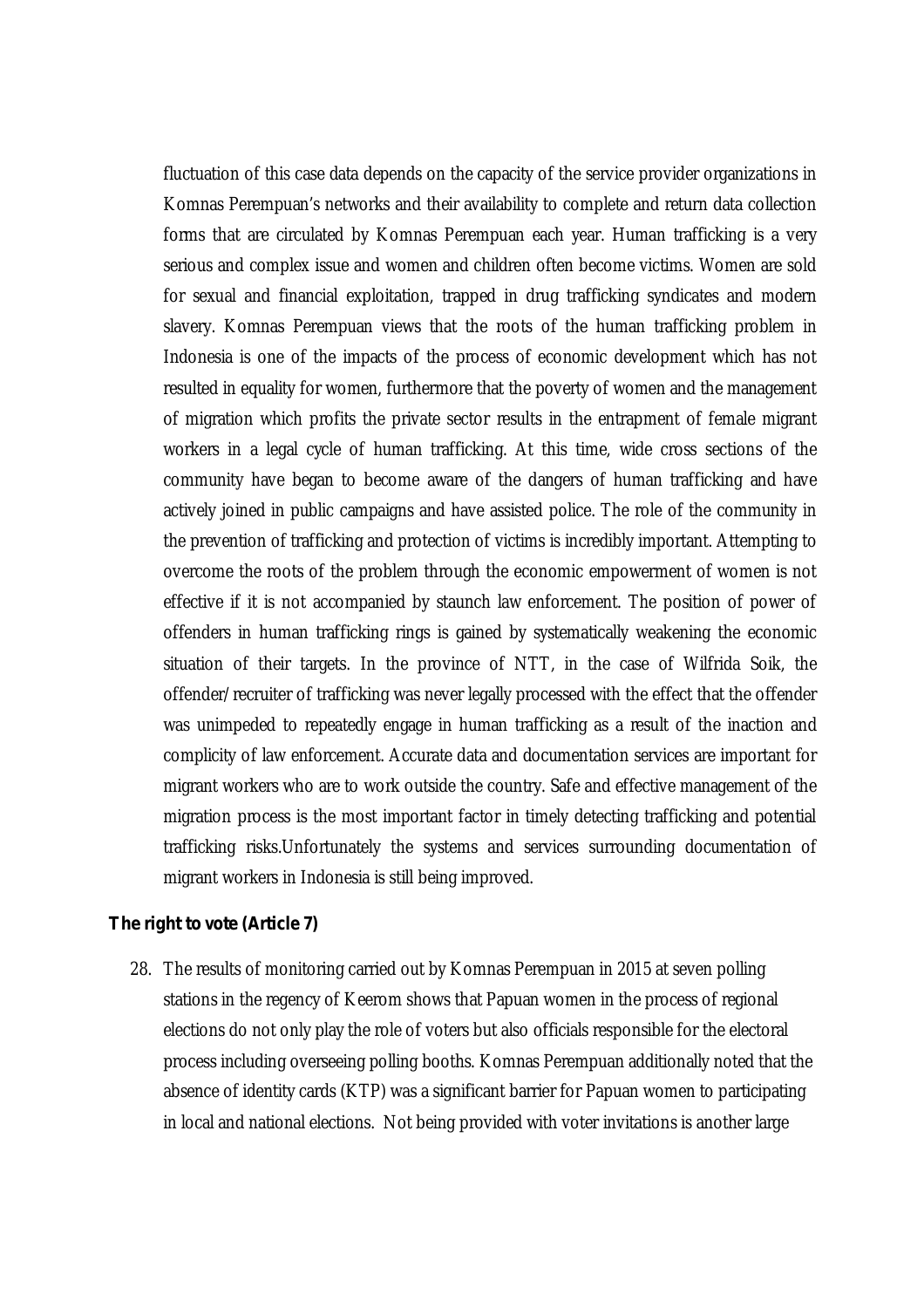fluctuation of this case data depends on the capacity of the service provider organizations in Komnas Perempuan's networks and their availability to complete and return data collection forms that are circulated by Komnas Perempuan each year. Human trafficking is a very serious and complex issue and women and children often become victims. Women are sold for sexual and financial exploitation, trapped in drug trafficking syndicates and modern slavery. Komnas Perempuan views that the roots of the human trafficking problem in Indonesia is one of the impacts of the process of economic development which has not resulted in equality for women, furthermore that the poverty of women and the management of migration which profits the private sector results in the entrapment of female migrant workers in a legal cycle of human trafficking. At this time, wide cross sections of the community have began to become aware of the dangers of human trafficking and have actively joined in public campaigns and have assisted police. The role of the community in the prevention of trafficking and protection of victims is incredibly important. Attempting to overcome the roots of the problem through the economic empowerment of women is not effective if it is not accompanied by staunch law enforcement. The position of power of offenders in human trafficking rings is gained by systematically weakening the economic situation of their targets. In the province of NTT, in the case of Wilfrida Soik, the offender/recruiter of trafficking was never legally processed with the effect that the offender was unimpeded to repeatedly engage in human trafficking as a result of the inaction and complicity of law enforcement. Accurate data and documentation services are important for migrant workers who are to work outside the country. Safe and effective management of the migration process is the most important factor in timely detecting trafficking and potential trafficking risks.Unfortunately the systems and services surrounding documentation of migrant workers in Indonesia is still being improved.

**The right to vote (Article 7)**

28. The results of monitoring carried out by Komnas Perempuan in 2015 at seven polling stations in the regency of Keerom shows that Papuan women in the process of regional elections do not only play the role of voters but also officials responsible for the electoral process including overseeing polling booths. Komnas Perempuan additionally noted that the absence of identity cards (KTP) was a significant barrier for Papuan women to participating in local and national elections. Not being provided with voter invitations is another large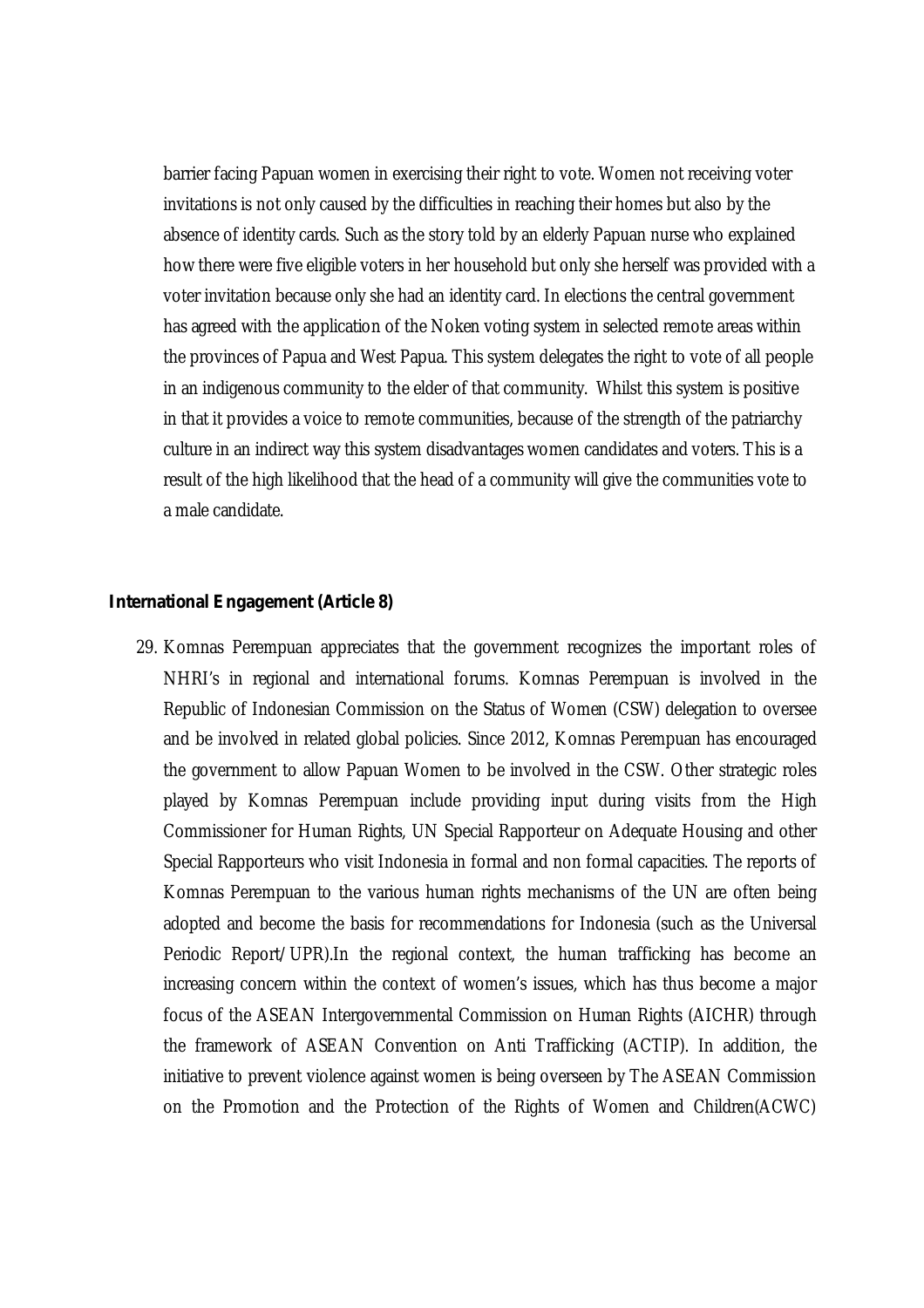barrier facing Papuan women in exercising their right to vote. Women not receiving voter invitations is not only caused by the difficulties in reaching their homes but also by the absence of identity cards. Such as the story told by an elderly Papuan nurse who explained how there were five eligible voters in her household but only she herself was provided with a voter invitation because only she had an identity card. In elections the central government has agreed with the application of the Noken voting system in selected remote areas within the provinces of Papua and West Papua. This system delegates the right to vote of all people in an indigenous community to the elder of that community. Whilst this system is positive in that it provides a voice to remote communities, because of the strength of the patriarchy culture in an indirect way this system disadvantages women candidates and voters. This is a result of the high likelihood that the head of a community will give the communities vote to a male candidate.

**International Engagement (Article 8)**

29. Komnas Perempuan appreciates that the government recognizes the important roles of NHRI's in regional and international forums. Komnas Perempuan is involved in the Republic of Indonesian Commission on the Status of Women (CSW) delegation to oversee and be involved in related global policies. Since 2012, Komnas Perempuan has encouraged the government to allow Papuan Women to be involved in the CSW. Other strategic roles played by Komnas Perempuan include providing input during visits from the High Commissioner for Human Rights, UN Special Rapporteur on Adequate Housing and other Special Rapporteurs who visit Indonesia in formal and non formal capacities. The reports of Komnas Perempuan to the various human rights mechanisms of the UN are often being adopted and become the basis for recommendations for Indonesia (such as the Universal Periodic Report/UPR).In the regional context, the human trafficking has become an increasing concern within the context of women's issues, which has thus become a major focus of the ASEAN Intergovernmental Commission on Human Rights (AICHR) through the framework of ASEAN Convention on Anti Trafficking (ACTIP). In addition, the initiative to prevent violence against women is being overseen by The ASEAN Commission on the Promotion and the Protection of the Rights of Women and Children(ACWC)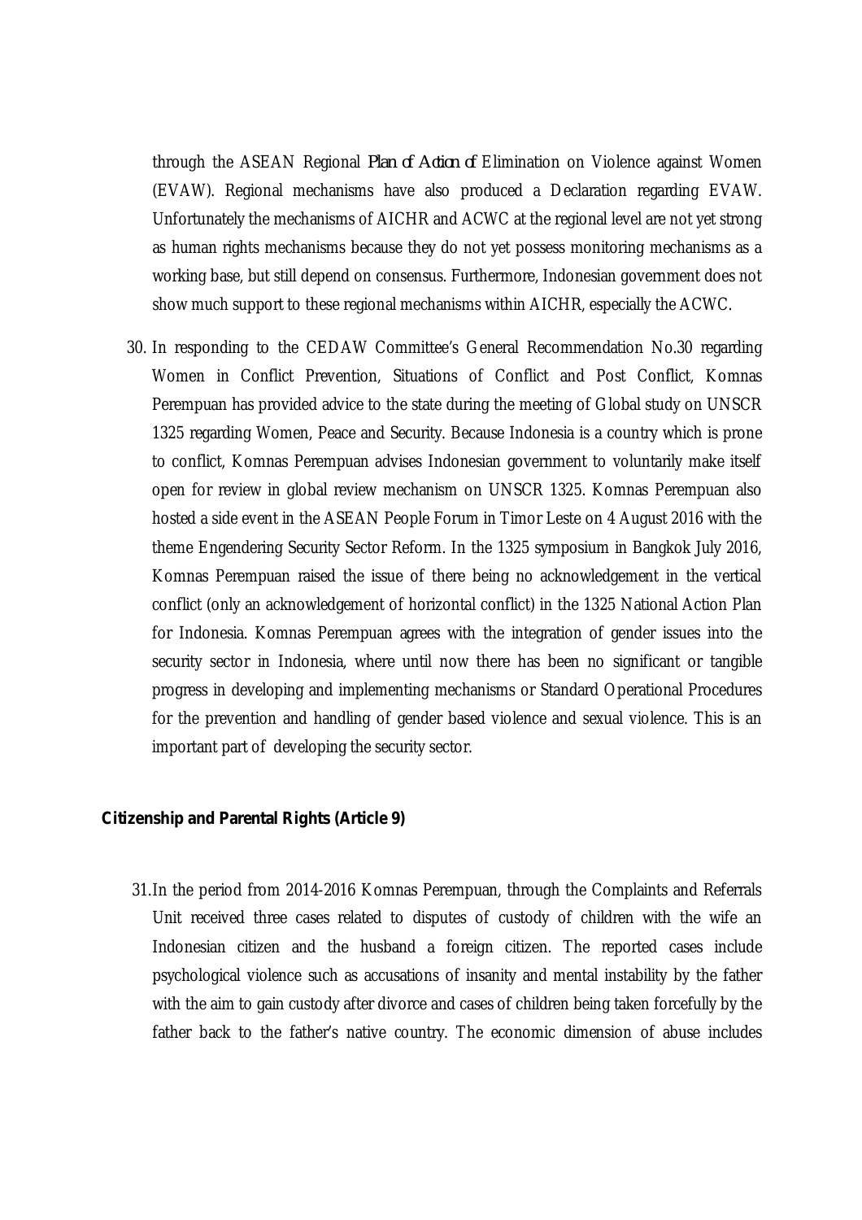through the ASEAN Regional *Plan of Action of* Elimination on Violence against Women (EVAW). Regional mechanisms have also produced a Declaration regarding EVAW. Unfortunately the mechanisms of AICHR and ACWC at the regional level are not yet strong as human rights mechanisms because they do not yet possess monitoring mechanisms as a working base, but still depend on consensus. Furthermore, Indonesian government does not show much support to these regional mechanisms within AICHR, especially the ACWC.

30. In responding to the CEDAW Committee's General Recommendation No.30 regarding Women in Conflict Prevention, Situations of Conflict and Post Conflict, Komnas Perempuan has provided advice to the state during the meeting of Global study on UNSCR 1325 regarding Women, Peace and Security. Because Indonesia is a country which is prone to conflict, Komnas Perempuan advises Indonesian government to voluntarily make itself open for review in global review mechanism on UNSCR 1325. Komnas Perempuan also hosted a side event in the ASEAN People Forum in Timor Leste on 4 August 2016 with the theme Engendering Security Sector Reform. In the 1325 symposium in Bangkok July 2016, Komnas Perempuan raised the issue of there being no acknowledgement in the vertical conflict (only an acknowledgement of horizontal conflict) in the 1325 National Action Plan for Indonesia. Komnas Perempuan agrees with the integration of gender issues into the security sector in Indonesia, where until now there has been no significant or tangible progress in developing and implementing mechanisms or Standard Operational Procedures for the prevention and handling of gender based violence and sexual violence. This is an important part of developing the security sector.

**Citizenship and Parental Rights (Article 9)**

31. In the period from 2014-2016 Komnas Perempuan, through the Complaints and Referrals Unit received three cases related to disputes of custody of children with the wife an Indonesian citizen and the husband a foreign citizen. The reported cases include psychological violence such as accusations of insanity and mental instability by the father with the aim to gain custody after divorce and cases of children being taken forcefully by the father back to the father's native country. The economic dimension of abuse includes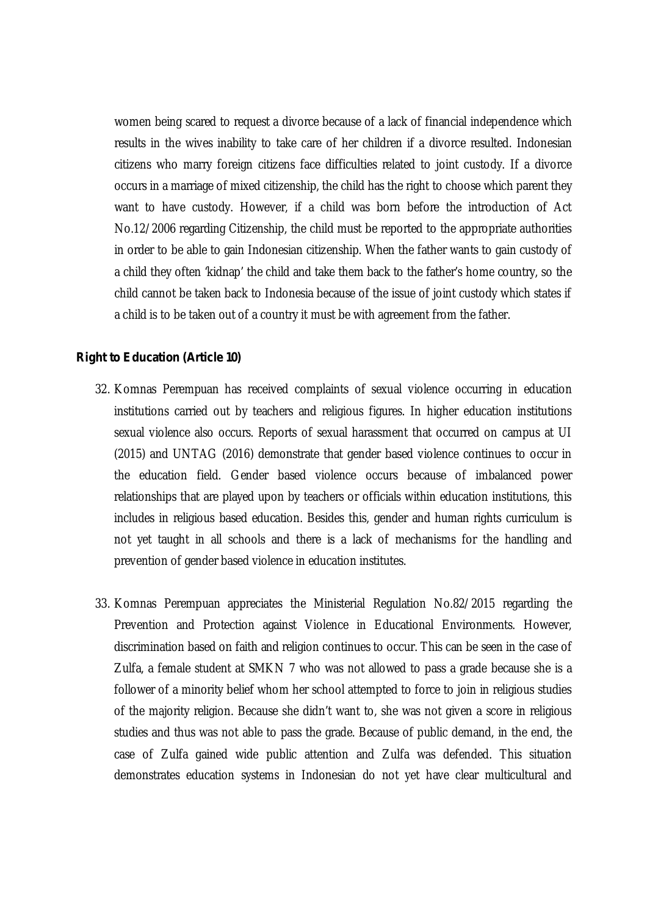women being scared to request a divorce because of a lack of financial independence which results in the wives inability to take care of her children if a divorce resulted. Indonesian citizens who marry foreign citizens face difficulties related to joint custody. If a divorce occurs in a marriage of mixed citizenship, the child has the right to choose which parent they want to have custody. However, if a child was born before the introduction of Act No.12/2006 regarding Citizenship, the child must be reported to the appropriate authorities in order to be able to gain Indonesian citizenship. When the father wants to gain custody of a child they often 'kidnap' the child and take them back to the father's home country, so the child cannot be taken back to Indonesia because of the issue of joint custody which states if a child is to be taken out of a country it must be with agreement from the father.

**Right to Education (Article 10)**

32. Komnas Perempuan has received complaints of sexual violence occurring in education institutions carried out by teachers and religious figures. In higher education institutions sexual violence also occurs. Reports of sexual harassment that occurred on campus at UI (2015) and UNTAG (2016) demonstrate that gender based violence continues to occur in the education field. Gender based violence occurs because of imbalanced power relationships that are played upon by teachers or officials within education institutions, this includes in religious based education. Besides this, gender and human rights curriculum is not yet taught in all schools and there is a lack of mechanisms for the handling and prevention of gender based violence in education institutes.

33. Komnas Perempuan appreciates the Ministerial Regulation No.82/2015 regarding the Prevention and Protection against Violence in Educational Environments. However, discrimination based on faith and religion continues to occur. This can be seen in the case of Zulfa, a female student at SMKN 7 who was not allowed to pass a grade because she is a follower of a minority belief whom her school attempted to force to join in religious studies of the majority religion. Because she didn't want to, she was not given a score in religious studies and thus was not able to pass the grade. Because of public demand, in the end, the case of Zulfa gained wide public attention and Zulfa was defended. This situation demonstrates education systems in Indonesian do not yet have clear multicultural and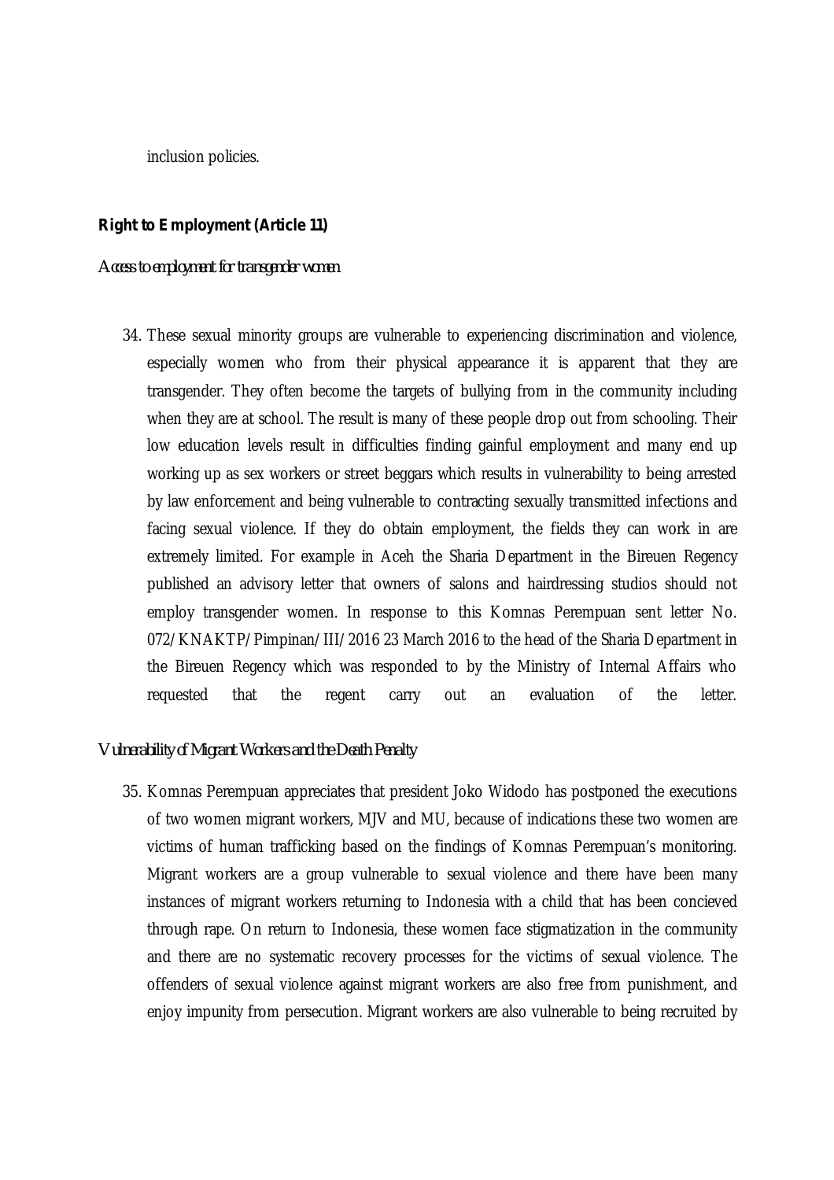inclusion policies.

**Right to Employment (Article 11)**

*Access to employment for transgender women*

34. These sexual minority groups are vulnerable to experiencing discrimination and violence, especially women who from their physical appearance it is apparent that they are transgender. They often become the targets of bullying from in the community including when they are at school. The result is many of these people drop out from schooling. Their low education levels result in difficulties finding gainful employment and many end up working up as sex workers or street beggars which results in vulnerability to being arrested by law enforcement and being vulnerable to contracting sexually transmitted infections and facing sexual violence. If they do obtain employment, the fields they can work in are extremely limited. For example in Aceh the Sharia Department in the Bireuen Regency published an advisory letter that owners of salons and hairdressing studios should not employ transgender women. In response to this Komnas Perempuan sent letter No. 072/KNAKTP/Pimpinan/III/2016 23 March 2016 to the head of the Sharia Department in the Bireuen Regency which was responded to by the Ministry of Internal Affairs who requested that the regent carry out an evaluation of the letter.

*Vulnerability of Migrant Workers and the Death Penalty*

35. Komnas Perempuan appreciates that president Joko Widodo has postponed the executions of two women migrant workers, MJV and MU, because of indications these two women are victims of human trafficking based on the findings of Komnas Perempuan's monitoring. Migrant workers are a group vulnerable to sexual violence and there have been many instances of migrant workers returning to Indonesia with a child that has been concieved through rape. On return to Indonesia, these women face stigmatization in the community and there are no systematic recovery processes for the victims of sexual violence. The offenders of sexual violence against migrant workers are also free from punishment, and enjoy impunity from persecution. Migrant workers are also vulnerable to being recruited by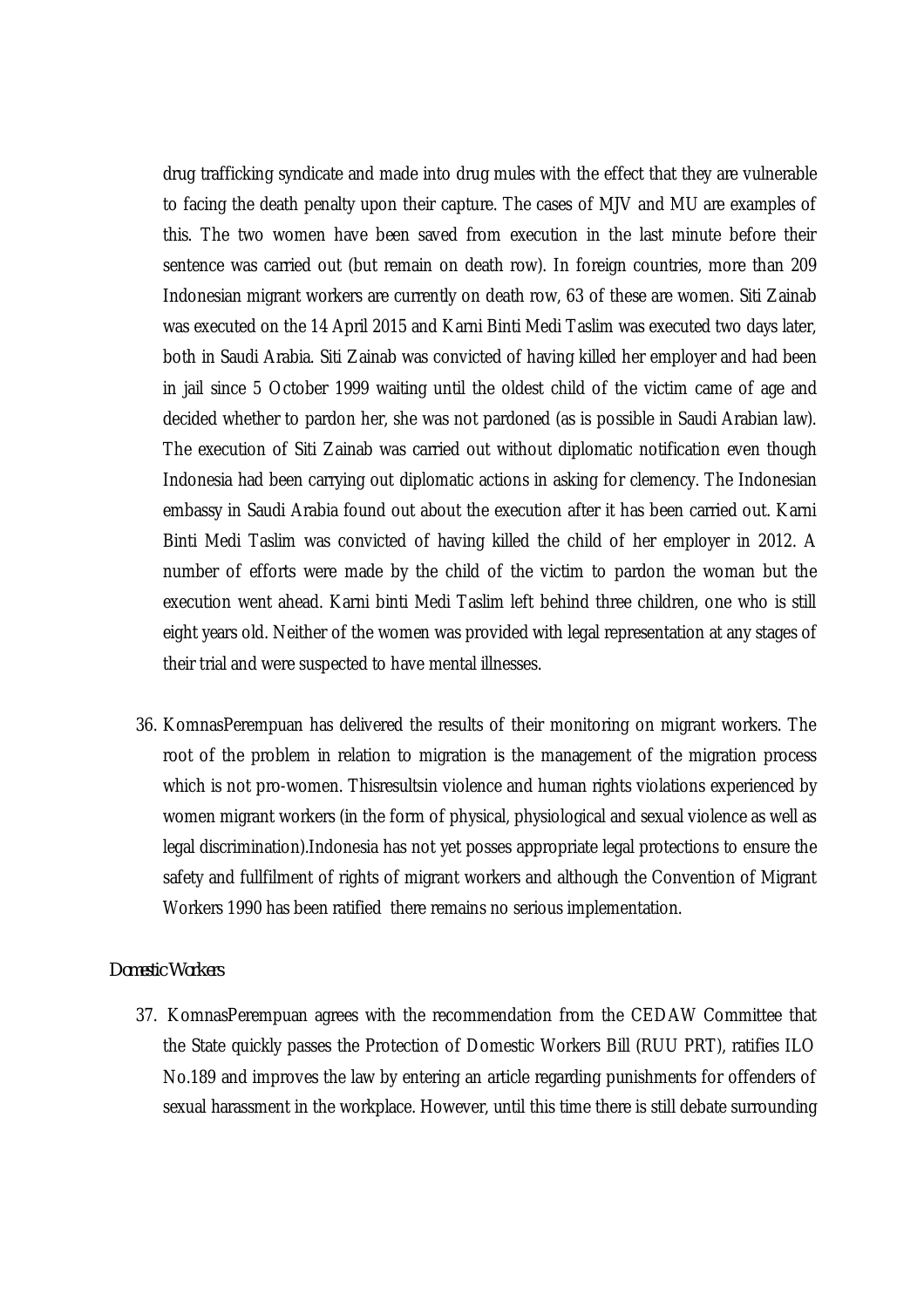drug trafficking syndicate and made into drug mules with the effect that they are vulnerable to facing the death penalty upon their capture. The cases of MJV and MU are examples of this. The two women have been saved from execution in the last minute before their sentence was carried out (but remain on death row). In foreign countries, more than 209 Indonesian migrant workers are currently on death row, 63 of these are women. Siti Zainab was executed on the 14 April 2015 and Karni Binti Medi Taslim was executed two days later, both in Saudi Arabia. Siti Zainab was convicted of having killed her employer and had been in jail since 5 October 1999 waiting until the oldest child of the victim came of age and decided whether to pardon her, she was not pardoned (as is possible in Saudi Arabian law). The execution of Siti Zainab was carried out without diplomatic notification even though Indonesia had been carrying out diplomatic actions in asking for clemency. The Indonesian embassy in Saudi Arabia found out about the execution after it has been carried out. Karni Binti Medi Taslim was convicted of having killed the child of her employer in 2012. A number of efforts were made by the child of the victim to pardon the woman but the execution went ahead. Karni binti Medi Taslim left behind three children, one who is still eight years old. Neither of the women was provided with legal representation at any stages of their trial and were suspected to have mental illnesses.

36. KomnasPerempuan has delivered the results of their monitoring on migrant workers. The root of the problem in relation to migration is the management of the migration process which is not pro-women. Thisresultsin violence and human rights violations experienced by women migrant workers (in the form of physical, physiological and sexual violence as well as legal discrimination).Indonesia has not yet posses appropriate legal protections to ensure the safety and fullfilment of rights of migrant workers and although the Convention of Migrant Workers 1990 has been ratified there remains no serious implementation.

*Domestic Workers*

37. KomnasPerempuan agrees with the recommendation from the CEDAW Committee that the State quickly passes the Protection of Domestic Workers Bill (RUU PRT), ratifies ILO No.189 and improves the law by entering an article regarding punishments for offenders of sexual harassment in the workplace. However, until this time there is still debate surrounding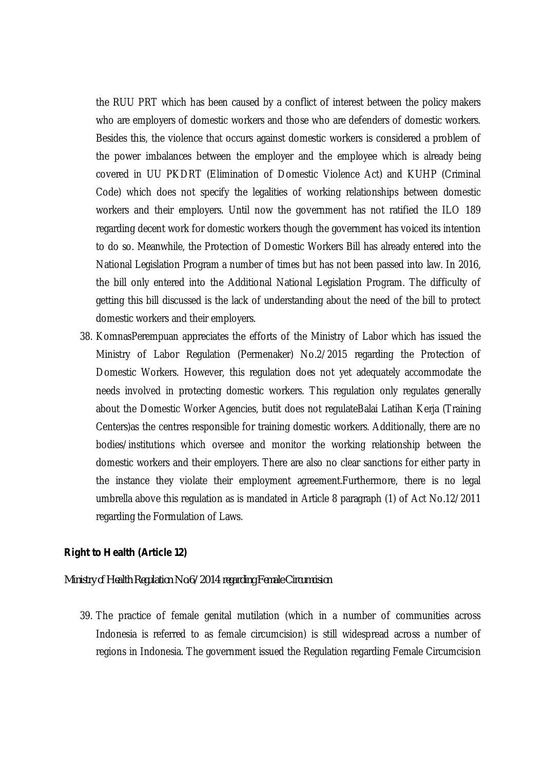the RUU PRT which has been caused by a conflict of interest between the policy makers who are employers of domestic workers and those who are defenders of domestic workers. Besides this, the violence that occurs against domestic workers is considered a problem of the power imbalances between the employer and the employee which is already being covered in UU PKDRT (Elimination of Domestic Violence Act) and KUHP (Criminal Code) which does not specify the legalities of working relationships between domestic workers and their employers. Until now the government has not ratified the ILO 189 regarding decent work for domestic workers though the government has voiced its intention to do so. Meanwhile, the Protection of Domestic Workers Bill has already entered into the National Legislation Program a number of times but has not been passed into law. In 2016, the bill only entered into the Additional National Legislation Program. The difficulty of getting this bill discussed is the lack of understanding about the need of the bill to protect domestic workers and their employers.

38. KomnasPerempuan appreciates the efforts of the Ministry of Labor which has issued the Ministry of Labor Regulation (Permenaker) No.2/2015 regarding the Protection of Domestic Workers. However, this regulation does not yet adequately accommodate the needs involved in protecting domestic workers. This regulation only regulates generally about the Domestic Worker Agencies, butit does not regulateBalai Latihan Kerja (Training Centers)as the centres responsible for training domestic workers. Additionally, there are no bodies/institutions which oversee and monitor the working relationship between the domestic workers and their employers. There are also no clear sanctions for either party in the instance they violate their employment agreement.Furthermore, there is no legal umbrella above this regulation as is mandated in Article 8 paragraph (1) of Act No.12/2011 regarding the Formulation of Laws.

**Right to Health (Article 12)**

*Ministry of Health Regulation No.6/2014 regarding Female Circumcision*

39. The practice of female genital mutilation (which in a number of communities across Indonesia is referred to as female circumcision) is still widespread across a number of regions in Indonesia. The government issued the Regulation regarding Female Circumcision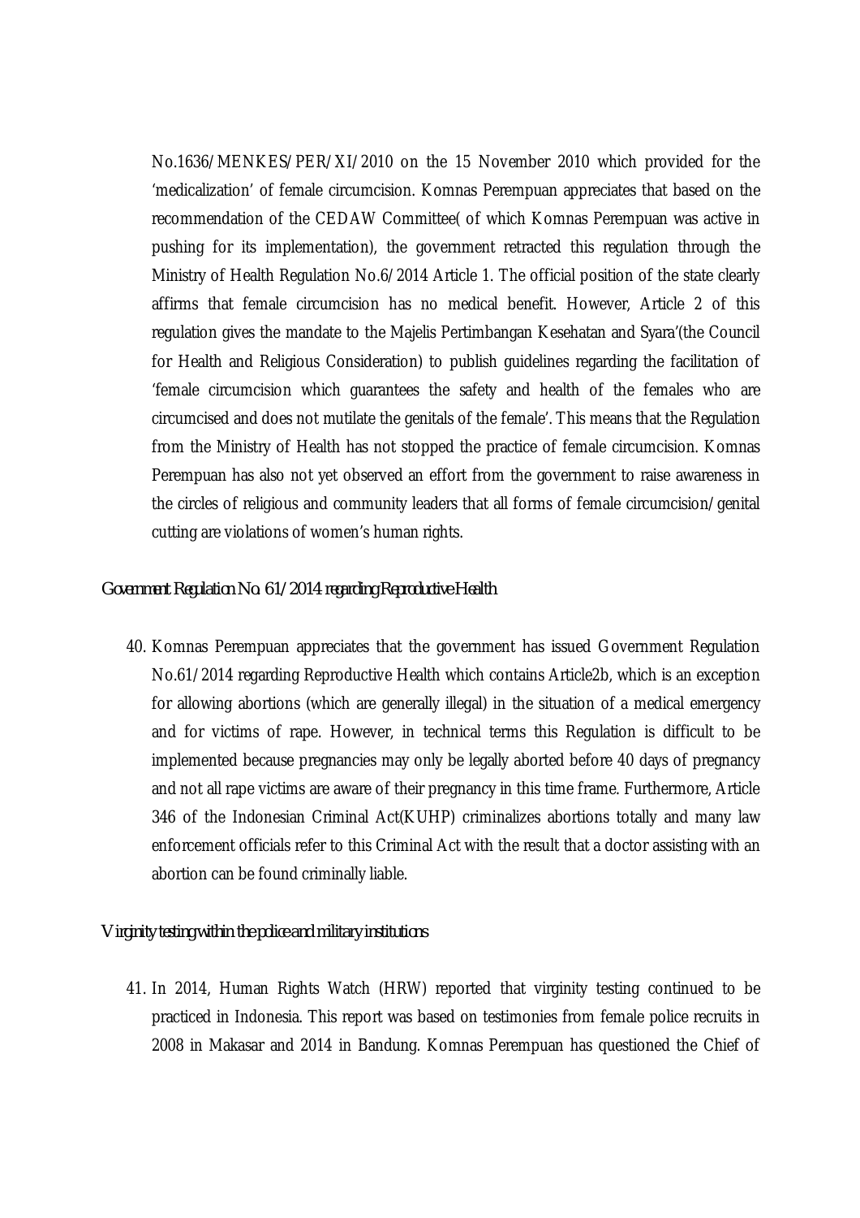No.1636/MENKES/PER/XI/2010 on the 15 November 2010 which provided for the 'medicalization' of female circumcision. Komnas Perempuan appreciates that based on the recommendation of the CEDAW Committee( of which Komnas Perempuan was active in pushing for its implementation), the government retracted this regulation through the Ministry of Health Regulation No.6/2014 Article 1. The official position of the state clearly affirms that female circumcision has no medical benefit. However, Article 2 of this regulation gives the mandate to the Majelis Pertimbangan Kesehatan and Syara'(the Council for Health and Religious Consideration) to publish guidelines regarding the facilitation of 'female circumcision which guarantees the safety and health of the females who are circumcised and does not mutilate the genitals of the female'. This means that the Regulation from the Ministry of Health has not stopped the practice of female circumcision. Komnas Perempuan has also not yet observed an effort from the government to raise awareness in the circles of religious and community leaders that all forms of female circumcision/genital cutting are violations of women's human rights.

*Government Regulation No. 61/2014 regarding Reproductive Health*

40. Komnas Perempuan appreciates that the government has issued Government Regulation No.61/2014 regarding Reproductive Health which contains Article2b, which is an exception for allowing abortions (which are generally illegal) in the situation of a medical emergency and for victims of rape. However, in technical terms this Regulation is difficult to be implemented because pregnancies may only be legally aborted before 40 days of pregnancy and not all rape victims are aware of their pregnancy in this time frame. Furthermore, Article 346 of the Indonesian Criminal Act(KUHP) criminalizes abortions totally and many law enforcement officials refer to this Criminal Act with the result that a doctor assisting with an abortion can be found criminally liable.

*Virginity testing within the police and military institutions*

41. In 2014, Human Rights Watch (HRW) reported that virginity testing continued to be practiced in Indonesia. This report was based on testimonies from female police recruits in 2008 in Makasar and 2014 in Bandung. Komnas Perempuan has questioned the Chief of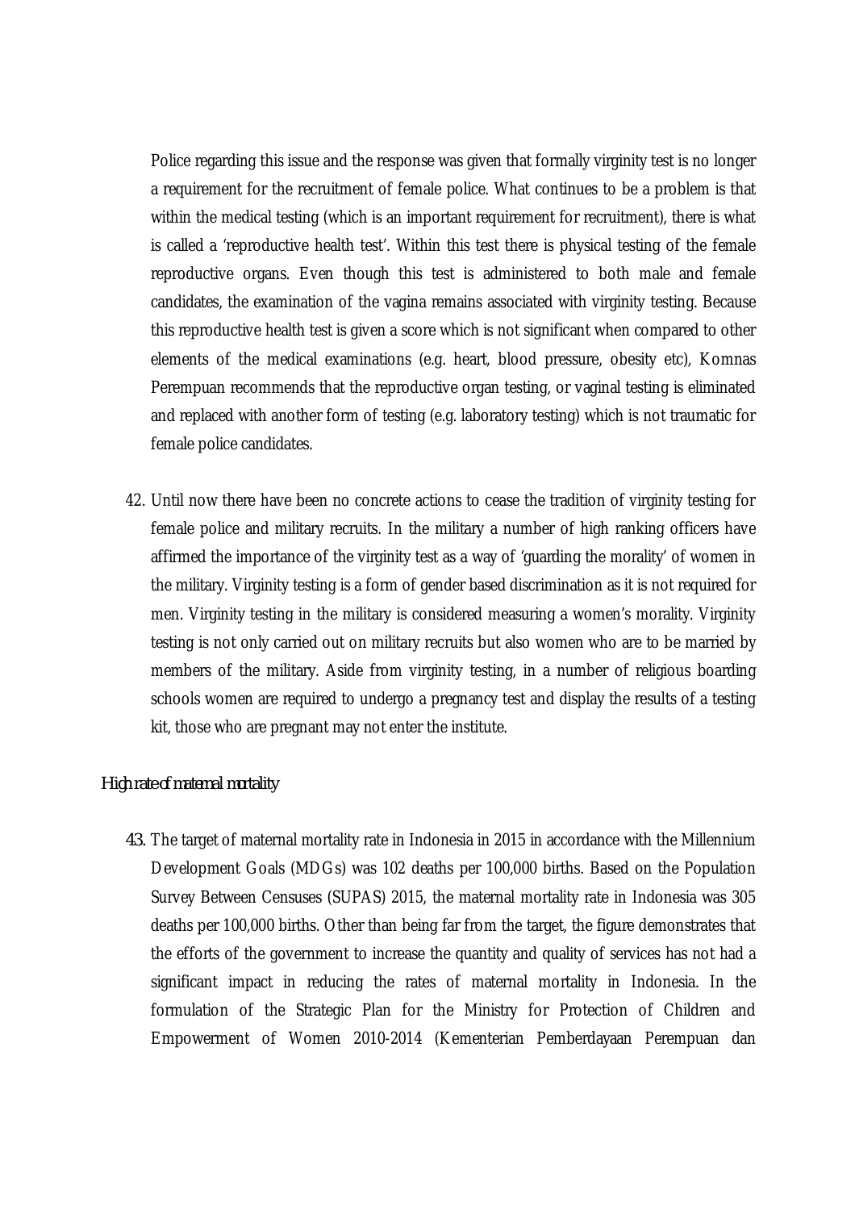Police regarding this issue and the response was given that formally virginity test is no longer a requirement for the recruitment of female police. What continues to be a problem is that within the medical testing (which is an important requirement for recruitment), there is what is called a 'reproductive health test'. Within this test there is physical testing of the female reproductive organs. Even though this test is administered to both male and female candidates, the examination of the vagina remains associated with virginity testing. Because this reproductive health test is given a score which is not significant when compared to other elements of the medical examinations (e.g. heart, blood pressure, obesity etc), Komnas Perempuan recommends that the reproductive organ testing, or vaginal testing is eliminated and replaced with another form of testing (e.g. laboratory testing) which is not traumatic for female police candidates.

42. Until now there have been no concrete actions to cease the tradition of virginity testing for female police and military recruits. In the military a number of high ranking officers have affirmed the importance of the virginity test as a way of 'guarding the morality' of women in the military. Virginity testing is a form of gender based discrimination as it is not required for men. Virginity testing in the military is considered measuring a women's morality. Virginity testing is not only carried out on military recruits but also women who are to be married by members of the military. Aside from virginity testing, in a number of religious boarding schools women are required to undergo a pregnancy test and display the results of a testing kit, those who are pregnant may not enter the institute.

### High rate of maternal mortality

43. The target of maternal mortality rate in Indonesia in 2015 in accordance with the Millennium Development Goals (MDGs) was 102 deaths per 100,000 births. Based on the Population Survey Between Censuses (SUPAS) 2015, the maternal mortality rate in Indonesia was 305 deaths per 100,000 births. Other than being far from the target, the figure demonstrates that the efforts of the government to increase the quantity and quality of services has not had a significant impact in reducing the rates of maternal mortality in Indonesia. In the formulation of the Strategic Plan for the Ministry for Protection of Children and Empowerment of Women 2010-2014 (Kementerian Pemberdayaan Perempuan dan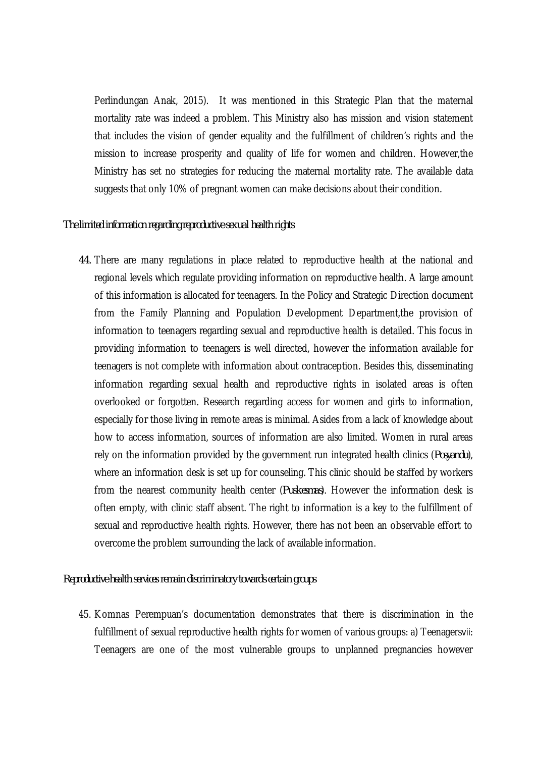Perlindungan Anak, 2015). It was mentioned in this Strategic Plan that the maternal mortality rate was indeed a problem. This Ministry also has mission and vision statement that includes the vision of gender equality and the fulfillment of children's rights and the mission to increase prosperity and quality of life for women and children. However,the Ministry has set no strategies for reducing the maternal mortality rate. The available data suggests that only 10% of pregnant women can make decisions about their condition.

*The limited information regarding reproductive sexual health rights*

44. There are many regulations in place related to reproductive health at the national and regional levels which regulate providing information on reproductive health. A large amount of this information is allocated for teenagers. In the Policy and Strategic Direction document from the Family Planning and Population Development Department,the provision of information to teenagers regarding sexual and reproductive health is detailed. This focus in providing information to teenagers is well directed, however the information available for teenagers is not complete with information about contraception. Besides this, disseminating information regarding sexual health and reproductive rights in isolated areas is often overlooked or forgotten. Research regarding access for women and girls to information, especially for those living in remote areas is minimal. Asides from a lack of knowledge about how to access information, sources of information are also limited. Women in rural areas rely on the information provided by the government run integrated health clinics (*Posyandu*), where an information desk is set up for counseling. This clinic should be staffed by workers from the nearest community health center (*Puskesmas*). However the information desk is often empty, with clinic staff absent. The right to information is a key to the fulfillment of sexual and reproductive health rights. However, there has not been an observable effort to overcome the problem surrounding the lack of available information.

*Reproductive health services remain discriminatory towards certain groups*

45. Komnas Perempuan's documentation demonstrates that there is discrimination in the fulfillment of sexual reproductive health rights for women of various groups: a) Teenagers[vii]: Teenagers are one of the most vulnerable groups to unplanned pregnancies however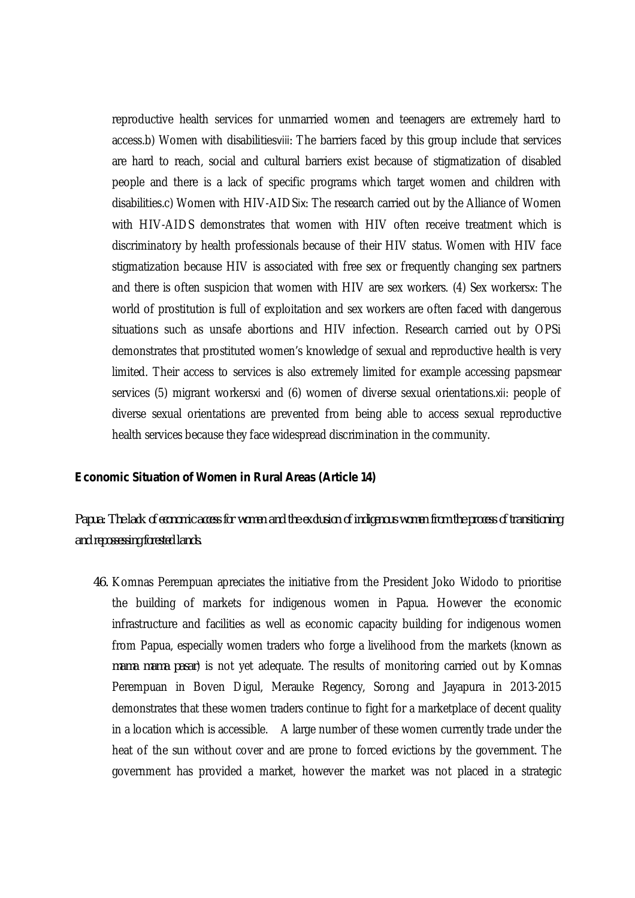reproductive health services for unmarried women and teenagers are extremely hard to access.b) Women with disabilities[viii]: The barriers faced by this group include that services are hard to reach, social and cultural barriers exist because of stigmatization of disabled people and there is a lack of specific programs which target women and children with disabilities.c) Women with HIV-AIDS[ix]: The research carried out by the Alliance of Women with HIV-AIDS demonstrates that women with HIV often receive treatment which is discriminatory by health professionals because of their HIV status. Women with HIV face stigmatization because HIV is associated with free sex or frequently changing sex partners and there is often suspicion that women with HIV are sex workers. (4) Sex workers[x]: The world of prostitution is full of exploitation and sex workers are often faced with dangerous situations such as unsafe abortions and HIV infection. Research carried out by OPSi demonstrates that prostituted women's knowledge of sexual and reproductive health is very limited. Their access to services is also extremely limited for example accessing papsmear services (5) migrant workers[xi] and (6) women of diverse sexual orientations.[xii]: people of diverse sexual orientations are prevented from being able to access sexual reproductive health services because they face widespread discrimination in the community.

**Economic Situation of Women in Rural Areas (Article 14)**

*Papua: The lack of economic access for women and the exclusion of indigenous women from the process of transitioning and repossessing forested lands.*

46. Komnas Perempuan apreciates the initiative from the President Joko Widodo to prioritise the building of markets for indigenous women in Papua. However the economic infrastructure and facilities as well as economic capacity building for indigenous women from Papua, especially women traders who forge a livelihood from the markets (known as *mama mama pasar*) is not yet adequate. The results of monitoring carried out by Komnas Perempuan in Boven Digul, Merauke Regency, Sorong and Jayapura in 2013-2015 demonstrates that these women traders continue to fight for a marketplace of decent quality in a location which is accessible. A large number of these women currently trade under the heat of the sun without cover and are prone to forced evictions by the government. The government has provided a market, however the market was not placed in a strategic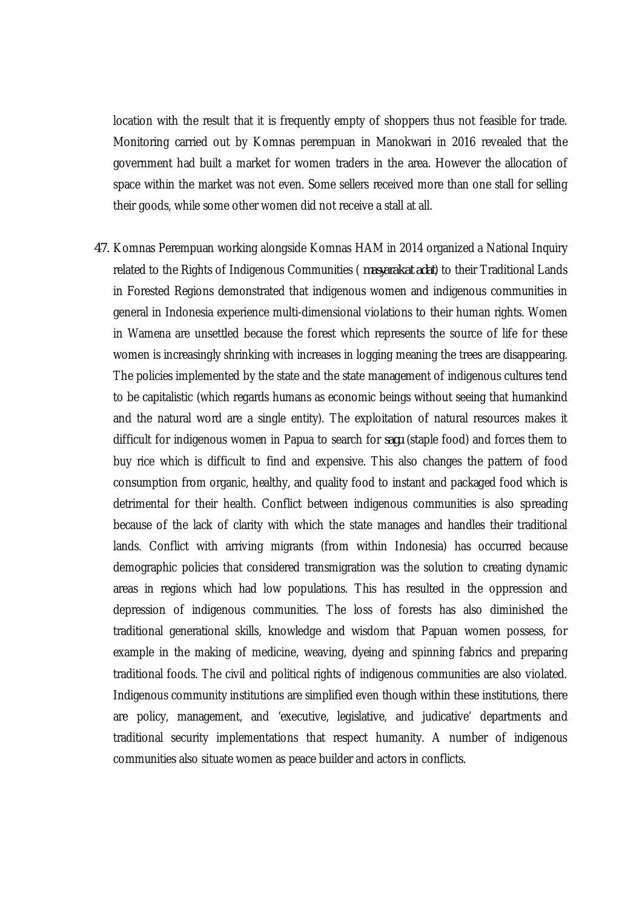location with the result that it is frequently empty of shoppers thus not feasible for trade. Monitoring carried out by Komnas perempuan in Manokwari in 2016 revealed that the government had built a market for women traders in the area. However the allocation of space within the market was not even. Some sellers received more than one stall for selling their goods, while some other women did not receive a stall at all.

47. Komnas Perempuan working alongside Komnas HAM in 2014 organized a National Inquiry related to the Rights of Indigenous Communities ( *masyarakat adat*) to their Traditional Lands in Forested Regions demonstrated that indigenous women and indigenous communities in general in Indonesia experience multi-dimensional violations to their human rights. Women in Wamena are unsettled because the forest which represents the source of life for these women is increasingly shrinking with increases in logging meaning the trees are disappearing. The policies implemented by the state and the state management of indigenous cultures tend to be capitalistic (which regards humans as economic beings without seeing that humankind and the natural word are a single entity). The exploitation of natural resources makes it difficult for indigenous women in Papua to search for *sagu* (staple food) and forces them to buy rice which is difficult to find and expensive. This also changes the pattern of food consumption from organic, healthy, and quality food to instant and packaged food which is detrimental for their health. Conflict between indigenous communities is also spreading because of the lack of clarity with which the state manages and handles their traditional lands. Conflict with arriving migrants (from within Indonesia) has occurred because demographic policies that considered transmigration was the solution to creating dynamic areas in regions which had low populations. This has resulted in the oppression and depression of indigenous communities. The loss of forests has also diminished the traditional generational skills, knowledge and wisdom that Papuan women possess, for example in the making of medicine, weaving, dyeing and spinning fabrics and preparing traditional foods. The civil and political rights of indigenous communities are also violated. Indigenous community institutions are simplified even though within these institutions, there are policy, management, and 'executive, legislative, and judicative' departments and traditional security implementations that respect humanity. A number of indigenous communities also situate women as peace builder and actors in conflicts.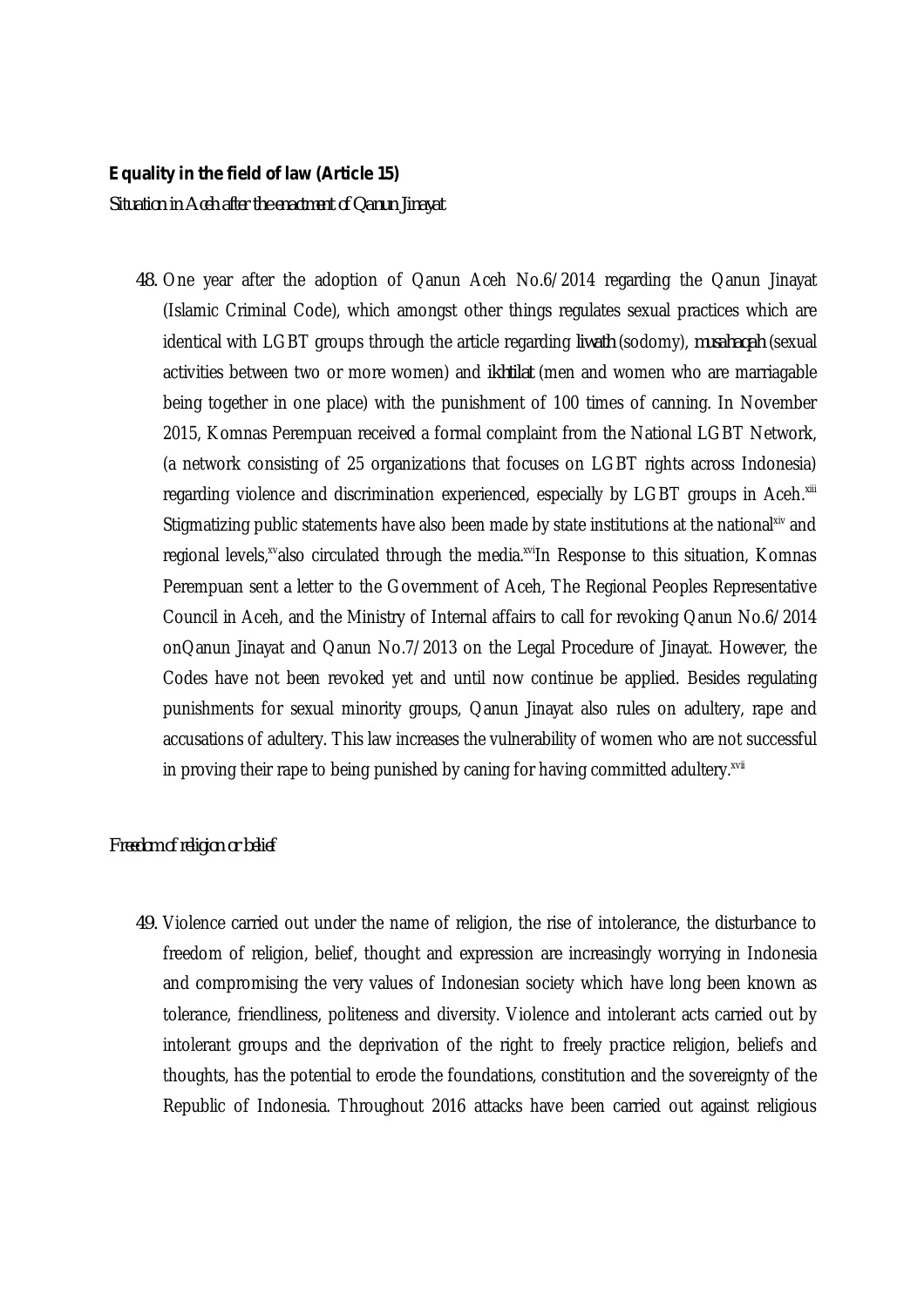**Equality in the field of law (Article 15)**

*Situation in Aceh after the enactment of Qanun Jinayat*

48. One year after the adoption of Qanun Aceh No.6/2014 regarding the Qanun Jinayat (Islamic Criminal Code), which amongst other things regulates sexual practices which are identical with LGBT groups through the article regarding *liwath* (sodomy), *musahaqah* (sexual activities between two or more women) and *ikhtilat* (men and women who are marriagable being together in one place) with the punishment of 100 times of canning. In November 2015, Komnas Perempuan received a formal complaint from the National LGBT Network, (a network consisting of 25 organizations that focuses on LGBT rights across Indonesia) regarding violence and discrimination experienced, especially by LGBT groups in Aceh.[xiii] Stigmatizing public statements have also been made by state institutions at the national[xiv] and regional levels,[xv]also circulated through the media.[xvi]In Response to this situation, Komnas Perempuan sent a letter to the Government of Aceh, The Regional Peoples Representative Council in Aceh, and the Ministry of Internal affairs to call for revoking Qanun No.6/2014 onQanun Jinayat and Qanun No.7/2013 on the Legal Procedure of Jinayat. However, the Codes have not been revoked yet and until now continue be applied. Besides regulating punishments for sexual minority groups, Qanun Jinayat also rules on adultery, rape and accusations of adultery. This law increases the vulnerability of women who are not successful in proving their rape to being punished by caning for having committed adultery.[xvii]

*Freedom of religion or belief*

49. Violence carried out under the name of religion, the rise of intolerance, the disturbance to freedom of religion, belief, thought and expression are increasingly worrying in Indonesia and compromising the very values of Indonesian society which have long been known as tolerance, friendliness, politeness and diversity. Violence and intolerant acts carried out by intolerant groups and the deprivation of the right to freely practice religion, beliefs and thoughts, has the potential to erode the foundations, constitution and the sovereignty of the Republic of Indonesia. Throughout 2016 attacks have been carried out against religious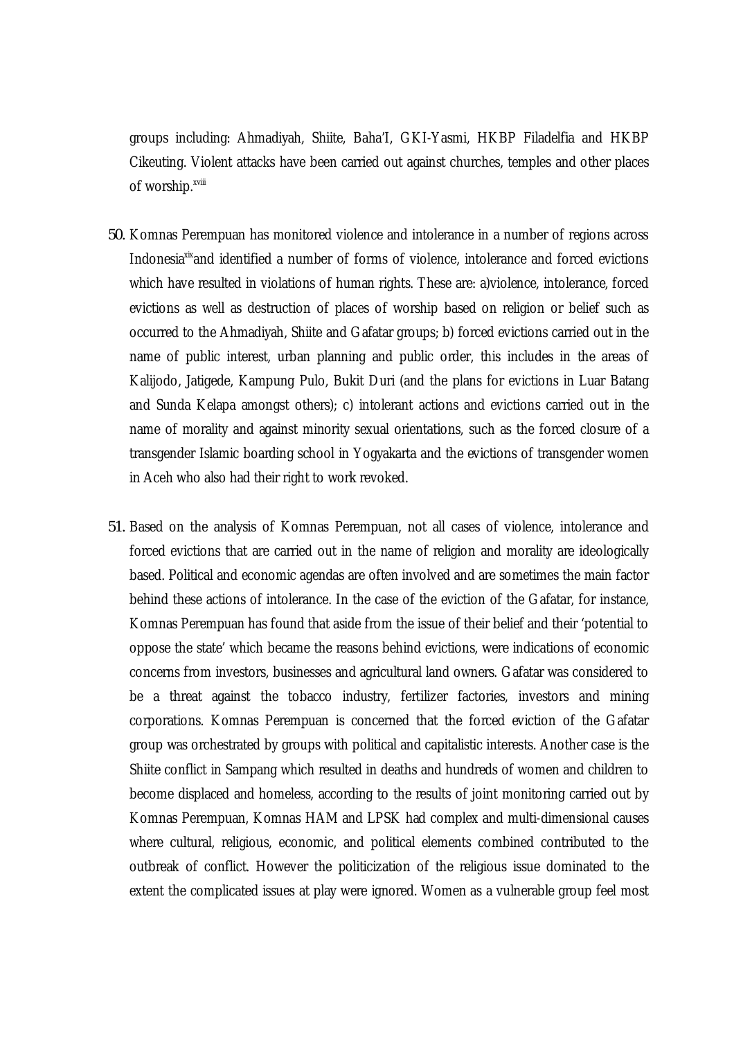groups including: Ahmadiyah, Shiite, Baha'I, GKI-Yasmi, HKBP Filadelfia and HKBP Cikeuting. Violent attacks have been carried out against churches, temples and other places of worship.[xviii]

50. Komnas Perempuan has monitored violence and intolerance in a number of regions across Indonesia[xix]and identified a number of forms of violence, intolerance and forced evictions which have resulted in violations of human rights. These are: a)violence, intolerance, forced evictions as well as destruction of places of worship based on religion or belief such as occurred to the Ahmadiyah, Shiite and Gafatar groups; b) forced evictions carried out in the name of public interest, urban planning and public order, this includes in the areas of Kalijodo, Jatigede, Kampung Pulo, Bukit Duri (and the plans for evictions in Luar Batang and Sunda Kelapa amongst others); c) intolerant actions and evictions carried out in the name of morality and against minority sexual orientations, such as the forced closure of a transgender Islamic boarding school in Yogyakarta and the evictions of transgender women in Aceh who also had their right to work revoked.

51. Based on the analysis of Komnas Perempuan, not all cases of violence, intolerance and forced evictions that are carried out in the name of religion and morality are ideologically based. Political and economic agendas are often involved and are sometimes the main factor behind these actions of intolerance. In the case of the eviction of the Gafatar, for instance, Komnas Perempuan has found that aside from the issue of their belief and their 'potential to oppose the state' which became the reasons behind evictions, were indications of economic concerns from investors, businesses and agricultural land owners. Gafatar was considered to be a threat against the tobacco industry, fertilizer factories, investors and mining corporations. Komnas Perempuan is concerned that the forced eviction of the Gafatar group was orchestrated by groups with political and capitalistic interests. Another case is the Shiite conflict in Sampang which resulted in deaths and hundreds of women and children to become displaced and homeless, according to the results of joint monitoring carried out by Komnas Perempuan, Komnas HAM and LPSK had complex and multi-dimensional causes where cultural, religious, economic, and political elements combined contributed to the outbreak of conflict. However the politicization of the religious issue dominated to the extent the complicated issues at play were ignored. Women as a vulnerable group feel most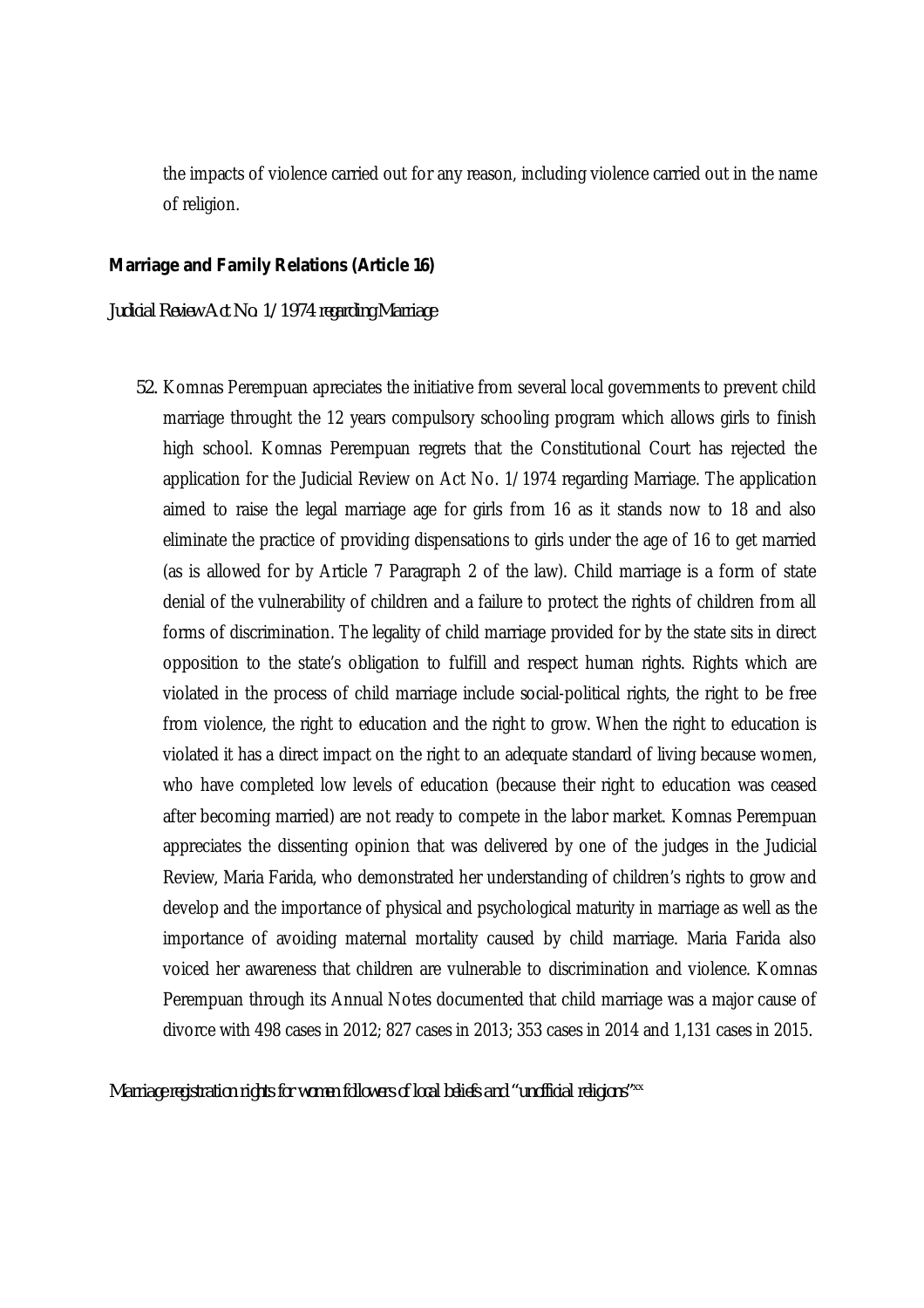the impacts of violence carried out for any reason, including violence carried out in the name of religion.

**Marriage and Family Relations (Article 16)**

*Judicial Review Act No. 1/1974 regarding Marriage*

52. Komnas Perempuan apreciates the initiative from several local governments to prevent child marriage throught the 12 years compulsory schooling program which allows girls to finish high school. Komnas Perempuan regrets that the Constitutional Court has rejected the application for the Judicial Review on Act No. 1/1974 regarding Marriage. The application aimed to raise the legal marriage age for girls from 16 as it stands now to 18 and also eliminate the practice of providing dispensations to girls under the age of 16 to get married (as is allowed for by Article 7 Paragraph 2 of the law). Child marriage is a form of state denial of the vulnerability of children and a failure to protect the rights of children from all forms of discrimination. The legality of child marriage provided for by the state sits in direct opposition to the state's obligation to fulfill and respect human rights. Rights which are violated in the process of child marriage include social-political rights, the right to be free from violence, the right to education and the right to grow. When the right to education is violated it has a direct impact on the right to an adequate standard of living because women, who have completed low levels of education (because their right to education was ceased after becoming married) are not ready to compete in the labor market. Komnas Perempuan appreciates the dissenting opinion that was delivered by one of the judges in the Judicial Review, Maria Farida, who demonstrated her understanding of children's rights to grow and develop and the importance of physical and psychological maturity in marriage as well as the importance of avoiding maternal mortality caused by child marriage. Maria Farida also voiced her awareness that children are vulnerable to discrimination and violence. Komnas Perempuan through its Annual Notes documented that child marriage was a major cause of divorce with 498 cases in 2012; 827 cases in 2013; 353 cases in 2014 and 1,131 cases in 2015.

*Marriage registration rights for women followers of local beliefs and "unofficial religions"*[xx]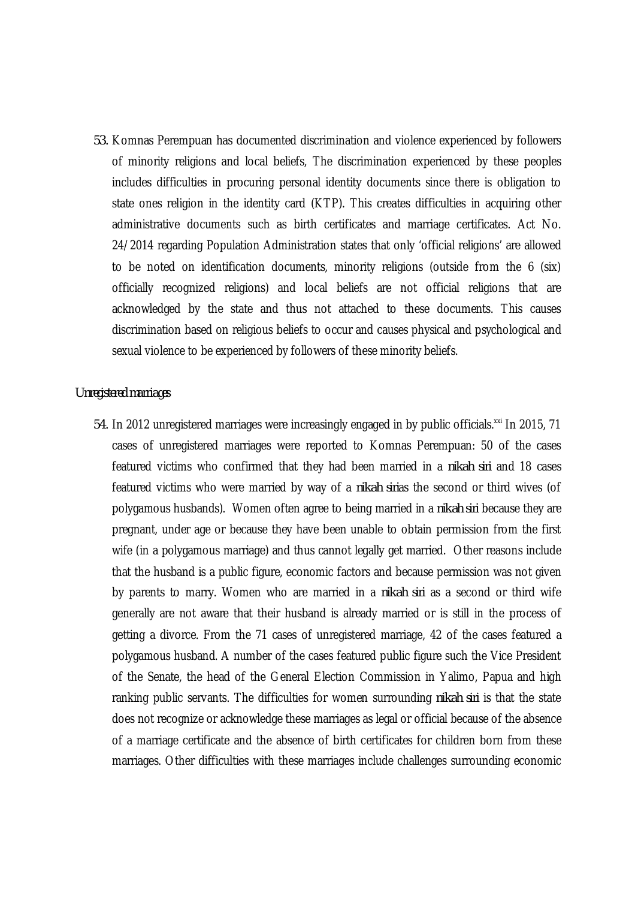53. Komnas Perempuan has documented discrimination and violence experienced by followers of minority religions and local beliefs, The discrimination experienced by these peoples includes difficulties in procuring personal identity documents since there is obligation to state ones religion in the identity card (KTP). This creates difficulties in acquiring other administrative documents such as birth certificates and marriage certificates. Act No. 24/2014 regarding Population Administration states that only 'official religions' are allowed to be noted on identification documents, minority religions (outside from the 6 (six) officially recognized religions) and local beliefs are not official religions that are acknowledged by the state and thus not attached to these documents. This causes discrimination based on religious beliefs to occur and causes physical and psychological and sexual violence to be experienced by followers of these minority beliefs.

*Unregistered marriages*

54. In 2012 unregistered marriages were increasingly engaged in by public officials.[xxi] In 2015, 71 cases of unregistered marriages were reported to Komnas Perempuan: 50 of the cases featured victims who confirmed that they had been married in a *nikah siri* and 18 cases featured victims who were married by way of a *nikah siri*as the second or third wives (of polygamous husbands). Women often agree to being married in a *nikah siri* because they are pregnant, under age or because they have been unable to obtain permission from the first wife (in a polygamous marriage) and thus cannot legally get married. Other reasons include that the husband is a public figure, economic factors and because permission was not given by parents to marry. Women who are married in a *nikah siri* as a second or third wife generally are not aware that their husband is already married or is still in the process of getting a divorce. From the 71 cases of unregistered marriage, 42 of the cases featured a polygamous husband. A number of the cases featured public figure such the Vice President of the Senate, the head of the General Election Commission in Yalimo, Papua and high ranking public servants. The difficulties for women surrounding *nikah siri* is that the state does not recognize or acknowledge these marriages as legal or official because of the absence of a marriage certificate and the absence of birth certificates for children born from these marriages. Other difficulties with these marriages include challenges surrounding economic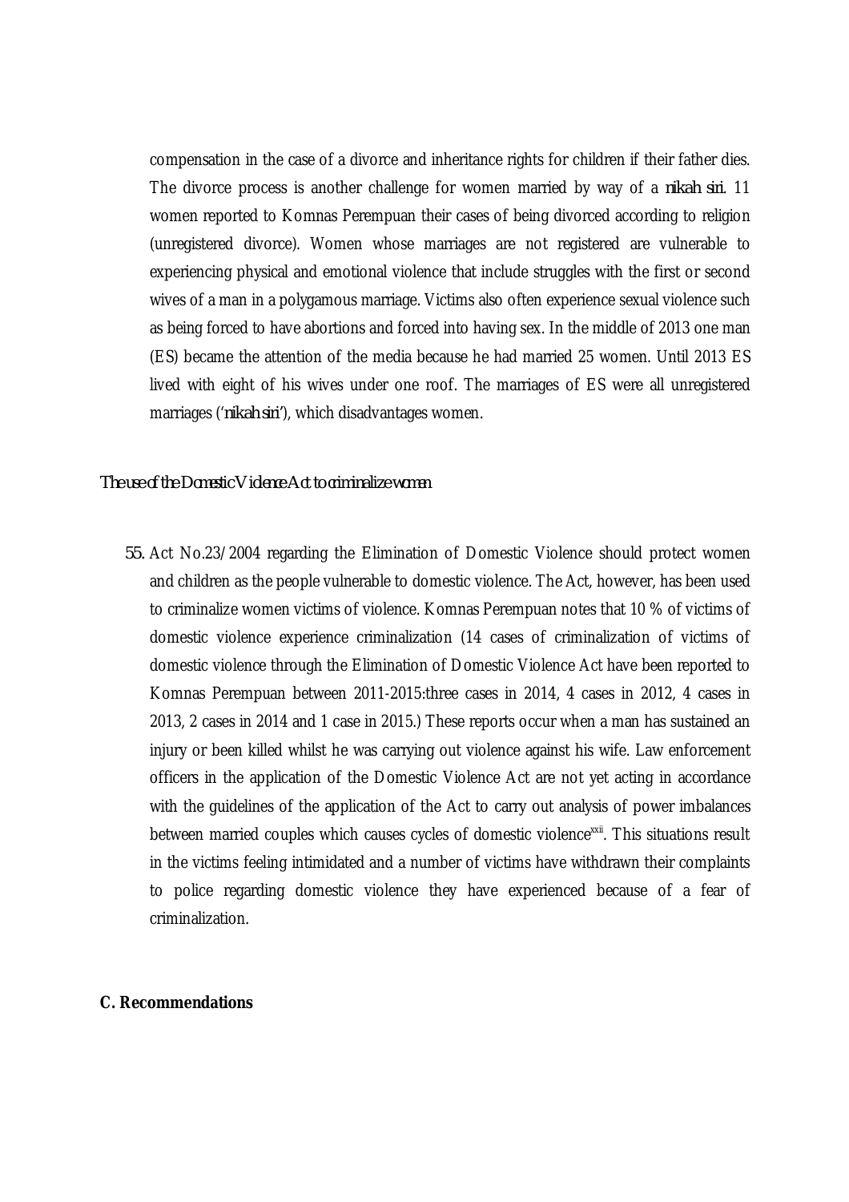compensation in the case of a divorce and inheritance rights for children if their father dies. The divorce process is another challenge for women married by way of a *nikah siri*. 11 women reported to Komnas Perempuan their cases of being divorced according to religion (unregistered divorce). Women whose marriages are not registered are vulnerable to experiencing physical and emotional violence that include struggles with the first or second wives of a man in a polygamous marriage. Victims also often experience sexual violence such as being forced to have abortions and forced into having sex. In the middle of 2013 one man (ES) became the attention of the media because he had married 25 women. Until 2013 ES lived with eight of his wives under one roof. The marriages of ES were all unregistered marriages ('*nikah siri*'), which disadvantages women.

*The use of the Domestic Violence Act to criminalize women*

55. Act No.23/2004 regarding the Elimination of Domestic Violence should protect women and children as the people vulnerable to domestic violence. The Act, however, has been used to criminalize women victims of violence. Komnas Perempuan notes that 10 % of victims of domestic violence experience criminalization (14 cases of criminalization of victims of domestic violence through the Elimination of Domestic Violence Act have been reported to Komnas Perempuan between 2011-2015:three cases in 2014, 4 cases in 2012, 4 cases in 2013, 2 cases in 2014 and 1 case in 2015.) These reports occur when a man has sustained an injury or been killed whilst he was carrying out violence against his wife. Law enforcement officers in the application of the Domestic Violence Act are not yet acting in accordance with the guidelines of the application of the Act to carry out analysis of power imbalances between married couples which causes cycles of domestic violence[xxii]. This situations result in the victims feeling intimidated and a number of victims have withdrawn their complaints to police regarding domestic violence they have experienced because of a fear of criminalization.

**C. Recommendations**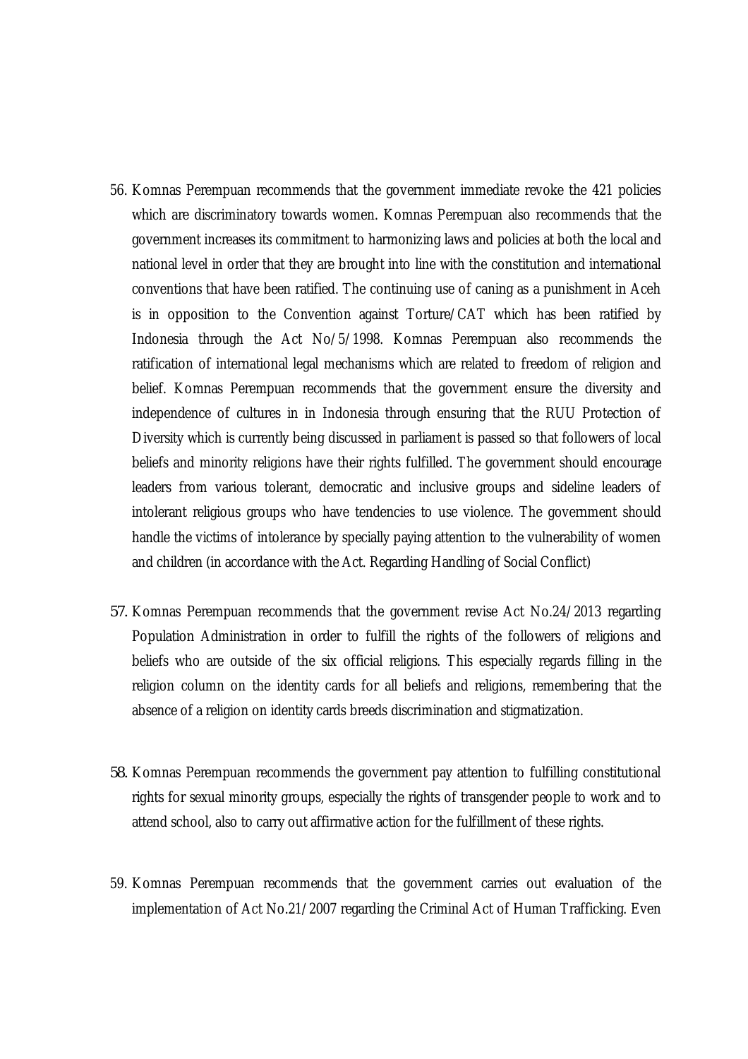56. Komnas Perempuan recommends that the government immediate revoke the 421 policies which are discriminatory towards women. Komnas Perempuan also recommends that the government increases its commitment to harmonizing laws and policies at both the local and national level in order that they are brought into line with the constitution and international conventions that have been ratified. The continuing use of caning as a punishment in Aceh is in opposition to the Convention against Torture/CAT which has been ratified by Indonesia through the Act No/5/1998. Komnas Perempuan also recommends the ratification of international legal mechanisms which are related to freedom of religion and belief. Komnas Perempuan recommends that the government ensure the diversity and independence of cultures in in Indonesia through ensuring that the RUU Protection of Diversity which is currently being discussed in parliament is passed so that followers of local beliefs and minority religions have their rights fulfilled. The government should encourage leaders from various tolerant, democratic and inclusive groups and sideline leaders of intolerant religious groups who have tendencies to use violence. The government should handle the victims of intolerance by specially paying attention to the vulnerability of women and children (in accordance with the Act. Regarding Handling of Social Conflict)

57. Komnas Perempuan recommends that the government revise Act No.24/2013 regarding Population Administration in order to fulfill the rights of the followers of religions and beliefs who are outside of the six official religions. This especially regards filling in the religion column on the identity cards for all beliefs and religions, remembering that the absence of a religion on identity cards breeds discrimination and stigmatization.

58. Komnas Perempuan recommends the government pay attention to fulfilling constitutional rights for sexual minority groups, especially the rights of transgender people to work and to attend school, also to carry out affirmative action for the fulfillment of these rights.

59. Komnas Perempuan recommends that the government carries out evaluation of the implementation of Act No.21/2007 regarding the Criminal Act of Human Trafficking. Even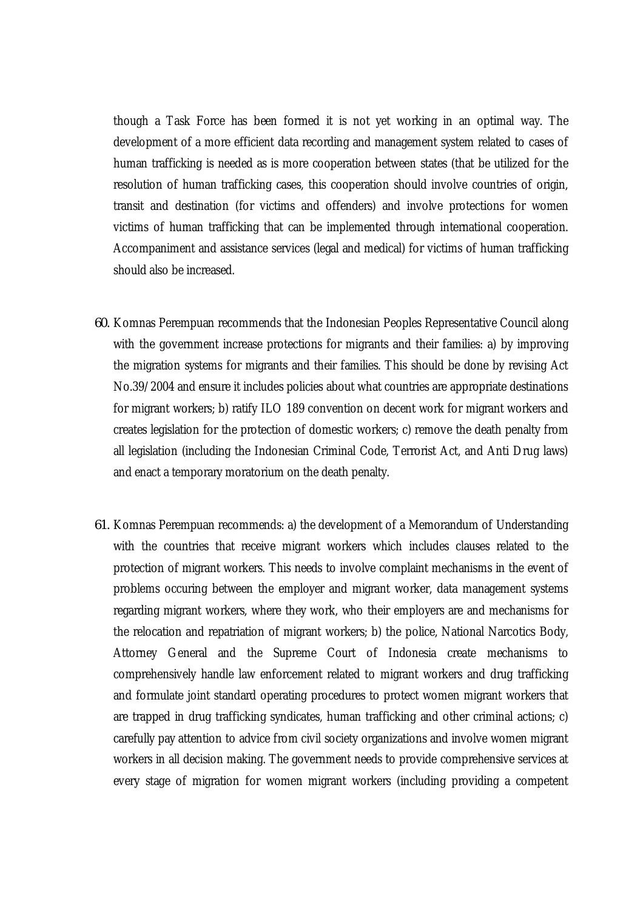though a Task Force has been formed it is not yet working in an optimal way. The development of a more efficient data recording and management system related to cases of human trafficking is needed as is more cooperation between states (that be utilized for the resolution of human trafficking cases, this cooperation should involve countries of origin, transit and destination (for victims and offenders) and involve protections for women victims of human trafficking that can be implemented through international cooperation. Accompaniment and assistance services (legal and medical) for victims of human trafficking should also be increased.

60. Komnas Perempuan recommends that the Indonesian Peoples Representative Council along with the government increase protections for migrants and their families: a) by improving the migration systems for migrants and their families. This should be done by revising Act No.39/2004 and ensure it includes policies about what countries are appropriate destinations for migrant workers; b) ratify ILO 189 convention on decent work for migrant workers and creates legislation for the protection of domestic workers; c) remove the death penalty from all legislation (including the Indonesian Criminal Code, Terrorist Act, and Anti Drug laws) and enact a temporary moratorium on the death penalty.

61. Komnas Perempuan recommends: a) the development of a Memorandum of Understanding with the countries that receive migrant workers which includes clauses related to the protection of migrant workers. This needs to involve complaint mechanisms in the event of problems occuring between the employer and migrant worker, data management systems regarding migrant workers, where they work, who their employers are and mechanisms for the relocation and repatriation of migrant workers; b) the police, National Narcotics Body, Attorney General and the Supreme Court of Indonesia create mechanisms to comprehensively handle law enforcement related to migrant workers and drug trafficking and formulate joint standard operating procedures to protect women migrant workers that are trapped in drug trafficking syndicates, human trafficking and other criminal actions; c) carefully pay attention to advice from civil society organizations and involve women migrant workers in all decision making. The government needs to provide comprehensive services at every stage of migration for women migrant workers (including providing a competent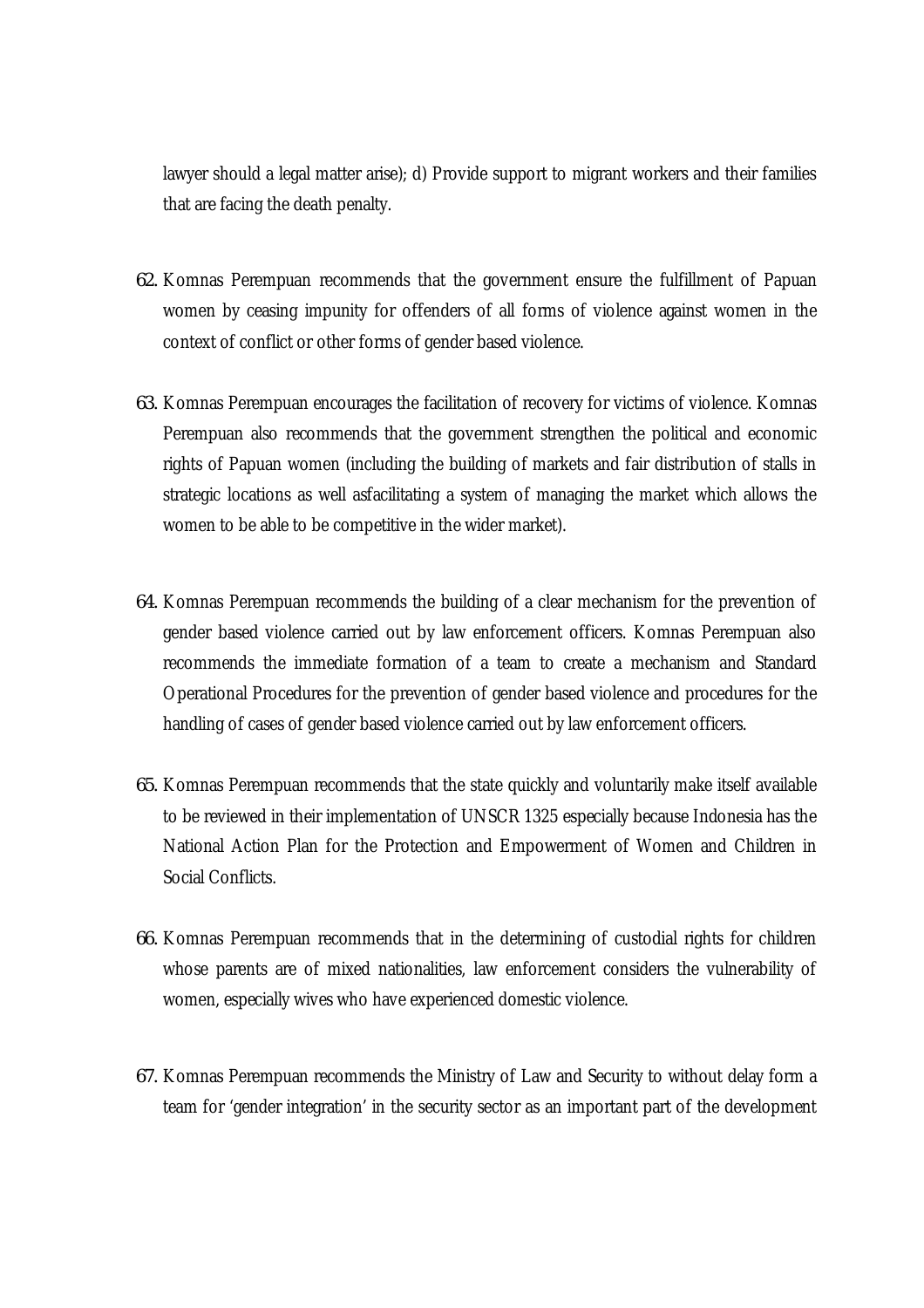lawyer should a legal matter arise); d) Provide support to migrant workers and their families that are facing the death penalty.

62. Komnas Perempuan recommends that the government ensure the fulfillment of Papuan women by ceasing impunity for offenders of all forms of violence against women in the context of conflict or other forms of gender based violence.

63. Komnas Perempuan encourages the facilitation of recovery for victims of violence. Komnas Perempuan also recommends that the government strengthen the political and economic rights of Papuan women (including the building of markets and fair distribution of stalls in strategic locations as well asfacilitating a system of managing the market which allows the women to be able to be competitive in the wider market).

64. Komnas Perempuan recommends the building of a clear mechanism for the prevention of gender based violence carried out by law enforcement officers. Komnas Perempuan also recommends the immediate formation of a team to create a mechanism and Standard Operational Procedures for the prevention of gender based violence and procedures for the handling of cases of gender based violence carried out by law enforcement officers.

65. Komnas Perempuan recommends that the state quickly and voluntarily make itself available to be reviewed in their implementation of UNSCR 1325 especially because Indonesia has the National Action Plan for the Protection and Empowerment of Women and Children in Social Conflicts.

66. Komnas Perempuan recommends that in the determining of custodial rights for children whose parents are of mixed nationalities, law enforcement considers the vulnerability of women, especially wives who have experienced domestic violence.

67. Komnas Perempuan recommends the Ministry of Law and Security to without delay form a team for 'gender integration' in the security sector as an important part of the development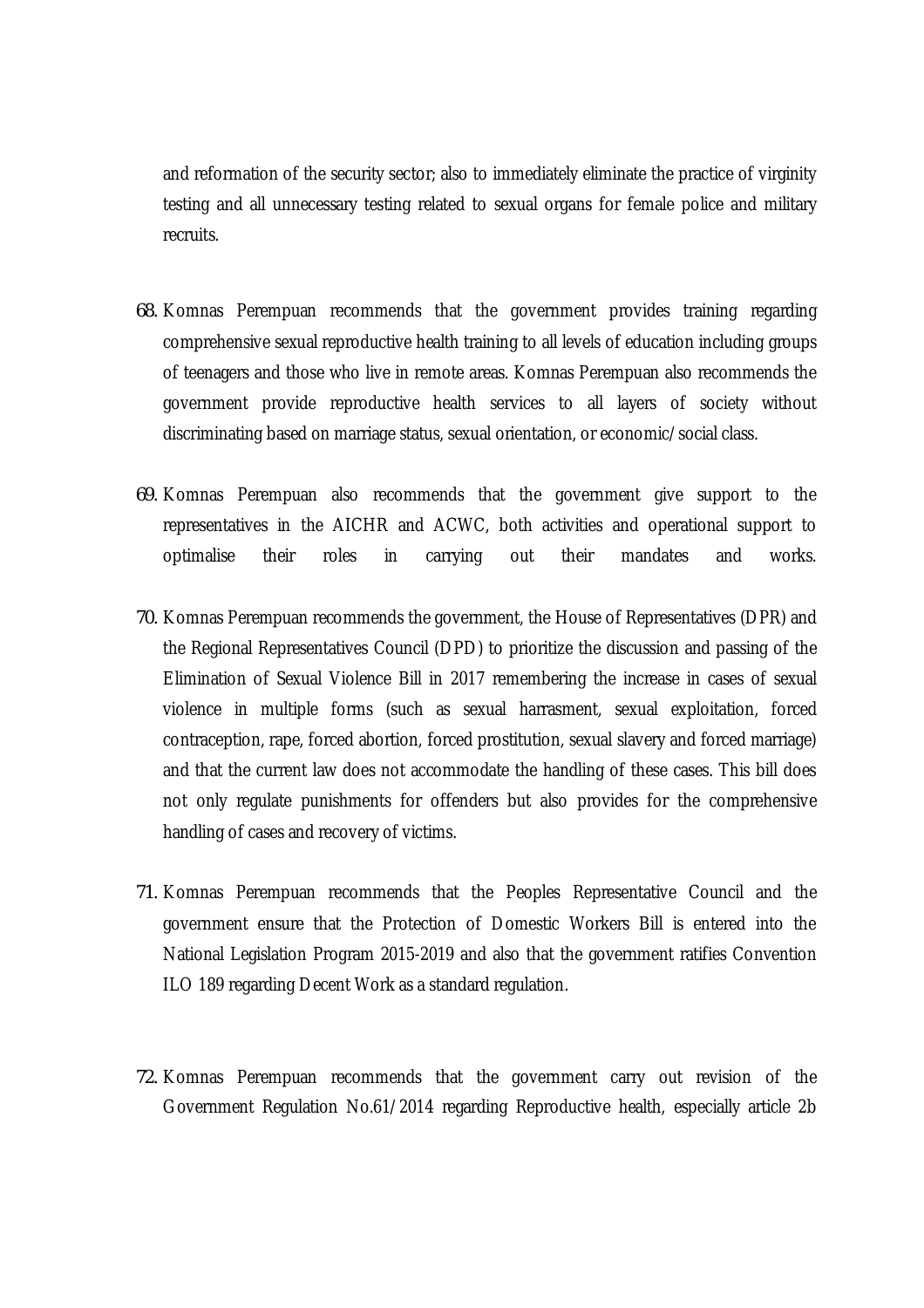and reformation of the security sector; also to immediately eliminate the practice of virginity testing and all unnecessary testing related to sexual organs for female police and military recruits.

68. Komnas Perempuan recommends that the government provides training regarding comprehensive sexual reproductive health training to all levels of education including groups of teenagers and those who live in remote areas. Komnas Perempuan also recommends the government provide reproductive health services to all layers of society without discriminating based on marriage status, sexual orientation, or economic/social class.

69. Komnas Perempuan also recommends that the government give support to the representatives in the AICHR and ACWC, both activities and operational support to optimalise their roles in carrying out their mandates and works.

70. Komnas Perempuan recommends the government, the House of Representatives (DPR) and the Regional Representatives Council (DPD) to prioritize the discussion and passing of the Elimination of Sexual Violence Bill in 2017 remembering the increase in cases of sexual violence in multiple forms (such as sexual harrasment, sexual exploitation, forced contraception, rape, forced abortion, forced prostitution, sexual slavery and forced marriage) and that the current law does not accommodate the handling of these cases. This bill does not only regulate punishments for offenders but also provides for the comprehensive handling of cases and recovery of victims.

71. Komnas Perempuan recommends that the Peoples Representative Council and the government ensure that the Protection of Domestic Workers Bill is entered into the National Legislation Program 2015-2019 and also that the government ratifies Convention ILO 189 regarding Decent Work as a standard regulation.

72. Komnas Perempuan recommends that the government carry out revision of the Government Regulation No.61/2014 regarding Reproductive health, especially article 2b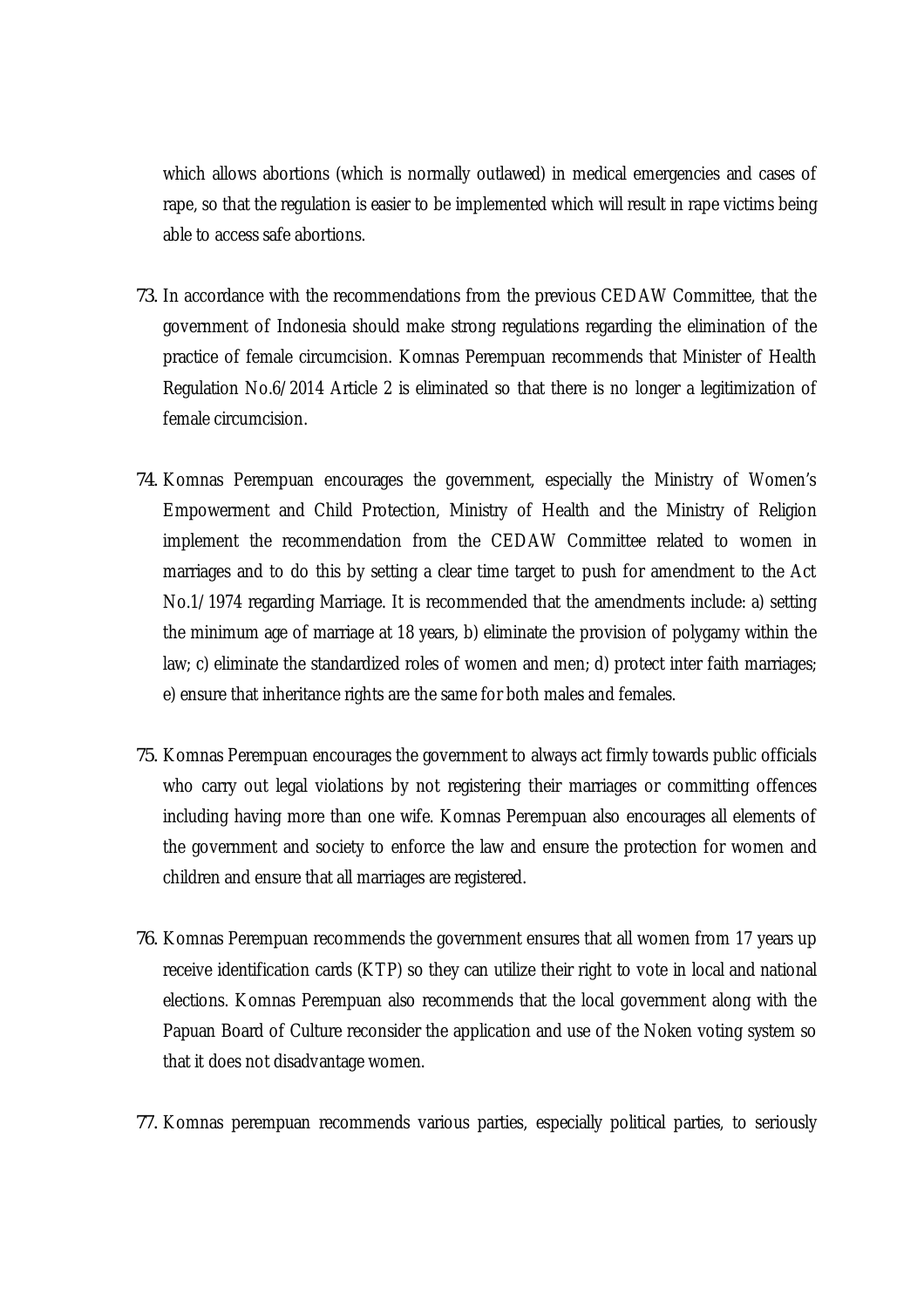which allows abortions (which is normally outlawed) in medical emergencies and cases of rape, so that the regulation is easier to be implemented which will result in rape victims being able to access safe abortions.

73. In accordance with the recommendations from the previous CEDAW Committee, that the government of Indonesia should make strong regulations regarding the elimination of the practice of female circumcision. Komnas Perempuan recommends that Minister of Health Regulation No.6/2014 Article 2 is eliminated so that there is no longer a legitimization of female circumcision.

74. Komnas Perempuan encourages the government, especially the Ministry of Women's Empowerment and Child Protection, Ministry of Health and the Ministry of Religion implement the recommendation from the CEDAW Committee related to women in marriages and to do this by setting a clear time target to push for amendment to the Act No.1/1974 regarding Marriage. It is recommended that the amendments include: a) setting the minimum age of marriage at 18 years, b) eliminate the provision of polygamy within the law; c) eliminate the standardized roles of women and men; d) protect inter faith marriages; e) ensure that inheritance rights are the same for both males and females.

75. Komnas Perempuan encourages the government to always act firmly towards public officials who carry out legal violations by not registering their marriages or committing offences including having more than one wife. Komnas Perempuan also encourages all elements of the government and society to enforce the law and ensure the protection for women and children and ensure that all marriages are registered.

76. Komnas Perempuan recommends the government ensures that all women from 17 years up receive identification cards (KTP) so they can utilize their right to vote in local and national elections. Komnas Perempuan also recommends that the local government along with the Papuan Board of Culture reconsider the application and use of the Noken voting system so that it does not disadvantage women.

77. Komnas perempuan recommends various parties, especially political parties, to seriously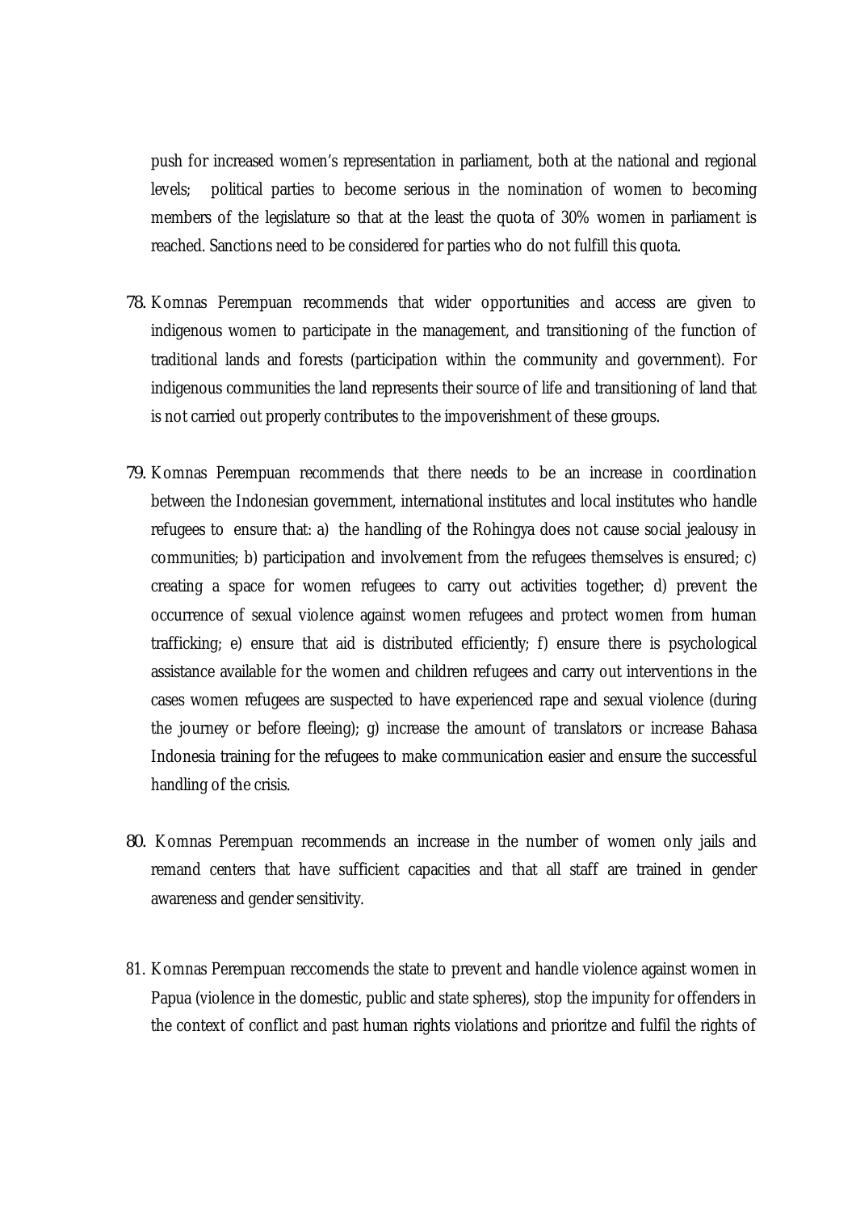push for increased women's representation in parliament, both at the national and regional levels; political parties to become serious in the nomination of women to becoming members of the legislature so that at the least the quota of 30% women in parliament is reached. Sanctions need to be considered for parties who do not fulfill this quota.

78. Komnas Perempuan recommends that wider opportunities and access are given to indigenous women to participate in the management, and transitioning of the function of traditional lands and forests (participation within the community and government). For indigenous communities the land represents their source of life and transitioning of land that is not carried out properly contributes to the impoverishment of these groups.

79. Komnas Perempuan recommends that there needs to be an increase in coordination between the Indonesian government, international institutes and local institutes who handle refugees to ensure that: a) the handling of the Rohingya does not cause social jealousy in communities; b) participation and involvement from the refugees themselves is ensured; c) creating a space for women refugees to carry out activities together; d) prevent the occurrence of sexual violence against women refugees and protect women from human trafficking; e) ensure that aid is distributed efficiently; f) ensure there is psychological assistance available for the women and children refugees and carry out interventions in the cases women refugees are suspected to have experienced rape and sexual violence (during the journey or before fleeing); g) increase the amount of translators or increase Bahasa Indonesia training for the refugees to make communication easier and ensure the successful handling of the crisis.

80. Komnas Perempuan recommends an increase in the number of women only jails and remand centers that have sufficient capacities and that all staff are trained in gender awareness and gender sensitivity.

81. Komnas Perempuan reccomends the state to prevent and handle violence against women in Papua (violence in the domestic, public and state spheres), stop the impunity for offenders in the context of conflict and past human rights violations and prioritze and fulfil the rights of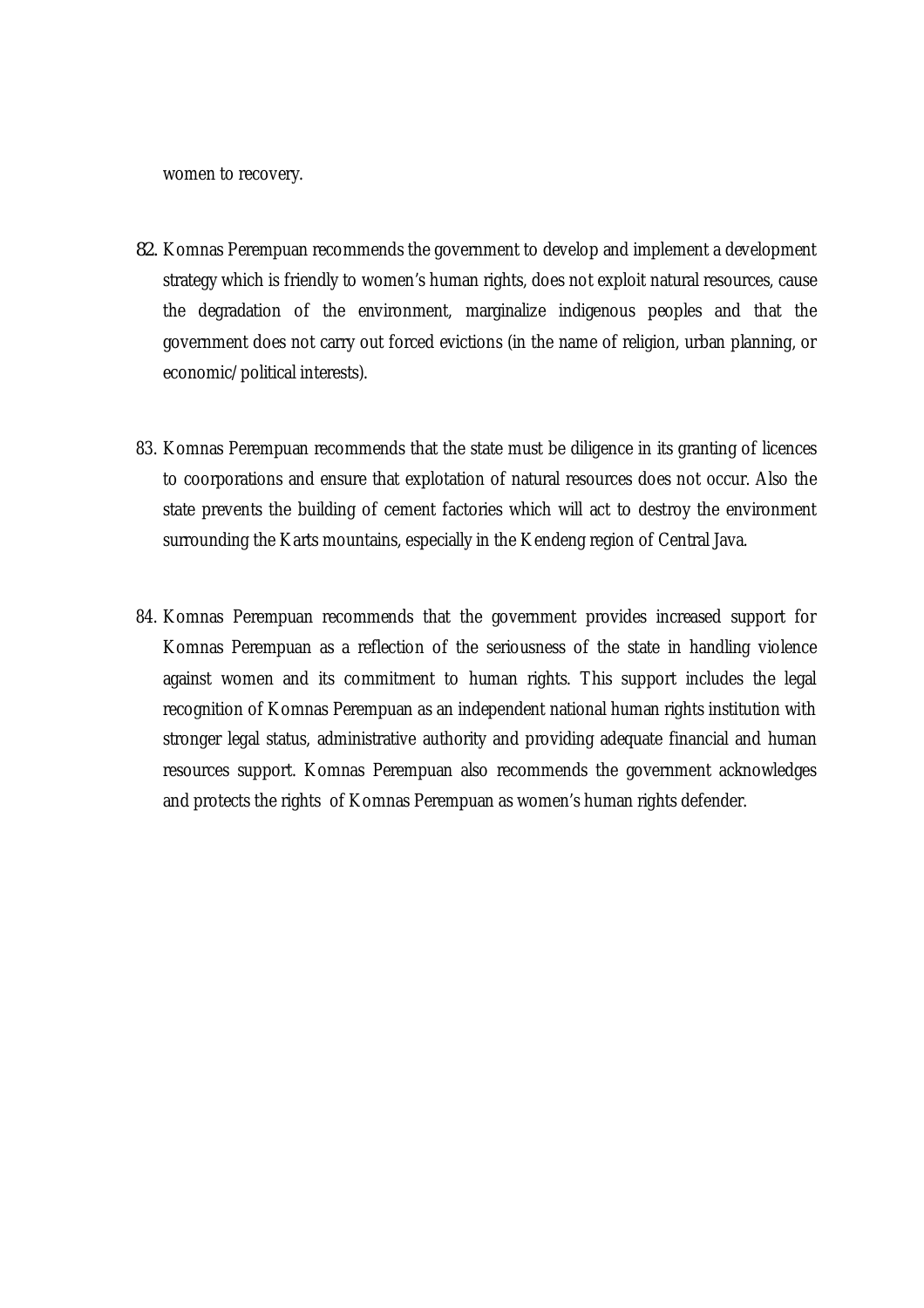women to recovery.

82. Komnas Perempuan recommends the government to develop and implement a development strategy which is friendly to women's human rights, does not exploit natural resources, cause the degradation of the environment, marginalize indigenous peoples and that the government does not carry out forced evictions (in the name of religion, urban planning, or economic/political interests).

83. Komnas Perempuan recommends that the state must be diligence in its granting of licences to coorporations and ensure that explotation of natural resources does not occur. Also the state prevents the building of cement factories which will act to destroy the environment surrounding the Karts mountains, especially in the Kendeng region of Central Java.

84. Komnas Perempuan recommends that the government provides increased support for Komnas Perempuan as a reflection of the seriousness of the state in handling violence against women and its commitment to human rights. This support includes the legal recognition of Komnas Perempuan as an independent national human rights institution with stronger legal status, administrative authority and providing adequate financial and human resources support. Komnas Perempuan also recommends the government acknowledges and protects the rights of Komnas Perempuan as women's human rights defender.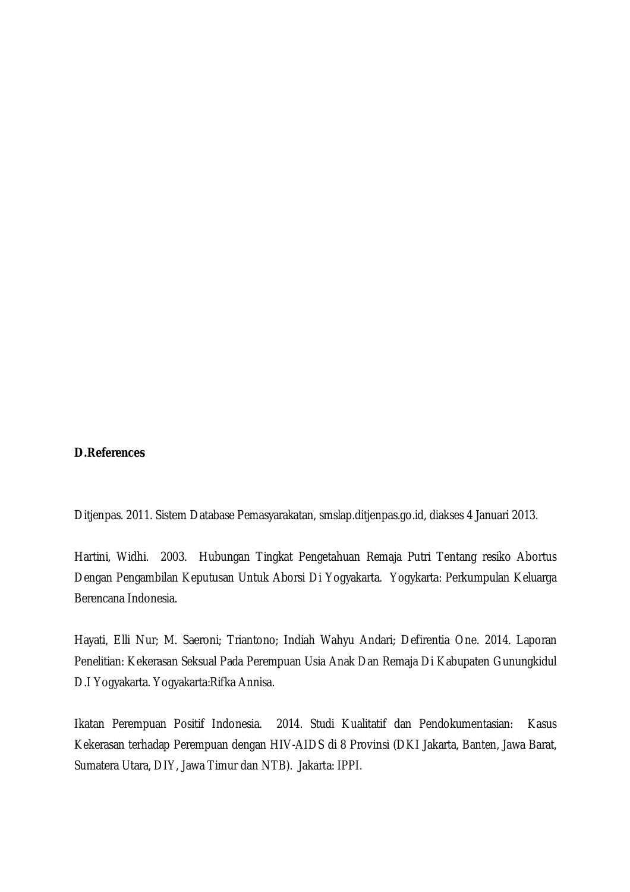## D.References

Ditjenpas. 2011. Sistem Database Pemasyarakatan, smslap.ditjenpas.go.id, diakses 4 Januari 2013.

Hartini, Widhi. 2003. Hubungan Tingkat Pengetahuan Remaja Putri Tentang resiko Abortus Dengan Pengambilan Keputusan Untuk Aborsi Di Yogyakarta. Yogykarta: Perkumpulan Keluarga Berencana Indonesia.

Hayati, Elli Nur; M. Saeroni; Triantono; Indiah Wahyu Andari; Defirentia One. 2014. Laporan Penelitian: Kekerasan Seksual Pada Perempuan Usia Anak Dan Remaja Di Kabupaten Gunungkidul D.I Yogyakarta. Yogyakarta:Rifka Annisa.

Ikatan Perempuan Positif Indonesia. 2014. Studi Kualitatif dan Pendokumentasian: Kasus Kekerasan terhadap Perempuan dengan HIV-AIDS di 8 Provinsi (DKI Jakarta, Banten, Jawa Barat, Sumatera Utara, DIY, Jawa Timur dan NTB). Jakarta: IPPI.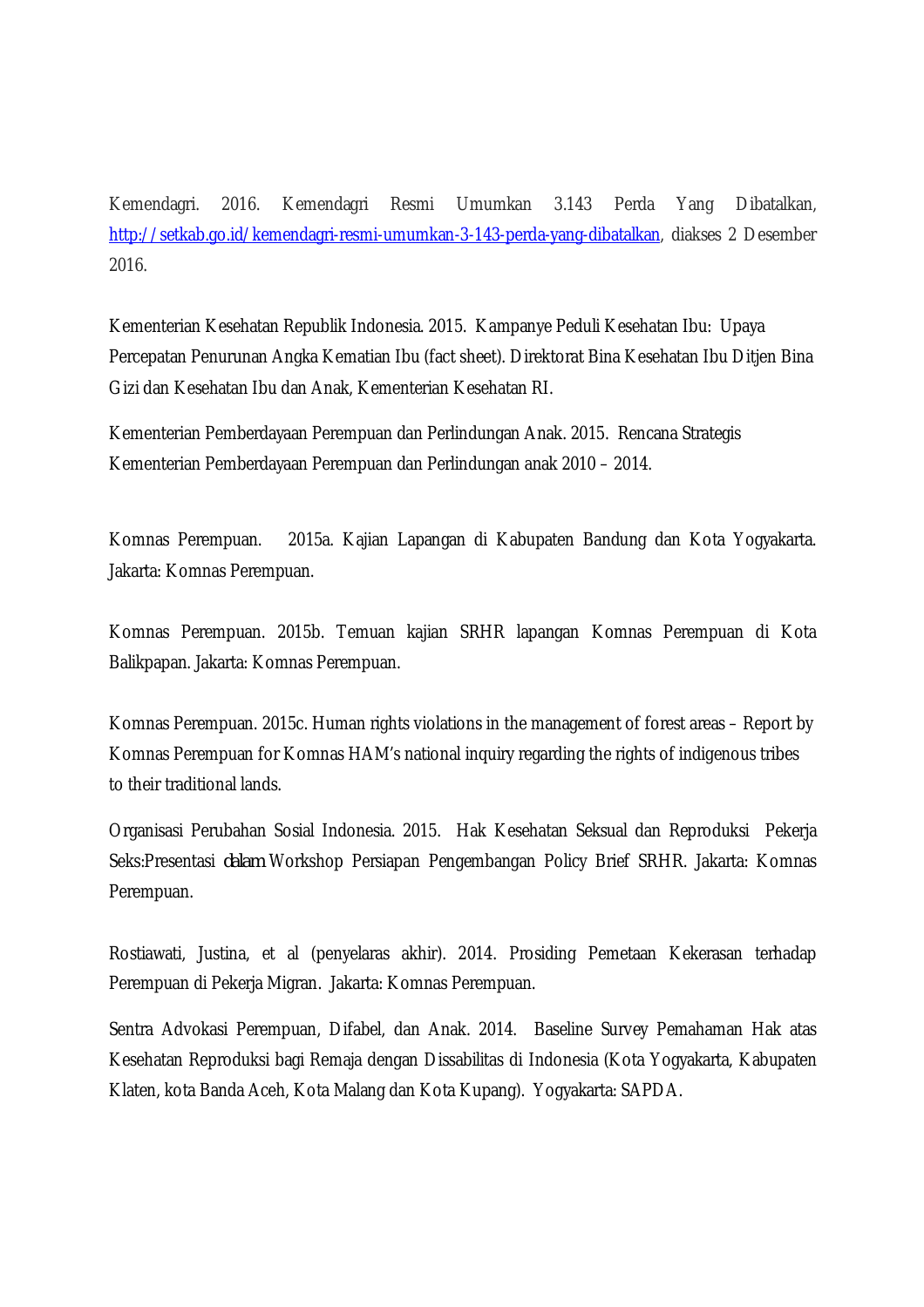Kemendagri. 2016. Kemendagri Resmi Umumkan 3.143 Perda Yang Dibatalkan, http://setkab.go.id/kemendagri-resmi-umumkan-3-143-perda-yang-dibatalkan, diakses 2 Desember 2016.

Kementerian Kesehatan Republik Indonesia. 2015. Kampanye Peduli Kesehatan Ibu: Upaya Percepatan Penurunan Angka Kematian Ibu (fact sheet). Direktorat Bina Kesehatan Ibu Ditjen Bina Gizi dan Kesehatan Ibu dan Anak, Kementerian Kesehatan RI.

Kementerian Pemberdayaan Perempuan dan Perlindungan Anak. 2015. Rencana Strategis Kementerian Pemberdayaan Perempuan dan Perlindungan anak 2010 – 2014.

Komnas Perempuan. 2015a. Kajian Lapangan di Kabupaten Bandung dan Kota Yogyakarta. Jakarta: Komnas Perempuan.

Komnas Perempuan. 2015b. Temuan kajian SRHR lapangan Komnas Perempuan di Kota Balikpapan. Jakarta: Komnas Perempuan.

Komnas Perempuan. 2015c. Human rights violations in the management of forest areas – Report by Komnas Perempuan for Komnas HAM's national inquiry regarding the rights of indigenous tribes to their traditional lands.

Organisasi Perubahan Sosial Indonesia. 2015. Hak Kesehatan Seksual dan Reproduksi Pekerja Seks:Presentasi dalam Workshop Persiapan Pengembangan Policy Brief SRHR. Jakarta: Komnas Perempuan.

Rostiawati, Justina, et al (penyelaras akhir). 2014. Prosiding Pemetaan Kekerasan terhadap Perempuan di Pekerja Migran. Jakarta: Komnas Perempuan.

Sentra Advokasi Perempuan, Difabel, dan Anak. 2014. Baseline Survey Pemahaman Hak atas Kesehatan Reproduksi bagi Remaja dengan Dissabilitas di Indonesia (Kota Yogyakarta, Kabupaten Klaten, kota Banda Aceh, Kota Malang dan Kota Kupang). Yogyakarta: SAPDA.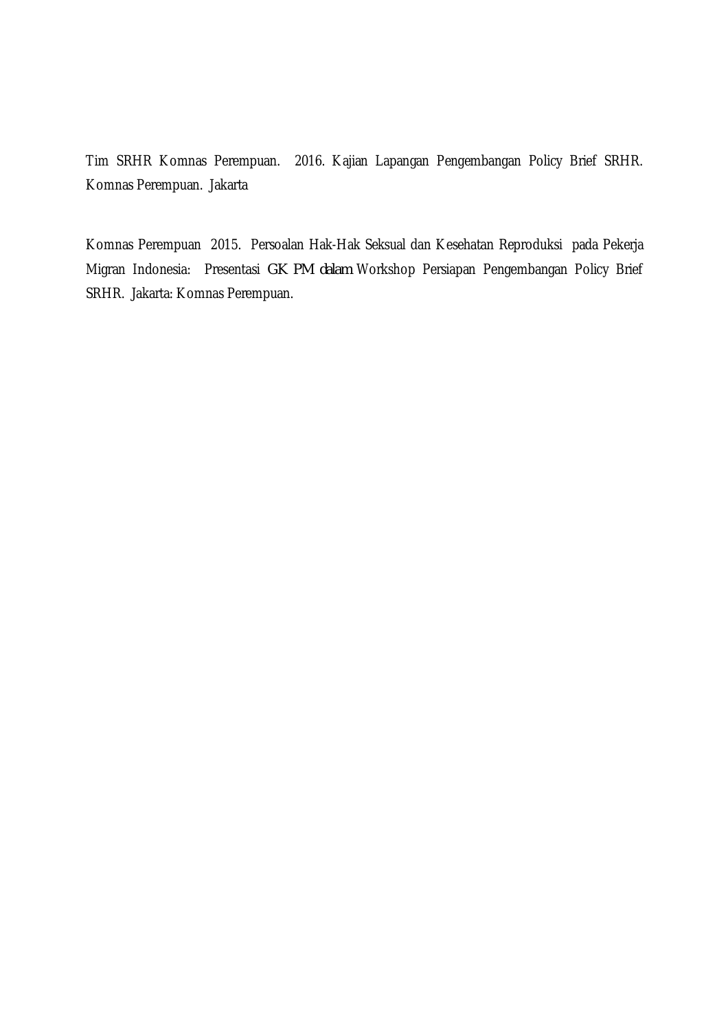Tim SRHR Komnas Perempuan. 2016. Kajian Lapangan Pengembangan Policy Brief SRHR. Komnas Perempuan. Jakarta

Komnas Perempuan 2015. Persoalan Hak-Hak Seksual dan Kesehatan Reproduksi pada Pekerja Migran Indonesia: Presentasi GK PM dalam Workshop Persiapan Pengembangan Policy Brief SRHR. Jakarta: Komnas Perempuan.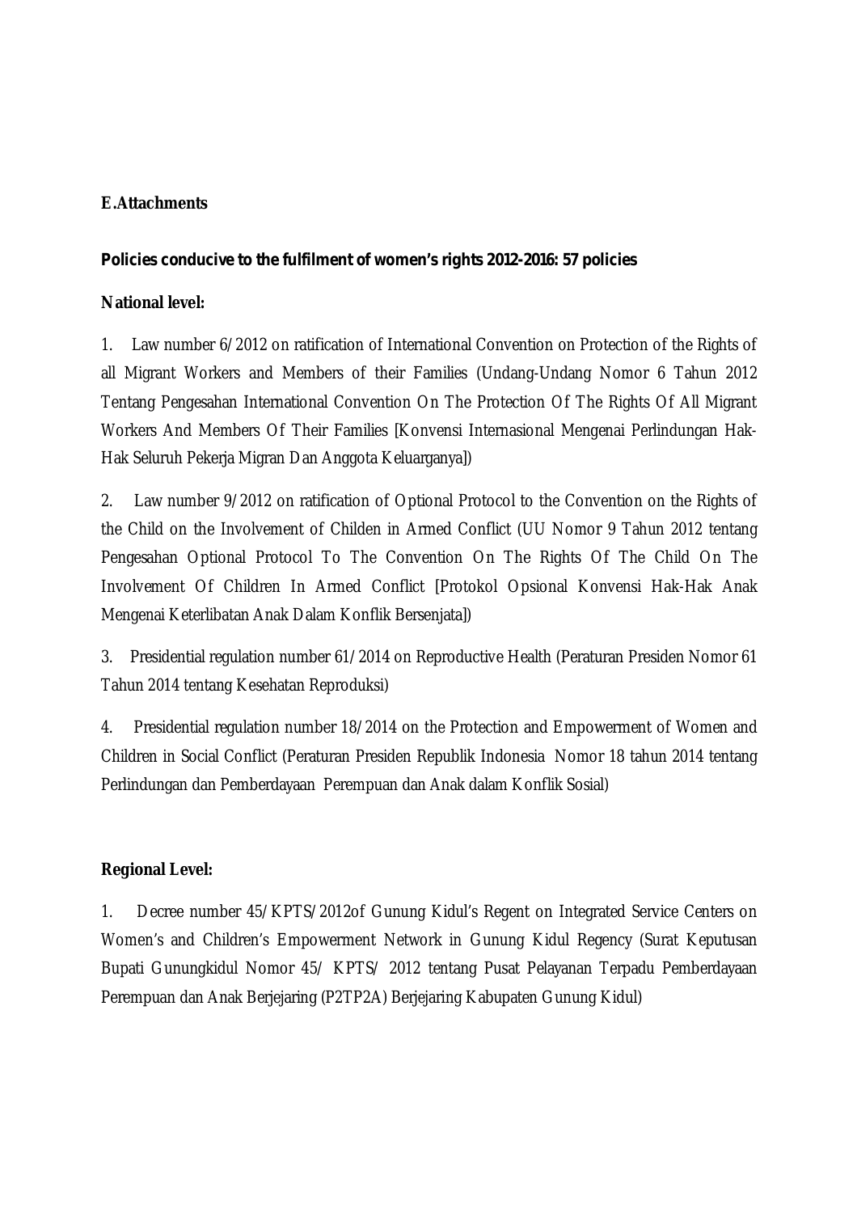**E.Attachments**

**Policies conducive to the fulfilment of women's rights 2012-2016: 57 policies**

**National level:**

1. Law number 6/2012 on ratification of International Convention on Protection of the Rights of all Migrant Workers and Members of their Families (Undang-Undang Nomor 6 Tahun 2012 Tentang Pengesahan International Convention On The Protection Of The Rights Of All Migrant Workers And Members Of Their Families [Konvensi Internasional Mengenai Perlindungan Hak-Hak Seluruh Pekerja Migran Dan Anggota Keluarganya])

2. Law number 9/2012 on ratification of Optional Protocol to the Convention on the Rights of the Child on the Involvement of Childen in Armed Conflict (UU Nomor 9 Tahun 2012 tentang Pengesahan Optional Protocol To The Convention On The Rights Of The Child On The Involvement Of Children In Armed Conflict [Protokol Opsional Konvensi Hak-Hak Anak Mengenai Keterlibatan Anak Dalam Konflik Bersenjata])

3. Presidential regulation number 61/2014 on Reproductive Health (Peraturan Presiden Nomor 61 Tahun 2014 tentang Kesehatan Reproduksi)

4. Presidential regulation number 18/2014 on the Protection and Empowerment of Women and Children in Social Conflict (Peraturan Presiden Republik Indonesia Nomor 18 tahun 2014 tentang Perlindungan dan Pemberdayaan Perempuan dan Anak dalam Konflik Sosial)

**Regional Level:**

1. Decree number 45/KPTS/2012of Gunung Kidul's Regent on Integrated Service Centers on Women's and Children's Empowerment Network in Gunung Kidul Regency (Surat Keputusan Bupati Gunungkidul Nomor 45/ KPTS/ 2012 tentang Pusat Pelayanan Terpadu Pemberdayaan Perempuan dan Anak Berjejaring (P2TP2A) Berjejaring Kabupaten Gunung Kidul)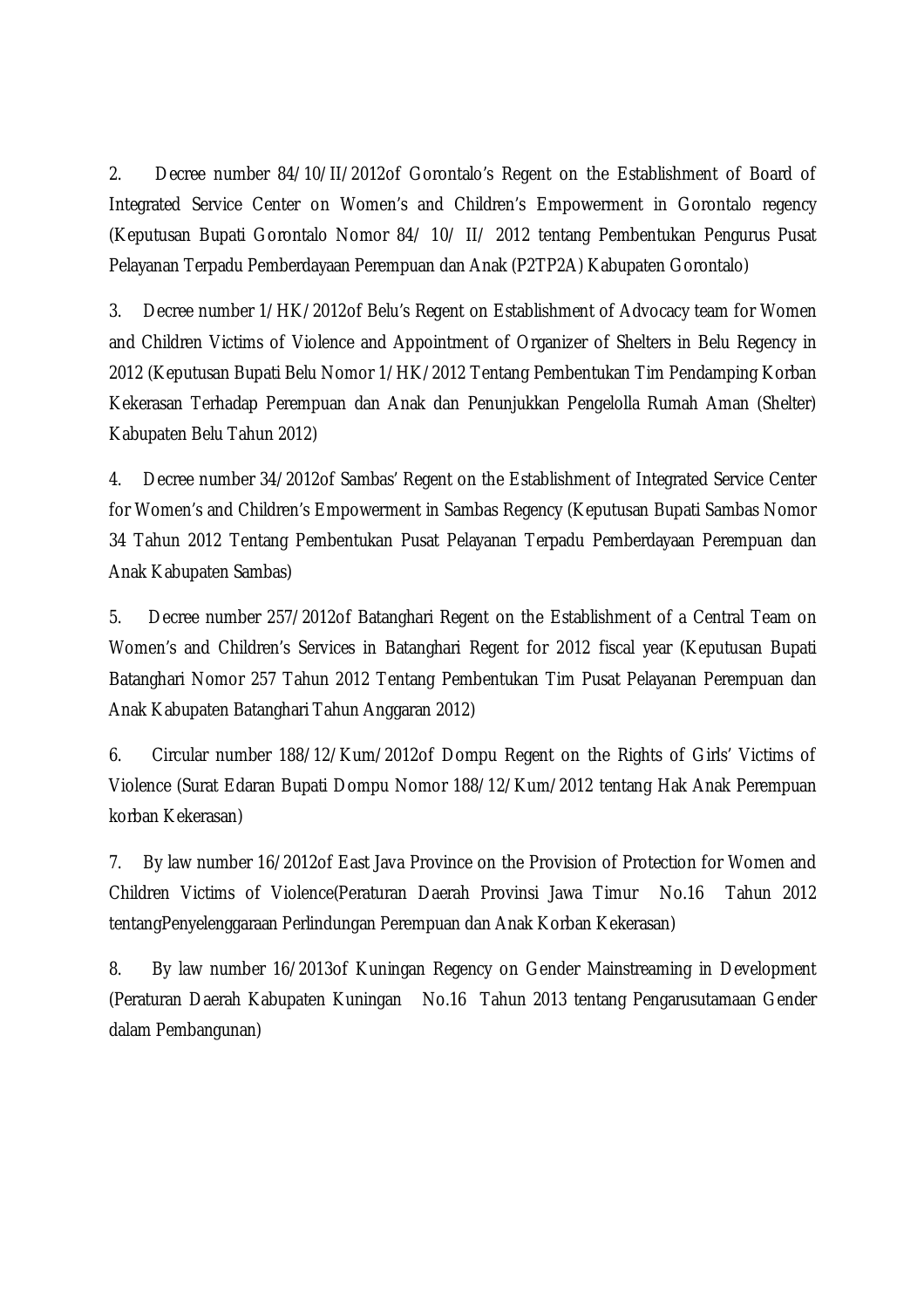2. Decree number 84/10/II/2012of Gorontalo's Regent on the Establishment of Board of Integrated Service Center on Women's and Children's Empowerment in Gorontalo regency (Keputusan Bupati Gorontalo Nomor 84/ 10/ II/ 2012 tentang Pembentukan Pengurus Pusat Pelayanan Terpadu Pemberdayaan Perempuan dan Anak (P2TP2A) Kabupaten Gorontalo)

3. Decree number 1/HK/2012of Belu's Regent on Establishment of Advocacy team for Women and Children Victims of Violence and Appointment of Organizer of Shelters in Belu Regency in 2012 (Keputusan Bupati Belu Nomor 1/HK/2012 Tentang Pembentukan Tim Pendamping Korban Kekerasan Terhadap Perempuan dan Anak dan Penunjukkan Pengelolla Rumah Aman (Shelter) Kabupaten Belu Tahun 2012)

4. Decree number 34/2012of Sambas' Regent on the Establishment of Integrated Service Center for Women's and Children's Empowerment in Sambas Regency (Keputusan Bupati Sambas Nomor 34 Tahun 2012 Tentang Pembentukan Pusat Pelayanan Terpadu Pemberdayaan Perempuan dan Anak Kabupaten Sambas)

5. Decree number 257/2012of Batanghari Regent on the Establishment of a Central Team on Women's and Children's Services in Batanghari Regent for 2012 fiscal year (Keputusan Bupati Batanghari Nomor 257 Tahun 2012 Tentang Pembentukan Tim Pusat Pelayanan Perempuan dan Anak Kabupaten Batanghari Tahun Anggaran 2012)

6. Circular number 188/12/Kum/2012of Dompu Regent on the Rights of Girls' Victims of Violence (Surat Edaran Bupati Dompu Nomor 188/12/Kum/2012 tentang Hak Anak Perempuan korban Kekerasan)

7. By law number 16/2012of East Java Province on the Provision of Protection for Women and Children Victims of Violence(Peraturan Daerah Provinsi Jawa Timur No.16 Tahun 2012 tentangPenyelenggaraan Perlindungan Perempuan dan Anak Korban Kekerasan)

8. By law number 16/2013of Kuningan Regency on Gender Mainstreaming in Development (Peraturan Daerah Kabupaten Kuningan No.16 Tahun 2013 tentang Pengarusutamaan Gender dalam Pembangunan)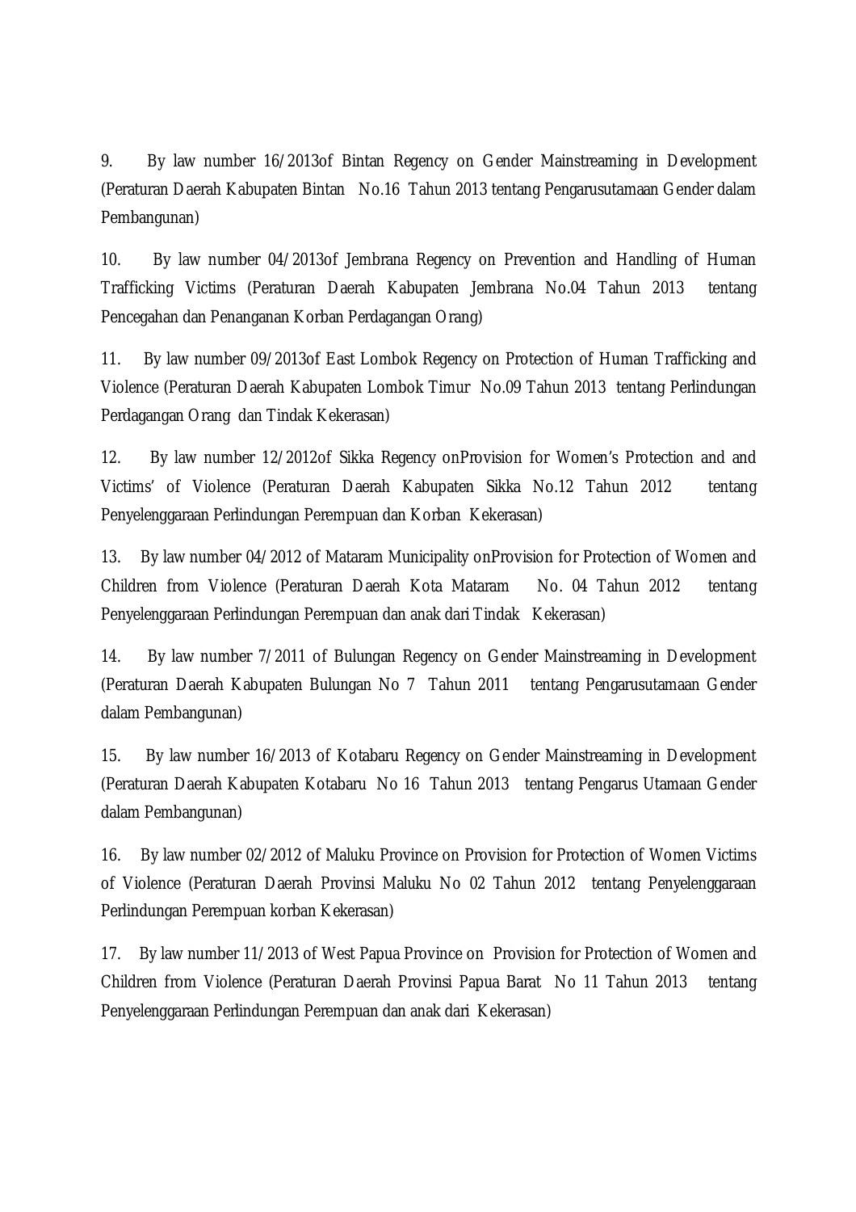9. By law number 16/2013of Bintan Regency on Gender Mainstreaming in Development (Peraturan Daerah Kabupaten Bintan No.16 Tahun 2013 tentang Pengarusutamaan Gender dalam Pembangunan)

10. By law number 04/2013of Jembrana Regency on Prevention and Handling of Human Trafficking Victims (Peraturan Daerah Kabupaten Jembrana No.04 Tahun 2013 tentang Pencegahan dan Penanganan Korban Perdagangan Orang)

11. By law number 09/2013of East Lombok Regency on Protection of Human Trafficking and Violence (Peraturan Daerah Kabupaten Lombok Timur No.09 Tahun 2013 tentang Perlindungan Perdagangan Orang dan Tindak Kekerasan)

12. By law number 12/2012of Sikka Regency onProvision for Women's Protection and and Victims' of Violence (Peraturan Daerah Kabupaten Sikka No.12 Tahun 2012 tentang Penyelenggaraan Perlindungan Perempuan dan Korban Kekerasan)

13. By law number 04/2012 of Mataram Municipality onProvision for Protection of Women and Children from Violence (Peraturan Daerah Kota Mataram No. 04 Tahun 2012 tentang Penyelenggaraan Perlindungan Perempuan dan anak dari Tindak Kekerasan)

14. By law number 7/2011 of Bulungan Regency on Gender Mainstreaming in Development (Peraturan Daerah Kabupaten Bulungan No 7 Tahun 2011 tentang Pengarusutamaan Gender dalam Pembangunan)

15. By law number 16/2013 of Kotabaru Regency on Gender Mainstreaming in Development (Peraturan Daerah Kabupaten Kotabaru No 16 Tahun 2013 tentang Pengarus Utamaan Gender dalam Pembangunan)

16. By law number 02/2012 of Maluku Province on Provision for Protection of Women Victims of Violence (Peraturan Daerah Provinsi Maluku No 02 Tahun 2012 tentang Penyelenggaraan Perlindungan Perempuan korban Kekerasan)

17. By law number 11/2013 of West Papua Province on Provision for Protection of Women and Children from Violence (Peraturan Daerah Provinsi Papua Barat No 11 Tahun 2013 tentang Penyelenggaraan Perlindungan Perempuan dan anak dari Kekerasan)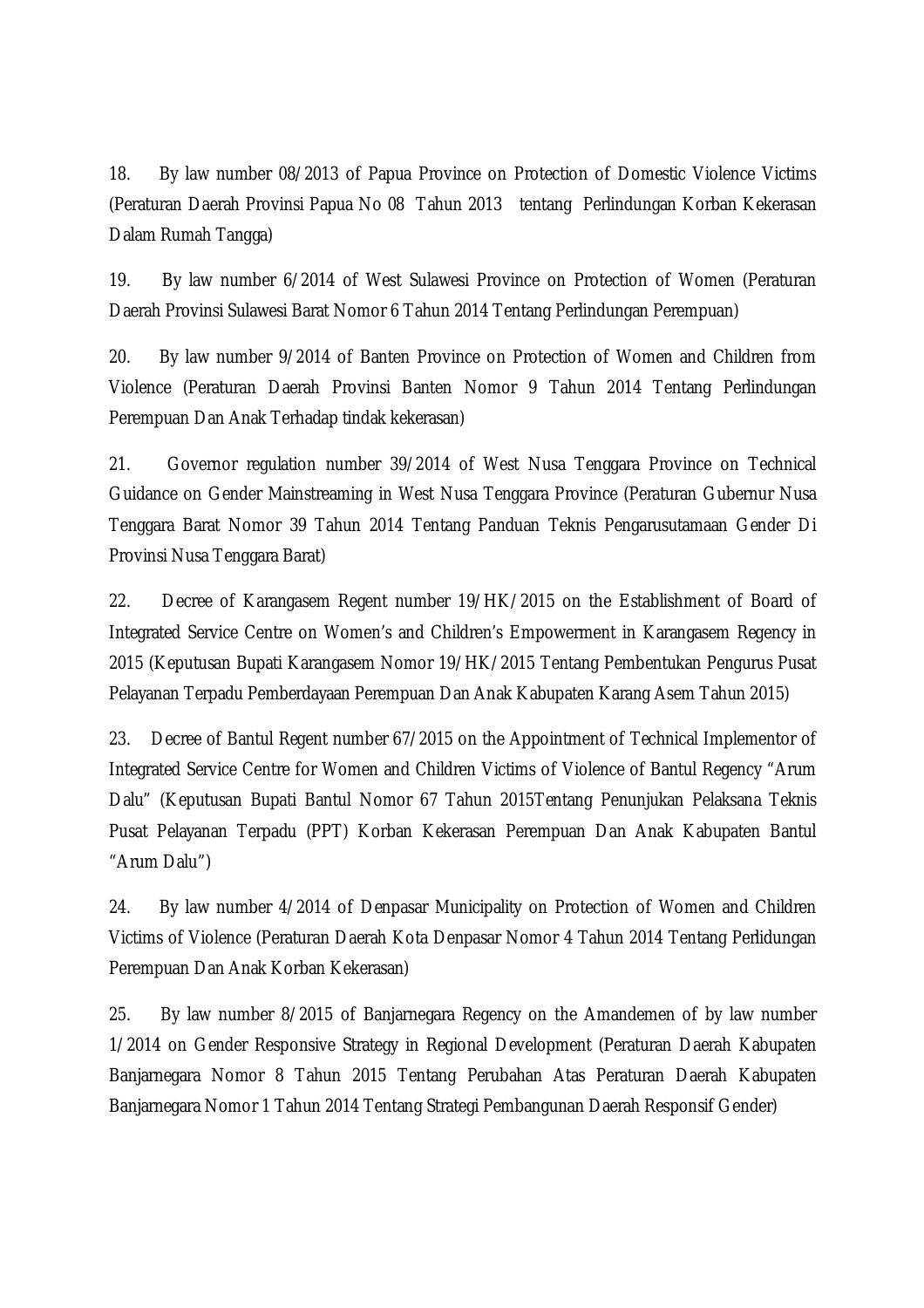18. By law number 08/2013 of Papua Province on Protection of Domestic Violence Victims (Peraturan Daerah Provinsi Papua No 08 Tahun 2013 tentang Perlindungan Korban Kekerasan Dalam Rumah Tangga)

19. By law number 6/2014 of West Sulawesi Province on Protection of Women (Peraturan Daerah Provinsi Sulawesi Barat Nomor 6 Tahun 2014 Tentang Perlindungan Perempuan)

20. By law number 9/2014 of Banten Province on Protection of Women and Children from Violence (Peraturan Daerah Provinsi Banten Nomor 9 Tahun 2014 Tentang Perlindungan Perempuan Dan Anak Terhadap tindak kekerasan)

21. Governor regulation number 39/2014 of West Nusa Tenggara Province on Technical Guidance on Gender Mainstreaming in West Nusa Tenggara Province (Peraturan Gubernur Nusa Tenggara Barat Nomor 39 Tahun 2014 Tentang Panduan Teknis Pengarusutamaan Gender Di Provinsi Nusa Tenggara Barat)

22. Decree of Karangasem Regent number 19/HK/2015 on the Establishment of Board of Integrated Service Centre on Women's and Children's Empowerment in Karangasem Regency in 2015 (Keputusan Bupati Karangasem Nomor 19/HK/2015 Tentang Pembentukan Pengurus Pusat Pelayanan Terpadu Pemberdayaan Perempuan Dan Anak Kabupaten Karang Asem Tahun 2015)

23. Decree of Bantul Regent number 67/2015 on the Appointment of Technical Implementor of Integrated Service Centre for Women and Children Victims of Violence of Bantul Regency "Arum Dalu" (Keputusan Bupati Bantul Nomor 67 Tahun 2015Tentang Penunjukan Pelaksana Teknis Pusat Pelayanan Terpadu (PPT) Korban Kekerasan Perempuan Dan Anak Kabupaten Bantul "Arum Dalu")

24. By law number 4/2014 of Denpasar Municipality on Protection of Women and Children Victims of Violence (Peraturan Daerah Kota Denpasar Nomor 4 Tahun 2014 Tentang Perlidungan Perempuan Dan Anak Korban Kekerasan)

25. By law number 8/2015 of Banjarnegara Regency on the Amandemen of by law number 1/2014 on Gender Responsive Strategy in Regional Development (Peraturan Daerah Kabupaten Banjarnegara Nomor 8 Tahun 2015 Tentang Perubahan Atas Peraturan Daerah Kabupaten Banjarnegara Nomor 1 Tahun 2014 Tentang Strategi Pembangunan Daerah Responsif Gender)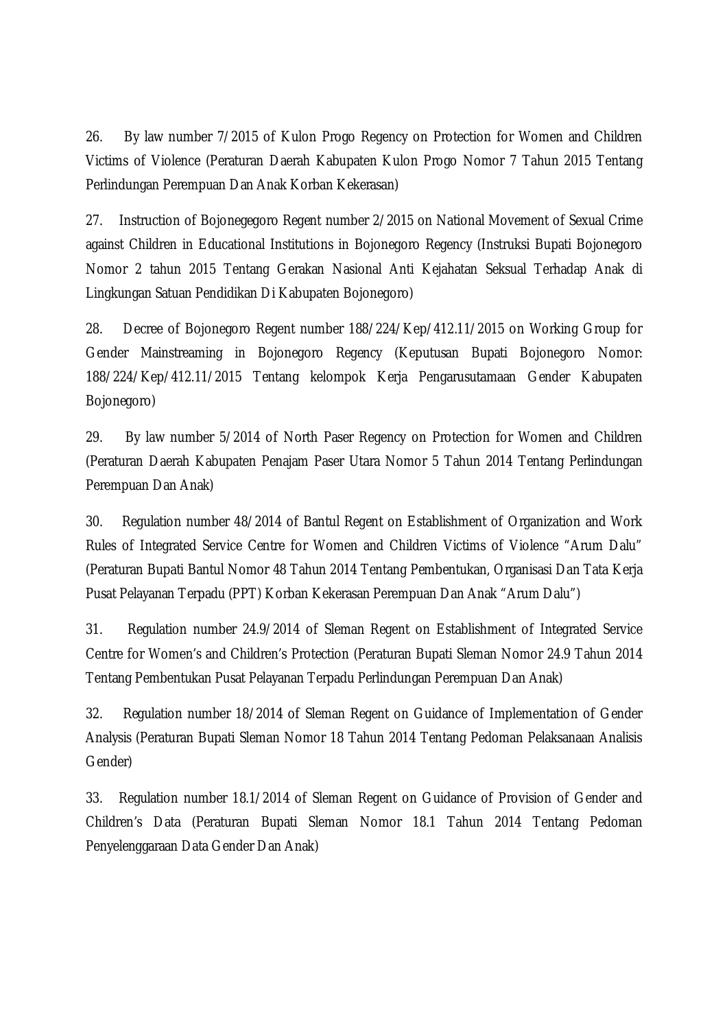26. By law number 7/2015 of Kulon Progo Regency on Protection for Women and Children Victims of Violence (Peraturan Daerah Kabupaten Kulon Progo Nomor 7 Tahun 2015 Tentang Perlindungan Perempuan Dan Anak Korban Kekerasan)

27. Instruction of Bojonegegoro Regent number 2/2015 on National Movement of Sexual Crime against Children in Educational Institutions in Bojonegoro Regency (Instruksi Bupati Bojonegoro Nomor 2 tahun 2015 Tentang Gerakan Nasional Anti Kejahatan Seksual Terhadap Anak di Lingkungan Satuan Pendidikan Di Kabupaten Bojonegoro)

28. Decree of Bojonegoro Regent number 188/224/Kep/412.11/2015 on Working Group for Gender Mainstreaming in Bojonegoro Regency (Keputusan Bupati Bojonegoro Nomor: 188/224/Kep/412.11/2015 Tentang kelompok Kerja Pengarusutamaan Gender Kabupaten Bojonegoro)

29. By law number 5/2014 of North Paser Regency on Protection for Women and Children (Peraturan Daerah Kabupaten Penajam Paser Utara Nomor 5 Tahun 2014 Tentang Perlindungan Perempuan Dan Anak)

30. Regulation number 48/2014 of Bantul Regent on Establishment of Organization and Work Rules of Integrated Service Centre for Women and Children Victims of Violence "Arum Dalu" (Peraturan Bupati Bantul Nomor 48 Tahun 2014 Tentang Pembentukan, Organisasi Dan Tata Kerja Pusat Pelayanan Terpadu (PPT) Korban Kekerasan Perempuan Dan Anak "Arum Dalu")

31. Regulation number 24.9/2014 of Sleman Regent on Establishment of Integrated Service Centre for Women's and Children's Protection (Peraturan Bupati Sleman Nomor 24.9 Tahun 2014 Tentang Pembentukan Pusat Pelayanan Terpadu Perlindungan Perempuan Dan Anak)

32. Regulation number 18/2014 of Sleman Regent on Guidance of Implementation of Gender Analysis (Peraturan Bupati Sleman Nomor 18 Tahun 2014 Tentang Pedoman Pelaksanaan Analisis Gender)

33. Regulation number 18.1/2014 of Sleman Regent on Guidance of Provision of Gender and Children's Data (Peraturan Bupati Sleman Nomor 18.1 Tahun 2014 Tentang Pedoman Penyelenggaraan Data Gender Dan Anak)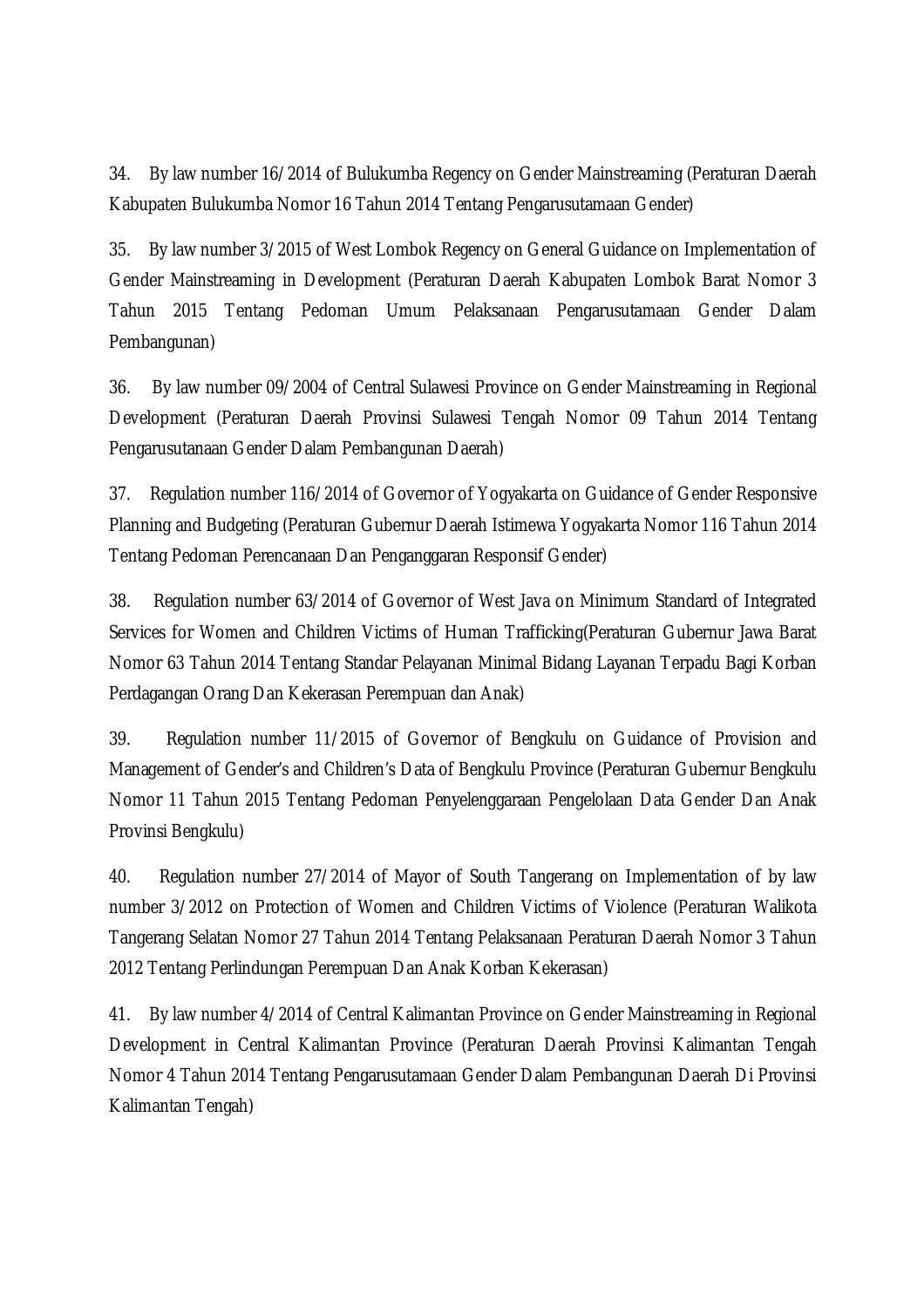34. By law number 16/2014 of Bulukumba Regency on Gender Mainstreaming (Peraturan Daerah Kabupaten Bulukumba Nomor 16 Tahun 2014 Tentang Pengarusutamaan Gender)

35. By law number 3/2015 of West Lombok Regency on General Guidance on Implementation of Gender Mainstreaming in Development (Peraturan Daerah Kabupaten Lombok Barat Nomor 3 Tahun 2015 Tentang Pedoman Umum Pelaksanaan Pengarusutamaan Gender Dalam Pembangunan)

36. By law number 09/2004 of Central Sulawesi Province on Gender Mainstreaming in Regional Development (Peraturan Daerah Provinsi Sulawesi Tengah Nomor 09 Tahun 2014 Tentang Pengarusutanaan Gender Dalam Pembangunan Daerah)

37. Regulation number 116/2014 of Governor of Yogyakarta on Guidance of Gender Responsive Planning and Budgeting (Peraturan Gubernur Daerah Istimewa Yogyakarta Nomor 116 Tahun 2014 Tentang Pedoman Perencanaan Dan Penganggaran Responsif Gender)

38. Regulation number 63/2014 of Governor of West Java on Minimum Standard of Integrated Services for Women and Children Victims of Human Trafficking(Peraturan Gubernur Jawa Barat Nomor 63 Tahun 2014 Tentang Standar Pelayanan Minimal Bidang Layanan Terpadu Bagi Korban Perdagangan Orang Dan Kekerasan Perempuan dan Anak)

39. Regulation number 11/2015 of Governor of Bengkulu on Guidance of Provision and Management of Gender's and Children's Data of Bengkulu Province (Peraturan Gubernur Bengkulu Nomor 11 Tahun 2015 Tentang Pedoman Penyelenggaraan Pengelolaan Data Gender Dan Anak Provinsi Bengkulu)

40. Regulation number 27/2014 of Mayor of South Tangerang on Implementation of by law number 3/2012 on Protection of Women and Children Victims of Violence (Peraturan Walikota Tangerang Selatan Nomor 27 Tahun 2014 Tentang Pelaksanaan Peraturan Daerah Nomor 3 Tahun 2012 Tentang Perlindungan Perempuan Dan Anak Korban Kekerasan)

41. By law number 4/2014 of Central Kalimantan Province on Gender Mainstreaming in Regional Development in Central Kalimantan Province (Peraturan Daerah Provinsi Kalimantan Tengah Nomor 4 Tahun 2014 Tentang Pengarusutamaan Gender Dalam Pembangunan Daerah Di Provinsi Kalimantan Tengah)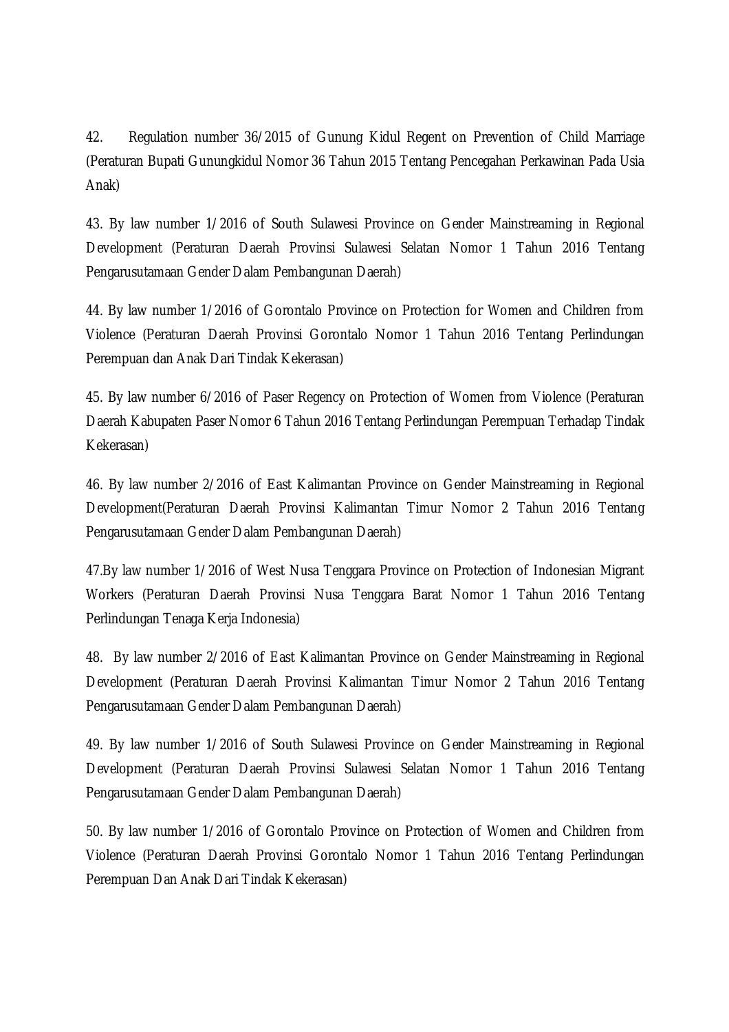42. Regulation number 36/2015 of Gunung Kidul Regent on Prevention of Child Marriage (Peraturan Bupati Gunungkidul Nomor 36 Tahun 2015 Tentang Pencegahan Perkawinan Pada Usia Anak)

43. By law number 1/2016 of South Sulawesi Province on Gender Mainstreaming in Regional Development (Peraturan Daerah Provinsi Sulawesi Selatan Nomor 1 Tahun 2016 Tentang Pengarusutamaan Gender Dalam Pembangunan Daerah)

44. By law number 1/2016 of Gorontalo Province on Protection for Women and Children from Violence (Peraturan Daerah Provinsi Gorontalo Nomor 1 Tahun 2016 Tentang Perlindungan Perempuan dan Anak Dari Tindak Kekerasan)

45. By law number 6/2016 of Paser Regency on Protection of Women from Violence (Peraturan Daerah Kabupaten Paser Nomor 6 Tahun 2016 Tentang Perlindungan Perempuan Terhadap Tindak Kekerasan)

46. By law number 2/2016 of East Kalimantan Province on Gender Mainstreaming in Regional Development(Peraturan Daerah Provinsi Kalimantan Timur Nomor 2 Tahun 2016 Tentang Pengarusutamaan Gender Dalam Pembangunan Daerah)

47.By law number 1/2016 of West Nusa Tenggara Province on Protection of Indonesian Migrant Workers (Peraturan Daerah Provinsi Nusa Tenggara Barat Nomor 1 Tahun 2016 Tentang Perlindungan Tenaga Kerja Indonesia)

48. By law number 2/2016 of East Kalimantan Province on Gender Mainstreaming in Regional Development (Peraturan Daerah Provinsi Kalimantan Timur Nomor 2 Tahun 2016 Tentang Pengarusutamaan Gender Dalam Pembangunan Daerah)

49. By law number 1/2016 of South Sulawesi Province on Gender Mainstreaming in Regional Development (Peraturan Daerah Provinsi Sulawesi Selatan Nomor 1 Tahun 2016 Tentang Pengarusutamaan Gender Dalam Pembangunan Daerah)

50. By law number 1/2016 of Gorontalo Province on Protection of Women and Children from Violence (Peraturan Daerah Provinsi Gorontalo Nomor 1 Tahun 2016 Tentang Perlindungan Perempuan Dan Anak Dari Tindak Kekerasan)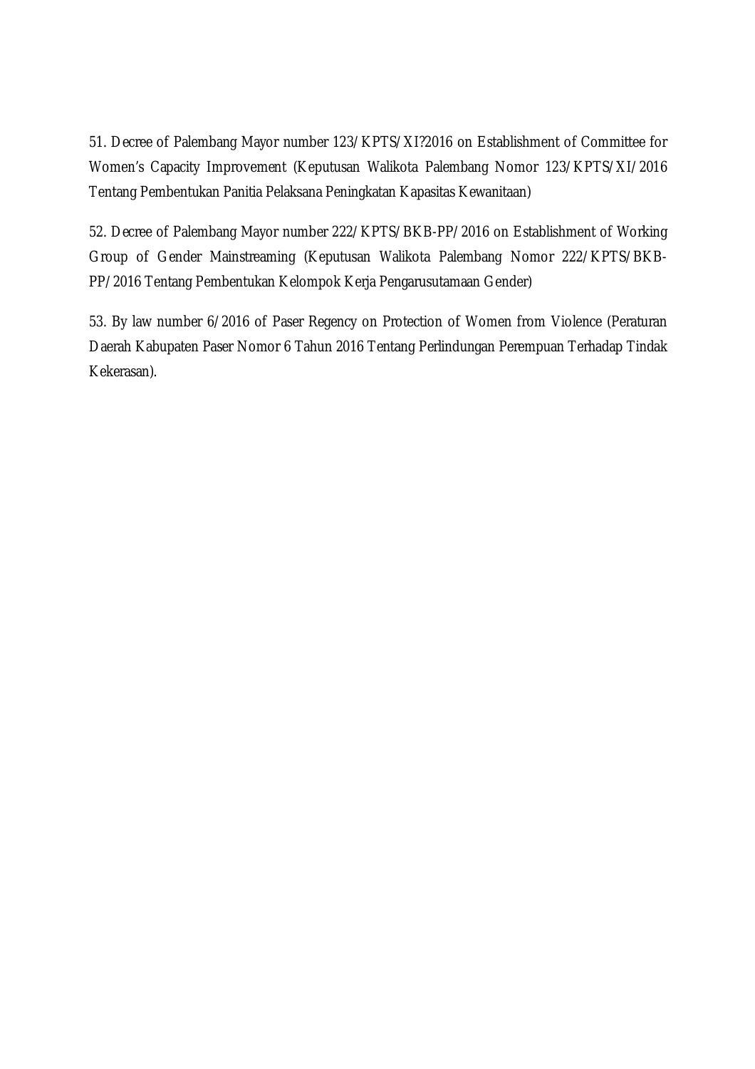51. Decree of Palembang Mayor number 123/KPTS/XI?2016 on Establishment of Committee for Women's Capacity Improvement (Keputusan Walikota Palembang Nomor 123/KPTS/XI/2016 Tentang Pembentukan Panitia Pelaksana Peningkatan Kapasitas Kewanitaan)

52. Decree of Palembang Mayor number 222/KPTS/BKB-PP/2016 on Establishment of Working Group of Gender Mainstreaming (Keputusan Walikota Palembang Nomor 222/KPTS/BKB-PP/2016 Tentang Pembentukan Kelompok Kerja Pengarusutamaan Gender)

53. By law number 6/2016 of Paser Regency on Protection of Women from Violence (Peraturan Daerah Kabupaten Paser Nomor 6 Tahun 2016 Tentang Perlindungan Perempuan Terhadap Tindak Kekerasan).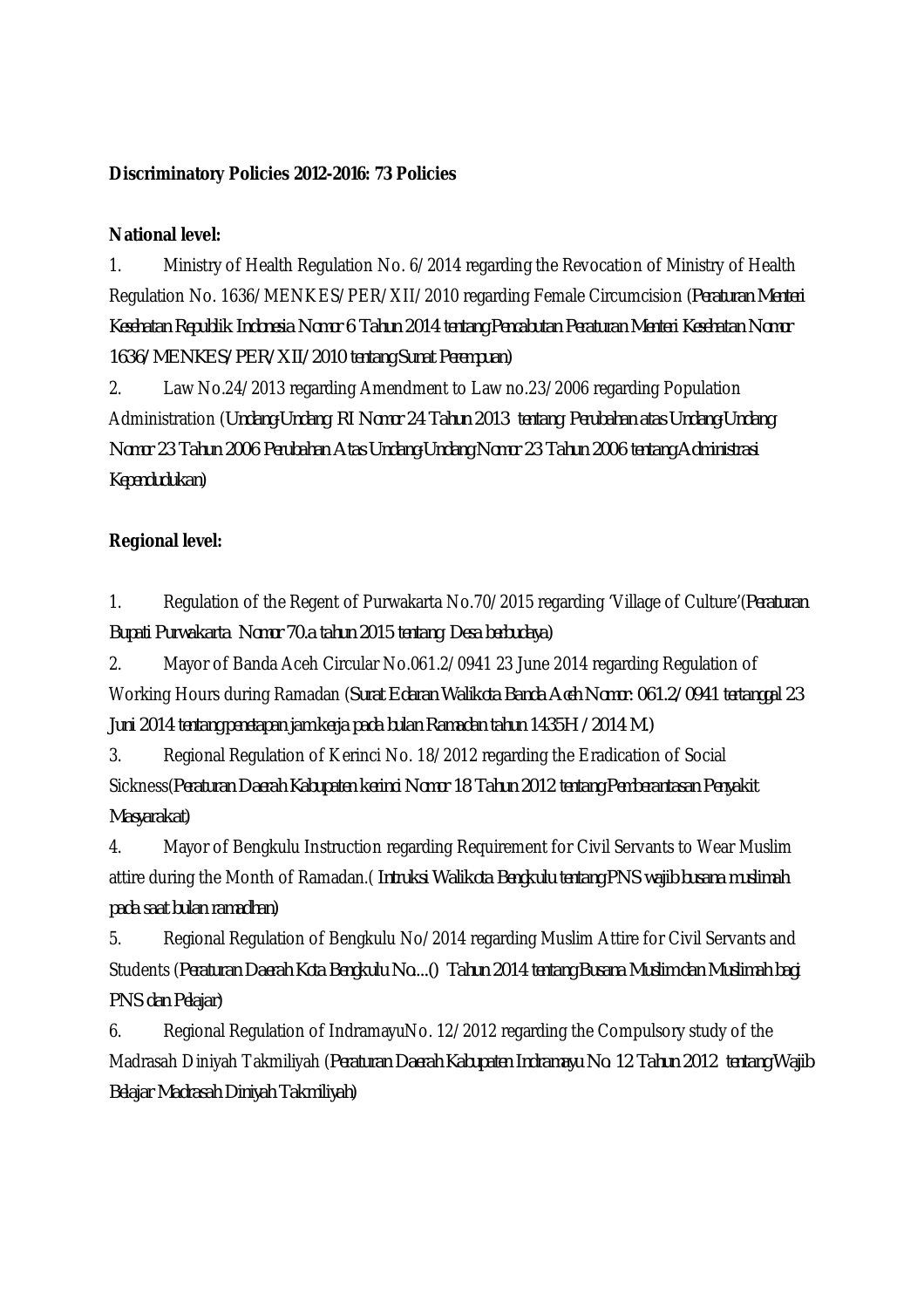**Discriminatory Policies 2012-2016: 73 Policies**

**National level:**

1. Ministry of Health Regulation No. 6/2014 regarding the Revocation of Ministry of Health Regulation No. 1636/MENKES/PER/XII/2010 regarding Female Circumcision (Peraturan Menteri Kesehatan Republik Indonesia Nomor 6 Tahun 2014 tentang Pencabutan Peraturan Menteri Kesehatan Nomor 1636/MENKES/PER/XII/2010 tentang Sunat Perempuan)
2. Law No.24/2013 regarding Amendment to Law no.23/2006 regarding Population Administration (Undang-Undang RI Nomor 24 Tahun 2013 tentang Perubahan atas Undang-Undang Nomor 23 Tahun 2006 Perubahan Atas Undang-Undang Nomor 23 Tahun 2006 tentang Administrasi Kependudukan)

**Regional level:**

1. Regulation of the Regent of Purwakarta No.70/2015 regarding 'Village of Culture'(Peraturan Bupati Purwakarta Nomor 70.a tahun 2015 tentang Desa berbudaya)
2. Mayor of Banda Aceh Circular No.061.2/0941 23 June 2014 regarding Regulation of Working Hours during Ramadan (Surat Edaran Walikota Banda Aceh Nomor: 061.2/0941 tertanggal 23 Juni 2014 tentang penetapan jam kerja pada bulan Ramadan tahun 1435H / 2014 M.)
3. Regional Regulation of Kerinci No. 18/2012 regarding the Eradication of Social Sickness(Peraturan Daerah Kabupaten kerinci Nomor 18 Tahun 2012 tentang Pemberantasan Penyakit Masyarakat)
4. Mayor of Bengkulu Instruction regarding Requirement for Civil Servants to Wear Muslim attire during the Month of Ramadan.( Intruksi Walikota Bengkulu tentang PNS wajib busana muslimah pada saat bulan ramadhan)
5. Regional Regulation of Bengkulu No/2014 regarding Muslim Attire for Civil Servants and Students (Peraturan Daerah Kota Bengkulu No....() Tahun 2014 tentang Busana Muslim dan Muslimah bagi PNS dan Pelajar)
6. Regional Regulation of IndramayuNo. 12/2012 regarding the Compulsory study of the Madrasah Diniyah Takmiliyah (Peraturan Daerah Kabupaten Indramayu No. 12 Tahun 2012 tentang Wajib Belajar Madrasah Diniyah Takmiliyah)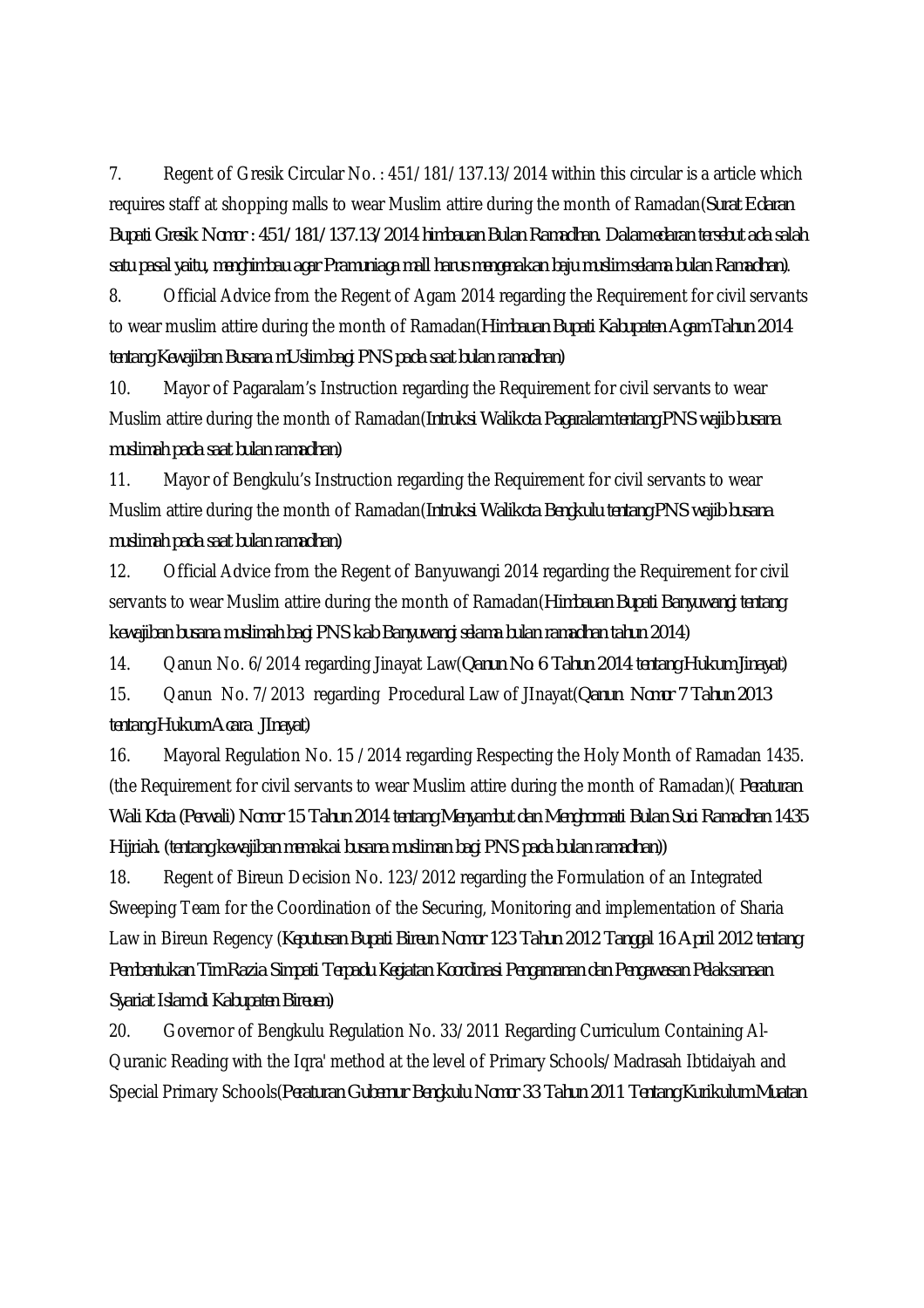7. Regent of Gresik Circular No. : 451/181/137.13/2014 within this circular is a article which requires staff at shopping malls to wear Muslim attire during the month of Ramadan(Surat Edaran Bupati Gresik. Nomor : 451/181/137.13/2014 himbauan Bulan Ramadhan. Dalam edaran tersebut ada salah satu pasal yaitu, menghimbau agar Pramuniaga mall harus mengenakan baju muslim selama bulan Ramadhan).

8. Official Advice from the Regent of Agam 2014 regarding the Requirement for civil servants to wear muslim attire during the month of Ramadan(Himbauan Bupati Kabupaten Agam Tahun 2014 tentang Kewajiban Busana mUslim bagi PNS pada saat bulan ramadhan)

10. Mayor of Pagaralam's Instruction regarding the Requirement for civil servants to wear Muslim attire during the month of Ramadan(Intruksi Walikota Pagaralam tentang PNS wajib busana muslimah pada saat bulan ramadhan)

11. Mayor of Bengkulu's Instruction regarding the Requirement for civil servants to wear Muslim attire during the month of Ramadan(Intruksi Walikota Bengkulu tentang PNS wajib busana muslimah pada saat bulan ramadhan)

12. Official Advice from the Regent of Banyuwangi 2014 regarding the Requirement for civil servants to wear Muslim attire during the month of Ramadan(Himbauan Bupati Banyuwangi tentang kewajiban busana muslimah bagi PNS kab Banyuwangi selama bulan ramadhan tahun 2014)

14. Qanun No. 6/2014 regarding Jinayat Law(Qanun No. 6 Tahun 2014 tentang Hukum Jinayat)

15. Qanun No. 7/2013 regarding Procedural Law of JInayat(Qanun Nomor 7 Tahun 2013 tentang Hukum Acara JInayat)

16. Mayoral Regulation No. 15 /2014 regarding Respecting the Holy Month of Ramadan 1435. (the Requirement for civil servants to wear Muslim attire during the month of Ramadan)( Peraturan Wali Kota (Perwali) Nomor 15 Tahun 2014 tentang Menyambut dan Menghormati Bulan Suci Ramadhan 1435 Hijriah. (tentang kewajiban memakai busana musliman bagi PNS pada bulan ramadhan))

18. Regent of Bireun Decision No. 123/2012 regarding the Formulation of an Integrated Sweeping Team for the Coordination of the Securing, Monitoring and implementation of Sharia Law in Bireun Regency (Keputusan Bupati Bireun Nomor 123 Tahun 2012 Tanggal 16 April 2012 tentang Pembentukan Tim Razia Simpati Terpadu Kegiatan Koordinasi Pengamanan dan Pengawasan Pelaksanaan Syariat Islam di Kabupaten Bireuen)

20. Governor of Bengkulu Regulation No. 33/2011 Regarding Curriculum Containing Al-Quranic Reading with the Iqra' method at the level of Primary Schools/Madrasah Ibtidaiyah and Special Primary Schools(Peraturan Gubernur Bengkulu Nomor 33 Tahun 2011 Tentang Kurikulum Muatan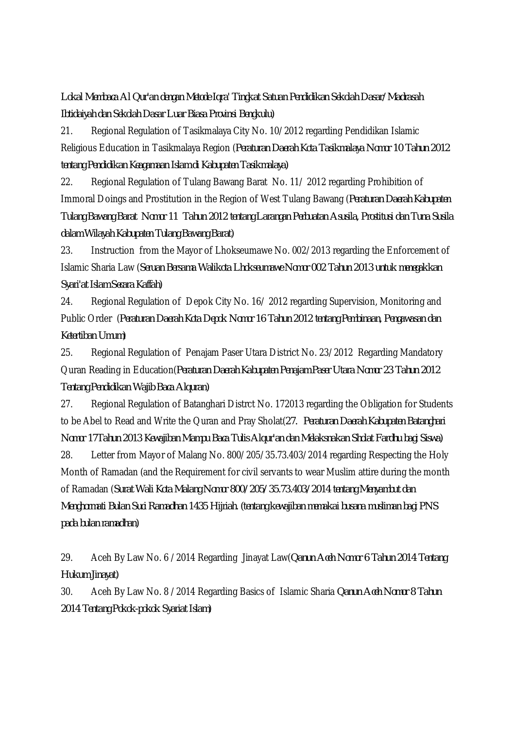Lokal Membaca Al Qur'an dengan Metode Iqra' Tingkat Satuan Pendidikan Sekolah Dasar/Madrasah Ibtidaiyah dan Sekolah Dasar Luar Biasa Provinsi Bengkulu)

21. Regional Regulation of Tasikmalaya City No. 10/2012 regarding Pendidikan Islamic Religious Education in Tasikmalaya Region (Peraturan Daerah Kota Tasikmalaya Nomor 10 Tahun 2012 tentang Pendidikan Keagamaan Islam di Kabupaten Tasikmalaya)

22. Regional Regulation of Tulang Bawang Barat No. 11/ 2012 regarding Prohibition of Immoral Doings and Prostitution in the Region of West Tulang Bawang (Peraturan Daerah Kabupaten Tulang Bawang Barat Nomor 11 Tahun 2012 tentang Larangan Perbuatan Asusila, Prostitusi dan Tuna Susila dalam Wilayah Kabupaten Tulang Bawang Barat)

23. Instruction from the Mayor of Lhokseumawe No. 002/2013 regarding the Enforcement of Islamic Sharia Law (Seruan Bersama Walikota Lhokseumawe Nomor 002 Tahun 2013 untuk menegakkan Syari'at Islam Secara Kaffah)

24. Regional Regulation of Depok City No. 16/ 2012 regarding Supervision, Monitoring and Public Order (Peraturan Daerah Kota Depok Nomor 16 Tahun 2012 tentang Pembinaan, Pengawasan dan Ketertiban Umum)

25. Regional Regulation of Penajam Paser Utara District No. 23/2012 Regarding Mandatory Quran Reading in Education(Peraturan Daerah Kabupaten Penajam Paser Utara Nomor 23 Tahun 2012 Tentang Pendidikan Wajib Baca Alquran)

27. Regional Regulation of Batanghari Distrct No. 172013 regarding the Obligation for Students to be Abel to Read and Write the Quran and Pray Sholat(27. Peraturan Daerah Kabupaten Batanghari Nomor 17Tahun 2013 Kewajiban Mampu Baca Tulis Alqur'an dan Melaksnakan Sholat Fardhu bagi Siswa)

28. Letter from Mayor of Malang No. 800/205/35.73.403/2014 regarding Respecting the Holy Month of Ramadan (and the Requirement for civil servants to wear Muslim attire during the month of Ramadan (Surat Wali Kota Malang Nomor 800/205/35.73.403/2014 tentang Menyambut dan Menghormati Bulan Suci Ramadhan 1435 Hijriah. (tentang kewajiban memakai busana musliman bagi PNS pada bulan ramadhan)

29. Aceh By Law No. 6 /2014 Regarding Jinayat Law(Qanun Aceh Nomor 6 Tahun 2014 Tentang Hukum Jinayat)

30. Aceh By Law No. 8 /2014 Regarding Basics of Islamic Sharia Qanun Aceh Nomor 8 Tahun 2014 Tentang Pokok-pokok Syariat Islam)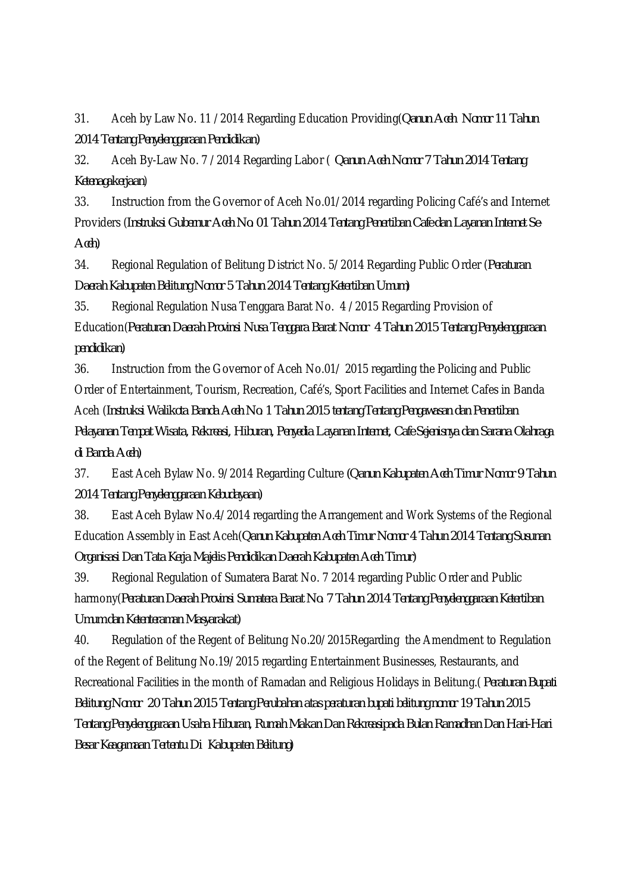31. Aceh by Law No. 11 / 2014 Regarding Education Providing(Qanun Aceh Nomor 11 Tahun 2014 Tentang Penyelenggaraan Pendidikan)

32. Aceh By-Law No. 7 / 2014 Regarding Labor ( Qanun Aceh Nomor 7 Tahun 2014 Tentang Ketenagakerjaan)

33. Instruction from the Governor of Aceh No.01/2014 regarding Policing Café's and Internet Providers (Instruksi Gubernur Aceh No. 01 Tahun 2014 Tentang Penertiban Cafe dan Layanan Internet Se-Aceh)

34. Regional Regulation of Belitung District No. 5/2014 Regarding Public Order (Peraturan Daerah Kabupaten Belitung Nomor 5 Tahun 2014 Tentang Ketertiban Umum)

35. Regional Regulation Nusa Tenggara Barat No. 4 / 2015 Regarding Provision of Education(Peraturan Daerah Provinsi Nusa Tenggara Barat Nomor 4 Tahun 2015 Tentang Penyelenggaraan pendidikan)

36. Instruction from the Governor of Aceh No.01/ 2015 regarding the Policing and Public Order of Entertainment, Tourism, Recreation, Café's, Sport Facilities and Internet Cafes in Banda Aceh (Instruksi Walikota Banda Aceh No. 1 Tahun 2015 tentang Tentang Pengawasan dan Penertiban Pelayanan Tempat Wisata, Rekreasi, Hiburan, Penyedia Layanan Internet, Cafe Sejenisnya dan Sarana Olahraga di Banda Aceh)

37. East Aceh Bylaw No. 9/2014 Regarding Culture (Qanun Kabupaten Aceh Timur Nomor 9 Tahun 2014 Tentang Penyelenggaraan Kebudayaan)

38. East Aceh Bylaw No.4/2014 regarding the Arrangement and Work Systems of the Regional Education Assembly in East Aceh(Qanun Kabupaten Aceh Timur Nomor 4 Tahun 2014 Tentang Susunan Organisasi Dan Tata Kerja Majelis Pendidikan Daerah Kabupaten Aceh Timur)

39. Regional Regulation of Sumatera Barat No. 7 2014 regarding Public Order and Public harmony(Peraturan Daerah Provinsi Sumatera Barat No. 7 Tahun 2014 Tentang Penyelenggaraan Ketertiban Umum dan Ketenteraman Masyarakat)

40. Regulation of the Regent of Belitung No.20/2015Regarding the Amendment to Regulation of the Regent of Belitung No.19/2015 regarding Entertainment Businesses, Restaurants, and Recreational Facilities in the month of Ramadan and Religious Holidays in Belitung.( Peraturan Bupati Belitung Nomor 20 Tahun 2015 Tentang Perubahan atas peraturan bupati belitung nomor 19 Tahun 2015 Tentang Penyelenggaraan Usaha Hiburan, Rumah Makan Dan Rekreasipada Bulan Ramadhan Dan Hari-Hari Besar Keagamaan Tertentu Di Kabupaten Belitung)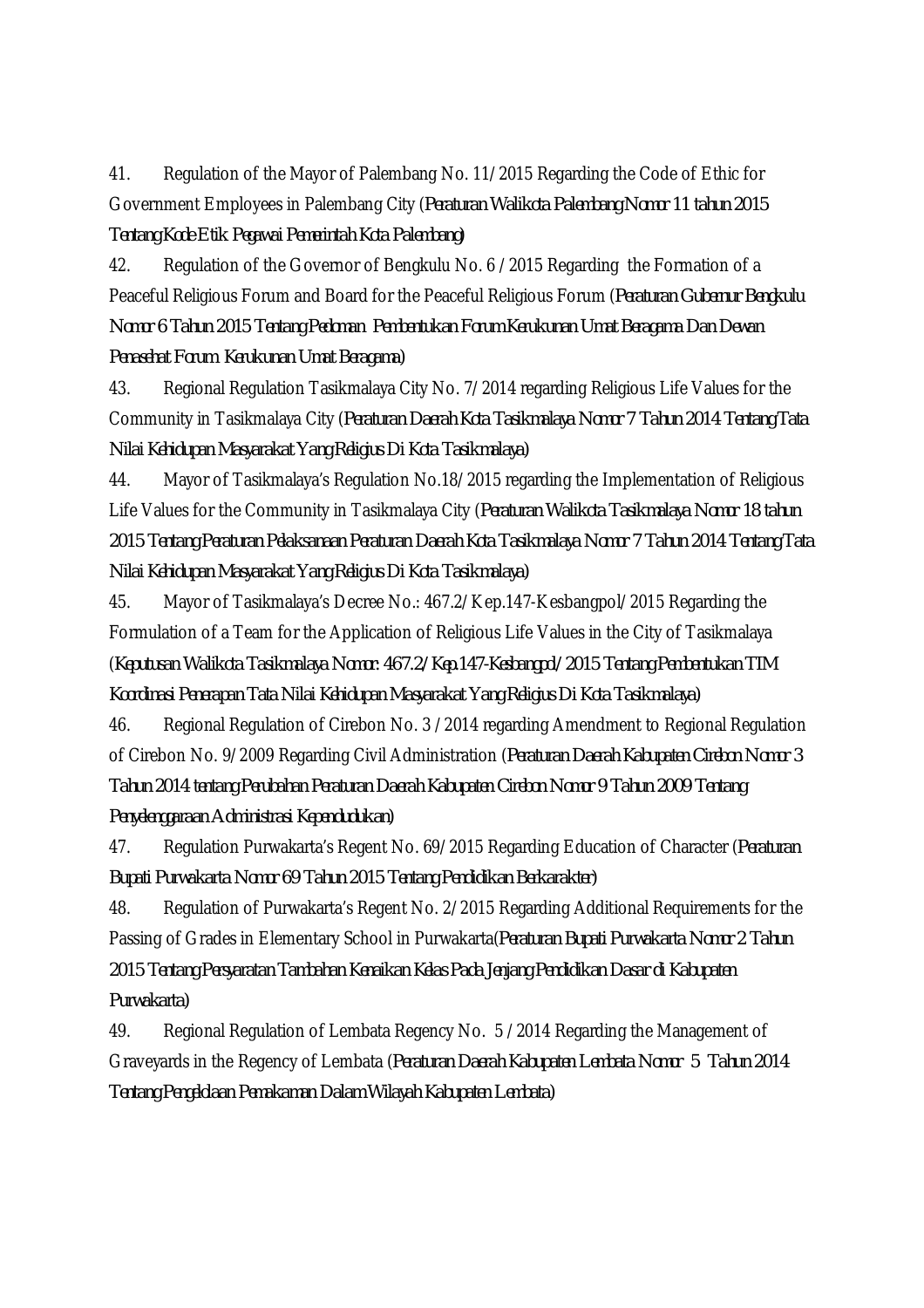41. Regulation of the Mayor of Palembang No. 11/2015 Regarding the Code of Ethic for Government Employees in Palembang City (Peraturan Walikota Palembang Nomor 11 tahun 2015 Tentang Kode Etik Pegawai Pemerintah Kota Palembang)

42. Regulation of the Governor of Bengkulu No. 6 /2015 Regarding the Formation of a Peaceful Religious Forum and Board for the Peaceful Religious Forum (Peraturan Gubernur Bengkulu Nomor 6 Tahun 2015 Tentang Pedoman Pembentukan Forum Kerukunan Umat Beragama Dan Dewan Penasehat Forum Kerukunan Umat Beragama)

43. Regional Regulation Tasikmalaya City No. 7/2014 regarding Religious Life Values for the Community in Tasikmalaya City (Peraturan Daerah Kota Tasikmalaya Nomor 7 Tahun 2014 Tentang Tata Nilai Kehidupan Masyarakat Yang Religius Di Kota Tasikmalaya)

44. Mayor of Tasikmalaya's Regulation No.18/2015 regarding the Implementation of Religious Life Values for the Community in Tasikmalaya City (Peraturan Walikota Tasikmalaya Nomor 18 tahun 2015 Tentang Peraturan Pelaksanaan Peraturan Daerah Kota Tasikmalaya Nomor 7 Tahun 2014 Tentang Tata Nilai Kehidupan Masyarakat Yang Religius Di Kota Tasikmalaya)

45. Mayor of Tasikmalaya's Decree No.: 467.2/Kep.147-Kesbangpol/2015 Regarding the Formulation of a Team for the Application of Religious Life Values in the City of Tasikmalaya (Keputusan Walikota Tasikmalaya Nomor: 467.2/Kep.147-Kesbangpol/2015 Tentang Pembentukan TIM Koordinasi Penerapan Tata Nilai Kehidupan Masyarakat Yang Religius Di Kota Tasikmalaya)

46. Regional Regulation of Cirebon No. 3 /2014 regarding Amendment to Regional Regulation of Cirebon No. 9/2009 Regarding Civil Administration (Peraturan Daerah Kabupaten Cirebon Nomor 3 Tahun 2014 tentang Perubahan Peraturan Daerah Kabupaten Cirebon Nomor 9 Tahun 2009 Tentang Penyelenggaraan Administrasi Kependudukan)

47. Regulation Purwakarta's Regent No. 69/2015 Regarding Education of Character (Peraturan Bupati Purwakarta Nomor 69 Tahun 2015 Tentang Pendidikan Berkarakter)

48. Regulation of Purwakarta's Regent No. 2/2015 Regarding Additional Requirements for the Passing of Grades in Elementary School in Purwakarta(Peraturan Bupati Purwakarta Nomor 2 Tahun 2015 Tentang Persyaratan Tambahan Kenaikan Kelas Pada Jenjang Pendidikan Dasar di Kabupaten Purwakarta)

49. Regional Regulation of Lembata Regency No. 5 /2014 Regarding the Management of Graveyards in the Regency of Lembata (Peraturan Daerah Kabupaten Lembata Nomor 5 Tahun 2014 Tentang Pengelolaan Pemakaman Dalam Wilayah Kabupaten Lembata)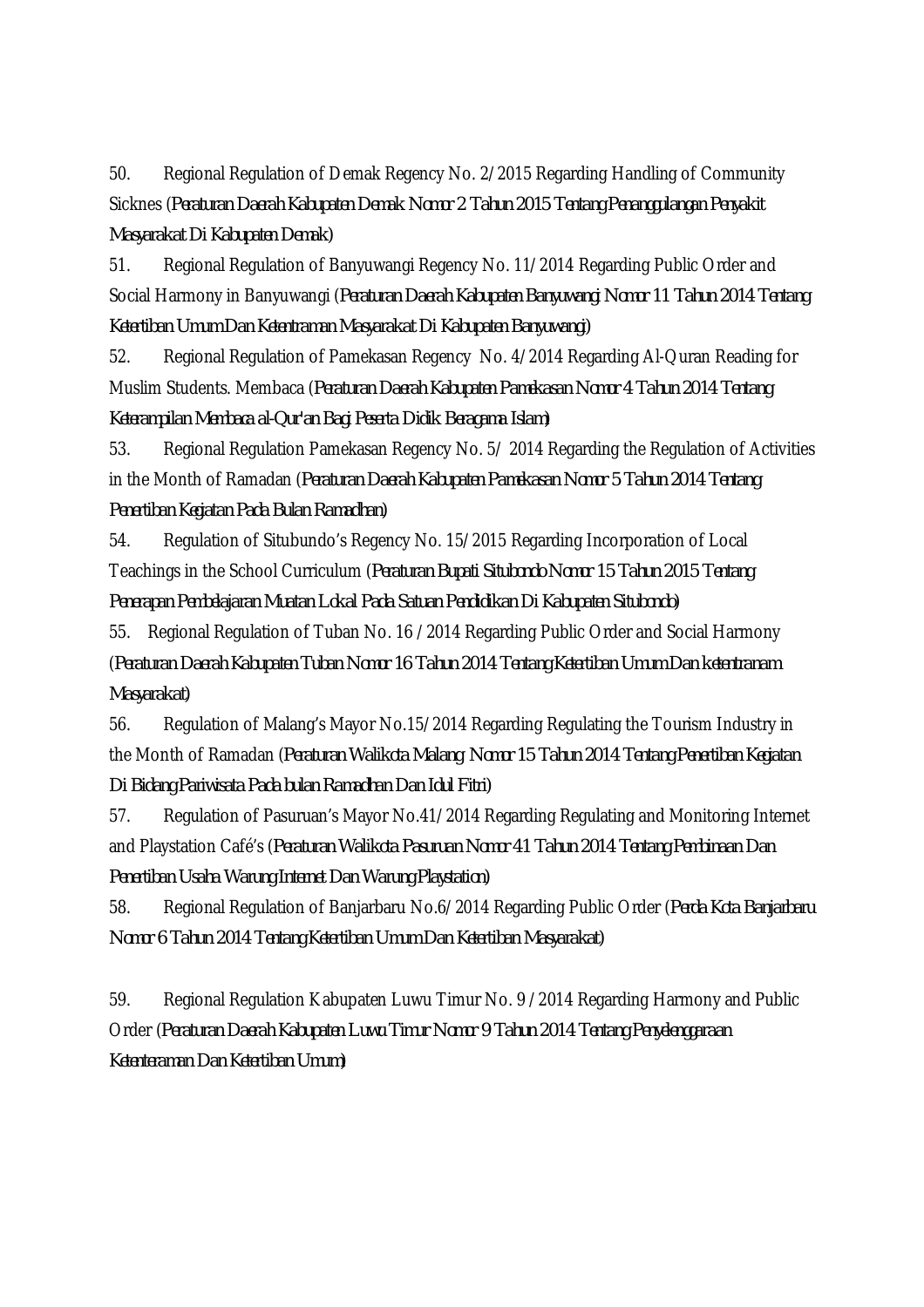50. Regional Regulation of Demak Regency No. 2/2015 Regarding Handling of Community Sicknes (Peraturan Daerah Kabupaten Demak Nomor 2 Tahun 2015 Tentang Penanggulangan Penyakit Masyarakat Di Kabupaten Demak)

51. Regional Regulation of Banyuwangi Regency No. 11/2014 Regarding Public Order and Social Harmony in Banyuwangi (Peraturan Daerah Kabupaten Banyuwangi Nomor 11 Tahun 2014 Tentang Ketertiban Umum Dan Ketentraman Masyarakat Di Kabupaten Banyuwangi)

52. Regional Regulation of Pamekasan Regency No. 4/2014 Regarding Al-Quran Reading for Muslim Students. Membaca (Peraturan Daerah Kabupaten Pamekasan Nomor 4 Tahun 2014 Tentang Keterampilan Membaca al-Qur'an Bagi Peserta Didik Beragama Islam)

53. Regional Regulation Pamekasan Regency No. 5/ 2014 Regarding the Regulation of Activities in the Month of Ramadan (Peraturan Daerah Kabupaten Pamekasan Nomor 5 Tahun 2014 Tentang Penertiban Kegiatan Pada Bulan Ramadhan)

54. Regulation of Situbundo's Regency No. 15/2015 Regarding Incorporation of Local Teachings in the School Curriculum (Peraturan Bupati Situbondo Nomor 15 Tahun 2015 Tentang Penerapan Pembelajaran Muatan Lokal Pada Satuan Pendidikan Di Kabupaten Situbondo)

55. Regional Regulation of Tuban No. 16 /2014 Regarding Public Order and Social Harmony (Peraturan Daerah Kabupaten Tuban Nomor 16 Tahun 2014 Tentang Ketertiban Umum Dan ketentranam Masyarakat)

56. Regulation of Malang's Mayor No.15/2014 Regarding Regulating the Tourism Industry in the Month of Ramadan (Peraturan Walikota Malang Nomor 15 Tahun 2014 Tentang Penertiban Kegiatan Di Bidang Pariwisata Pada bulan Ramadhan Dan Idul Fitri)

57. Regulation of Pasuruan's Mayor No.41/2014 Regarding Regulating and Monitoring Internet and Playstation Café's (Peraturan Walikota Pasuruan Nomor 41 Tahun 2014 Tentang Pembinaan Dan Penertiban Usaha Warung Internet Dan Warung Playstation)

58. Regional Regulation of Banjarbaru No.6/2014 Regarding Public Order (Perda Kota Banjarbaru Nomor 6 Tahun 2014 Tentang Ketertiban Umum Dan Ketertiban Masyarakat)

59. Regional Regulation Kabupaten Luwu Timur No. 9 /2014 Regarding Harmony and Public Order (Peraturan Daerah Kabupaten Luwu Timur Nomor 9 Tahun 2014 Tentang Penyelenggaraan Ketenteraman Dan Ketertiban Umum)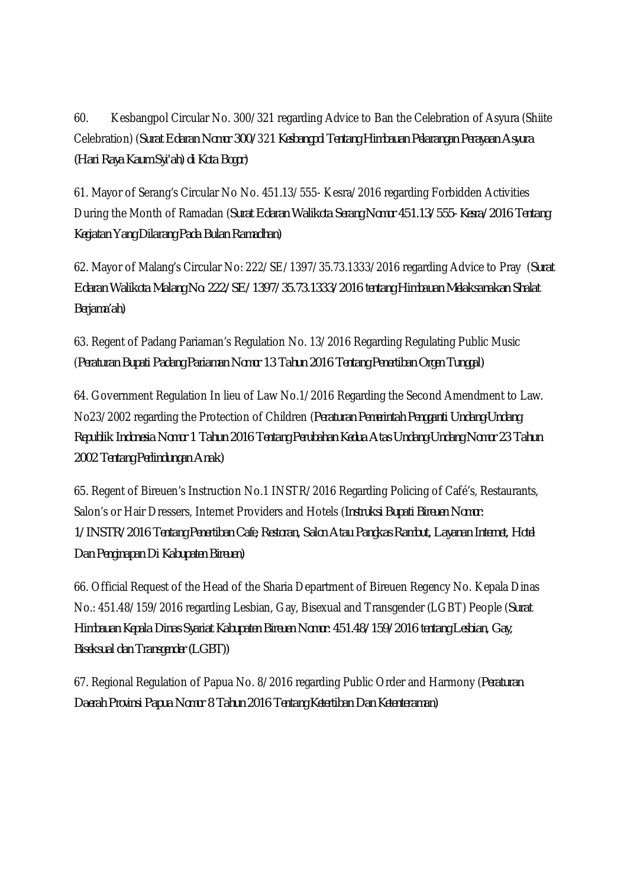60. Kesbangpol Circular No. 300/321 regarding Advice to Ban the Celebration of Asyura (Shiite Celebration) (Surat Edaran Nomor 300/321 Kesbangpol Tentang Himbauan Pelarangan Perayaan Asyura (Hari Raya Kaum Syi'ah) di Kota Bogor)

61. Mayor of Serang's Circular No No. 451.13/555- Kesra/2016 regarding Forbidden Activities During the Month of Ramadan (Surat Edaran Walikota Serang Nomor 451.13/555- Kesra/2016 Tentang Kegiatan Yang Dilarang Pada Bulan Ramadhan)

62. Mayor of Malang's Circular No: 222/SE/1397/35.73.1333/2016 regarding Advice to Pray (Surat Edaran Walikota Malang No: 222/SE/1397/35.73.1333/2016 tentang Himbauan Melaksanakan Shalat Berjama'ah)

63. Regent of Padang Pariaman's Regulation No. 13/2016 Regarding Regulating Public Music (Peraturan Bupati Padang Pariaman Nomor 13 Tahun 2016 Tentang Penertiban Orgen Tunggal)

64. Government Regulation In lieu of Law No.1/2016 Regarding the Second Amendment to Law. No23/2002 regarding the Protection of Children (Peraturan Pemerintah Pengganti Undang-Undang Republik Indonesia Nomor 1 Tahun 2016 Tentang Perubahan Kedua Atas Undang-Undang Nomor 23 Tahun 2002 Tentang Perlindungan Anak)

65. Regent of Bireuen's Instruction No.1 INSTR/2016 Regarding Policing of Café's, Restaurants, Salon's or Hair Dressers, Internet Providers and Hotels (Instruksi Bupati Bireuen Nomor: 1/INSTR/2016 Tentang Penertiban Cafe, Restoran, Salon Atau Pangkas Rambut, Layanan Internet, Hotel Dan Penginapan Di Kabupaten Bireuen)

66. Official Request of the Head of the Sharia Department of Bireuen Regency No. Kepala Dinas No.: 451.48/159/2016 regarding Lesbian, Gay, Bisexual and Transgender (LGBT) People (Surat Himbauan Kepala Dinas Syariat Kabupaten Bireuen Nomor: 451.48/159/2016 tentang Lesbian, Gay, Biseksual dan Transgender (LGBT))

67. Regional Regulation of Papua No. 8/2016 regarding Public Order and Harmony (Peraturan Daerah Provinsi Papua Nomor 8 Tahun 2016 Tentang Ketertiban Dan Ketenteraman)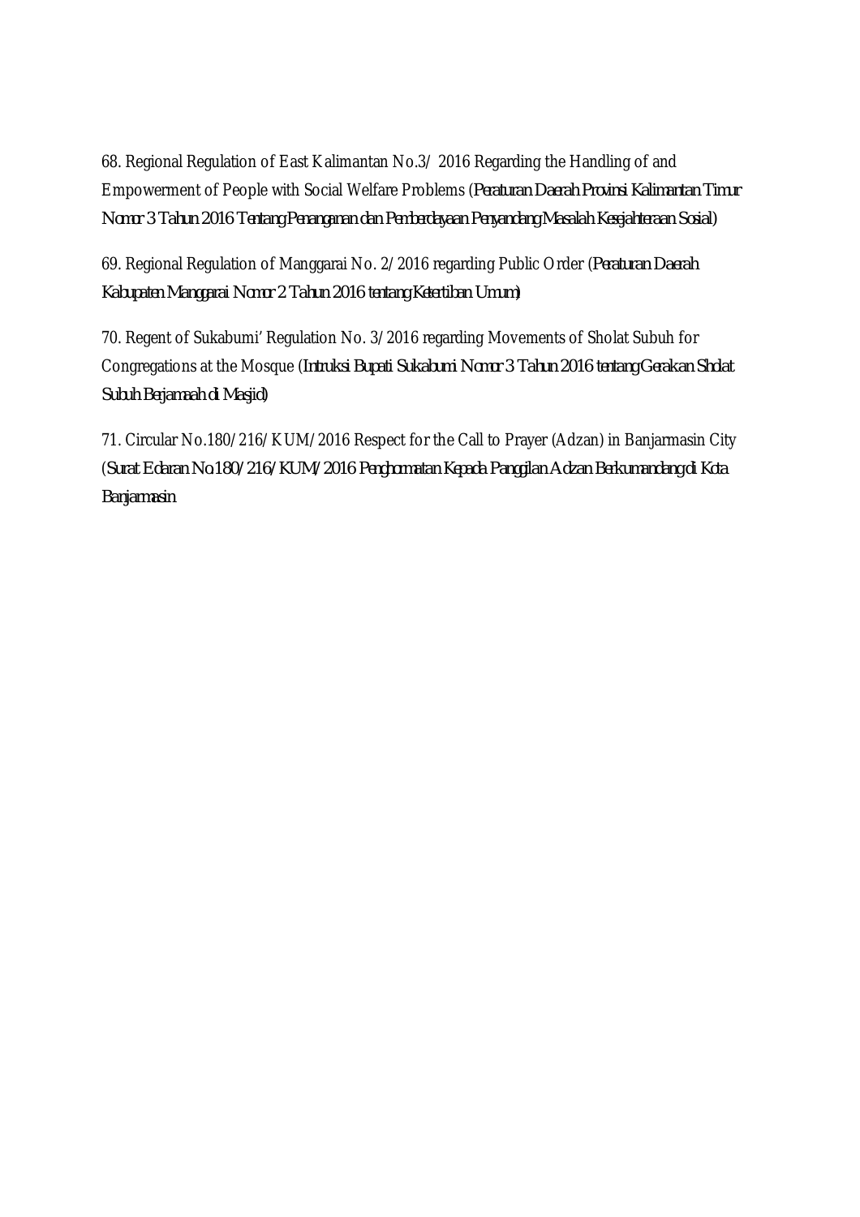68. Regional Regulation of East Kalimantan No.3/ 2016 Regarding the Handling of and Empowerment of People with Social Welfare Problems (Peraturan Daerah Provinsi Kalimantan Timur Nomor 3 Tahun 2016 Tentang Penanganan dan Pemberdayaan Penyandang Masalah Kesejahteraan Sosial)

69. Regional Regulation of Manggarai No. 2/2016 regarding Public Order (Peraturan Daerah Kabupaten Manggarai Nomor 2 Tahun 2016 tentang Ketertiban Umum)

70. Regent of Sukabumi' Regulation No. 3/2016 regarding Movements of Sholat Subuh for Congregations at the Mosque (Intruksi Bupati Sukabumi Nomor 3 Tahun 2016 tentang Gerakan Sholat Subuh Berjamaah di Masjid)

71. Circular No.180/216/KUM/2016 Respect for the Call to Prayer (Adzan) in Banjarmasin City (Surat Edaran No.180/216/KUM/2016 Penghormatan Kepada Panggilan Adzan Berkumandang di Kota Banjarmasin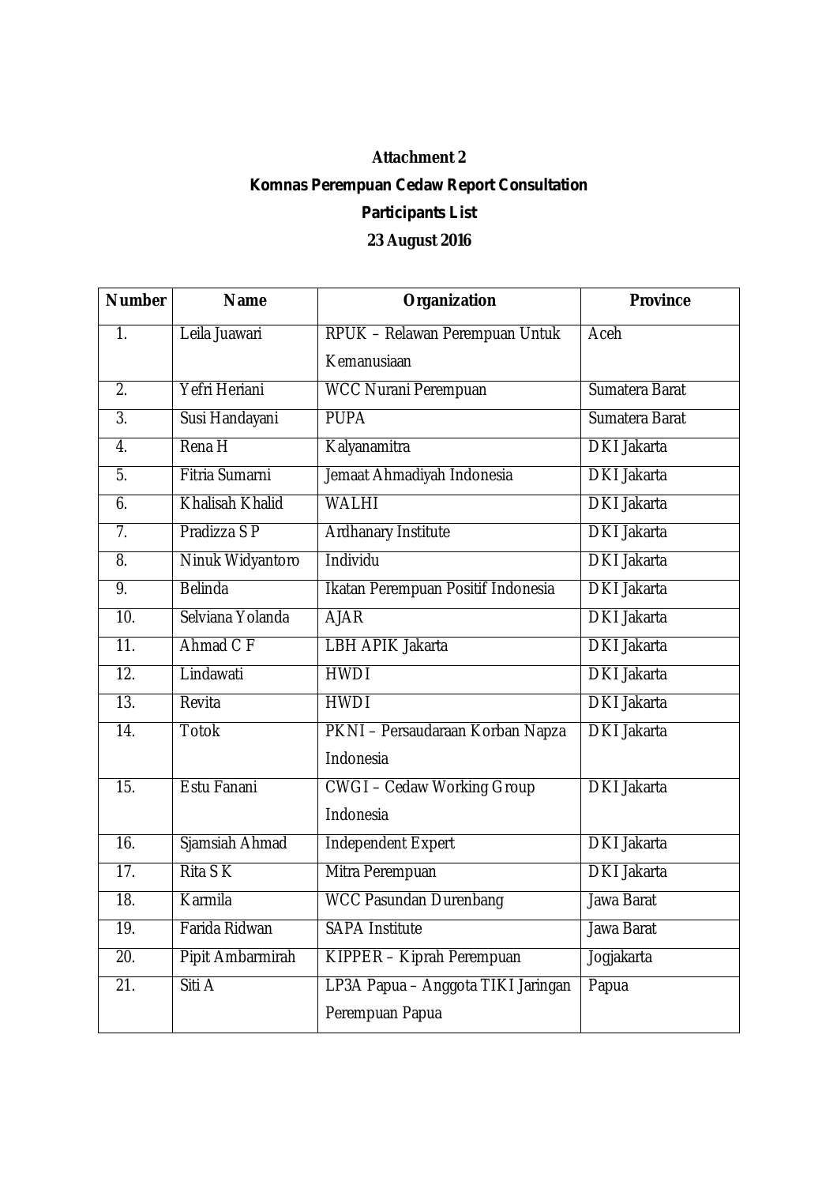**Attachment 2**

**Komnas Perempuan Cedaw Report Consultation**

**Participants List**

**23 August 2016**

| Number | Name | Organization | Province |
|---|---|---|---|
| 1. | Leila Juawari | RPUK – Relawan Perempuan Untuk Kemanusiaan | Aceh |
| 2. | Yefri Heriani | WCC Nurani Perempuan | Sumatera Barat |
| 3. | Susi Handayani | PUPA | Sumatera Barat |
| 4. | Rena H | Kalyanamitra | DKI Jakarta |
| 5. | Fitria Sumarni | Jemaat Ahmadiyah Indonesia | DKI Jakarta |
| 6. | Khalisah Khalid | WALHI | DKI Jakarta |
| 7. | Pradizza S P | Ardhanary Institute | DKI Jakarta |
| 8. | Ninuk Widyantoro | Individu | DKI Jakarta |
| 9. | Belinda | Ikatan Perempuan Positif Indonesia | DKI Jakarta |
| 10. | Selviana Yolanda | AJAR | DKI Jakarta |
| 11. | Ahmad C F | LBH APIK Jakarta | DKI Jakarta |
| 12. | Lindawati | HWDI | DKI Jakarta |
| 13. | Revita | HWDI | DKI Jakarta |
| 14. | Totok | PKNI – Persaudaraan Korban Napza Indonesia | DKI Jakarta |
| 15. | Estu Fanani | CWGI – Cedaw Working Group Indonesia | DKI Jakarta |
| 16. | Sjamsiah Ahmad | Independent Expert | DKI Jakarta |
| 17. | Rita S K | Mitra Perempuan | DKI Jakarta |
| 18. | Karmila | WCC Pasundan Durenbang | Jawa Barat |
| 19. | Farida Ridwan | SAPA Institute | Jawa Barat |
| 20. | Pipit Ambarmirah | KIPPER – Kiprah Perempuan | Jogjakarta |
| 21. | Siti A | LP3A Papua – Anggota TIKI Jaringan Perempuan Papua | Papua |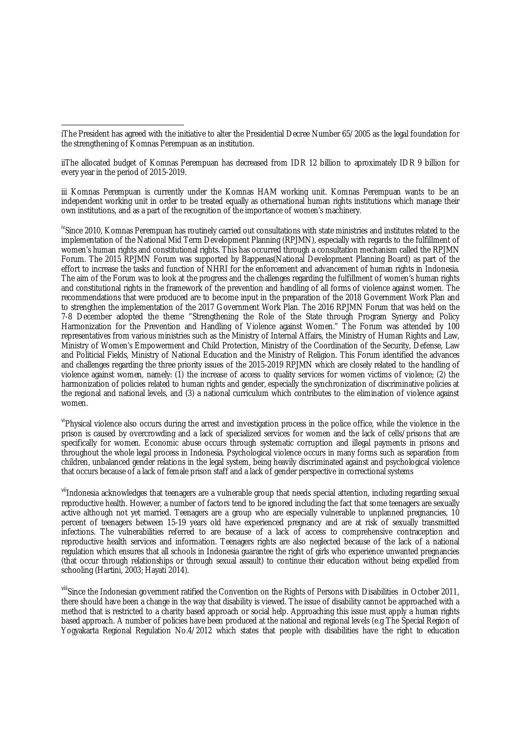---

iThe President has agreed with the initiative to alter the Presidential Decree Number 65/2005 as the legal foundation for the strengthening of Komnas Perempuan as an institution.

iiThe allocated budget of Komnas Perempuan has decreased from IDR 12 billion to aproximately IDR 9 billion for every year in the period of 2015-2019.

iii Komnas Perempuan is currently under the Komnas HAM working unit. Komnas Perempuan wants to be an independent working unit in order to be treated equally as othernational human rights institutions which manage their own institutions, and as a part of the recognition of the importance of women's machinery.

[iv]Since 2010, Komnas Perempuan has routinely carried out consultations with state ministries and institutes related to the implementation of the National Mid Term Development Planning (RPJMN), especially with regards to the fulfillment of women's human rights and constitutional rights. This has occurred through a consultation mechanism called the RPJMN Forum. The 2015 RPJMN Forum was supported by Bappenas(National Development Planning Board) as part of the effort to increase the tasks and function of NHRI for the enforcement and advancement of human rights in Indonesia. The aim of the Forum was to look at the progress and the challenges regarding the fulfillment of women's human rights and constitutional rights in the framework of the prevention and handling of all forms of violence against women. The recommendations that were produced are to become input in the preparation of the 2018 Government Work Plan and to strengthen the implementation of the 2017 Government Work Plan. The 2016 RPJMN Forum that was held on the 7-8 December adopted the theme "Strengthening the Role of the State through Program Synergy and Policy Harmonization for the Prevention and Handling of Violence against Women." The Forum was attended by 100 representatives from various ministries such as the Ministry of Internal Affairs, the Ministry of Human Rights and Law, Ministry of Women's Empowerment and Child Protection, Ministry of the Coordination of the Security, Defense, Law and Politicial Fields, Ministry of National Education and the Ministry of Religion. This Forum identified the advances and challenges regarding the three priority issues of the 2015-2019 RPJMN which are closely related to the handling of violence against women, namely: (1) the increase of access to quality services for women victims of violence; (2) the harmonization of policies related to human rights and gender, especially the synchronization of discriminative policies at the regional and national levels, and (3) a national curriculum which contributes to the elimination of violence against women.

[vi]Physical violence also occurs during the arrest and investigation process in the police office, while the violence in the prison is caused by overcrowding and a lack of specialized services for women and the lack of cells/prisons that are specifically for women. Economic abuse occurs through systematic corruption and illegal payments in prisons and throughout the whole legal process in Indonesia. Psychological violence occurs in many forms such as separation from children, unbalanced gender relations in the legal system, being heavily discriminated against and psychological violence that occurs because of a lack of female prison staff and a lack of gender perspective in correctional systems

[vii]Indonesia acknowledges that teenagers are a vulnerable group that needs special attention, including regarding sexual reproductive health. However, a number of factors tend to be ignored including the fact that some teenagers are sexually active although not yet married. Teenagers are a group who are especially vulnerable to unplanned pregnancies, 10 percent of teenagers between 15-19 years old have experienced pregnancy and are at risk of sexually transmitted infections. The vulnerabilities referred to are because of a lack of access to comprehensive contraception and reproductive health services and information. Teenagers rights are also neglected because of the lack of a national regulation which ensures that all schools in Indonesia guarantee the right of girls who experience unwanted pregnancies (that occur through relationships or through sexual assault) to continue their education without being expelled from schooling (Hartini, 2003; Hayati 2014).

[viii]Since the Indonesian government ratified the Convention on the Rights of Persons with Disabilities in October 2011, there should have been a change in the way that disability is viewed. The issue of disability cannot be approached with a method that is restricted to a charity based approach or social help. Approaching this issue must apply a human rights based approach. A number of policies have been produced at the national and regional levels (e.g The Special Region of Yogyakarta Regional Regulation No.4/2012 which states that people with disabilities have the right to education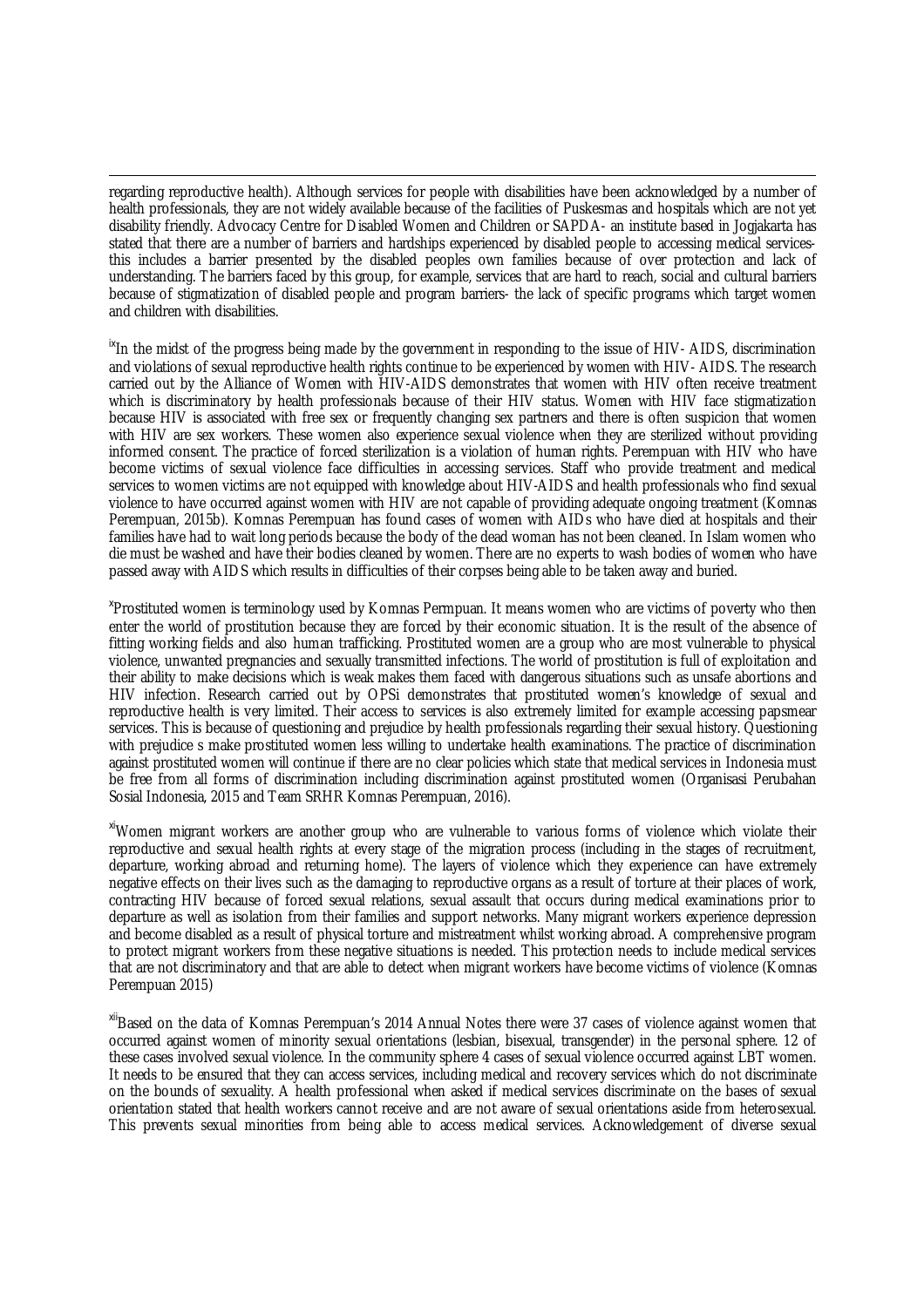regarding reproductive health). Although services for people with disabilities have been acknowledged by a number of health professionals, they are not widely available because of the facilities of Puskesmas and hospitals which are not yet disability friendly. Advocacy Centre for Disabled Women and Children or SAPDA- an institute based in Jogjakarta has stated that there are a number of barriers and hardships experienced by disabled people to accessing medical services- this includes a barrier presented by the disabled peoples own families because of over protection and lack of understanding. The barriers faced by this group, for example, services that are hard to reach, social and cultural barriers because of stigmatization of disabled people and program barriers- the lack of specific programs which target women and children with disabilities.

[ix]In the midst of the progress being made by the government in responding to the issue of HIV- AIDS, discrimination and violations of sexual reproductive health rights continue to be experienced by women with HIV- AIDS. The research carried out by the Alliance of Women with HIV-AIDS demonstrates that women with HIV often receive treatment which is discriminatory by health professionals because of their HIV status. Women with HIV face stigmatization because HIV is associated with free sex or frequently changing sex partners and there is often suspicion that women with HIV are sex workers. These women also experience sexual violence when they are sterilized without providing informed consent. The practice of forced sterilization is a violation of human rights. Perempuan with HIV who have become victims of sexual violence face difficulties in accessing services. Staff who provide treatment and medical services to women victims are not equipped with knowledge about HIV-AIDS and health professionals who find sexual violence to have occurred against women with HIV are not capable of providing adequate ongoing treatment (Komnas Perempuan, 2015b). Komnas Perempuan has found cases of women with AIDs who have died at hospitals and their families have had to wait long periods because the body of the dead woman has not been cleaned. In Islam women who die must be washed and have their bodies cleaned by women. There are no experts to wash bodies of women who have passed away with AIDS which results in difficulties of their corpses being able to be taken away and buried.

[x]Prostituted women is terminology used by Komnas Permpuan. It means women who are victims of poverty who then enter the world of prostitution because they are forced by their economic situation. It is the result of the absence of fitting working fields and also human trafficking. Prostituted women are a group who are most vulnerable to physical violence, unwanted pregnancies and sexually transmitted infections. The world of prostitution is full of exploitation and their ability to make decisions which is weak makes them faced with dangerous situations such as unsafe abortions and HIV infection. Research carried out by OPSi demonstrates that prostituted women's knowledge of sexual and reproductive health is very limited. Their access to services is also extremely limited for example accessing papsmear services. This is because of questioning and prejudice by health professionals regarding their sexual history. Questioning with prejudice s make prostituted women less willing to undertake health examinations. The practice of discrimination against prostituted women will continue if there are no clear policies which state that medical services in Indonesia must be free from all forms of discrimination including discrimination against prostituted women (Organisasi Perubahan Sosial Indonesia, 2015 and Team SRHR Komnas Perempuan, 2016).

[xi]Women migrant workers are another group who are vulnerable to various forms of violence which violate their reproductive and sexual health rights at every stage of the migration process (including in the stages of recruitment, departure, working abroad and returning home). The layers of violence which they experience can have extremely negative effects on their lives such as the damaging to reproductive organs as a result of torture at their places of work, contracting HIV because of forced sexual relations, sexual assault that occurs during medical examinations prior to departure as well as isolation from their families and support networks. Many migrant workers experience depression and become disabled as a result of physical torture and mistreatment whilst working abroad. A comprehensive program to protect migrant workers from these negative situations is needed. This protection needs to include medical services that are not discriminatory and that are able to detect when migrant workers have become victims of violence (Komnas Perempuan 2015)

[xii]Based on the data of Komnas Perempuan's 2014 Annual Notes there were 37 cases of violence against women that occurred against women of minority sexual orientations (lesbian, bisexual, transgender) in the personal sphere. 12 of these cases involved sexual violence. In the community sphere 4 cases of sexual violence occurred against LBT women. It needs to be ensured that they can access services, including medical and recovery services which do not discriminate on the bounds of sexuality. A health professional when asked if medical services discriminate on the bases of sexual orientation stated that health workers cannot receive and are not aware of sexual orientations aside from heterosexual. This prevents sexual minorities from being able to access medical services. Acknowledgement of diverse sexual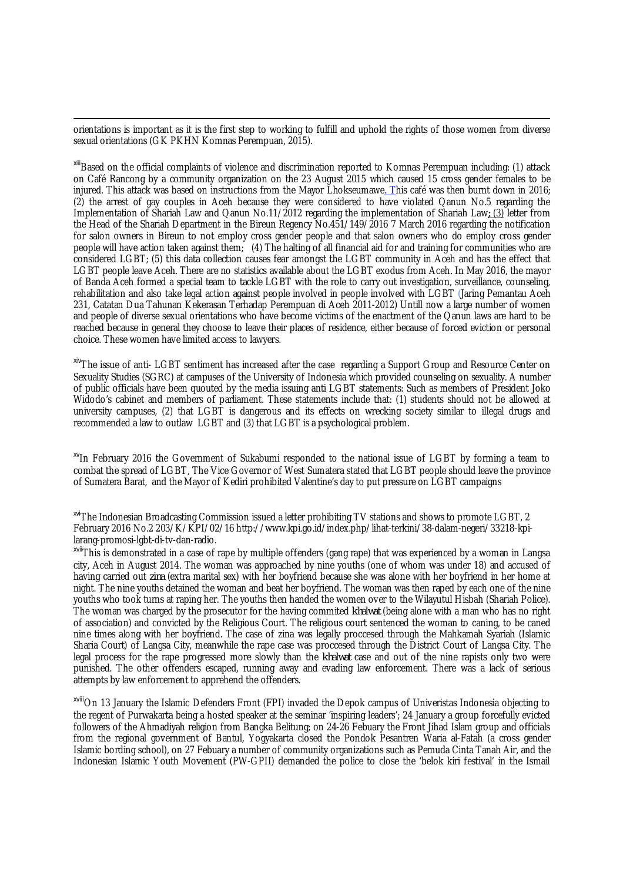orientations is important as it is the first step to working to fulfill and uphold the rights of those women from diverse sexual orientations (GK PKHN Komnas Perempuan, 2015).

[xiii]Based on the official complaints of violence and discrimination reported to Komnas Perempuan including: (1) attack on Café Rancong by a community organization on the 23 August 2015 which caused 15 cross gender females to be injured. This attack was based on instructions from the Mayor Lhokseumawe. This café was then burnt down in 2016; (2) the arrest of gay couples in Aceh because they were considered to have violated Qanun No.5 regarding the Implementation of Shariah Law and Qanun No.11/2012 regarding the implementation of Shariah Law; (3) letter from the Head of the Shariah Department in the Bireun Regency No.451/149/2016 7 March 2016 regarding the notification for salon owners in Bireun to not employ cross gender people and that salon owners who do employ cross gender people will have action taken against them; (4) The halting of all financial aid for and training for communities who are considered LGBT; (5) this data collection causes fear amongst the LGBT community in Aceh and has the effect that LGBT people leave Aceh. There are no statistics available about the LGBT exodus from Aceh. In May 2016, the mayor of Banda Aceh formed a special team to tackle LGBT with the role to carry out investigation, surveillance, counseling, rehabilitation and also take legal action against people involved in people involved with LGBT (Jaring Pemantau Aceh 231, Catatan Dua Tahunan Kekerasan Terhadap Perempuan di Aceh 2011-2012) Untill now a large number of women and people of diverse sexual orientations who have become victims of the enactment of the Qanun laws are hard to be reached because in general they choose to leave their places of residence, either because of forced eviction or personal choice. These women have limited access to lawyers.

[xiv]The issue of anti- LGBT sentiment has increased after the case regarding a Support Group and Resource Center on Sexuality Studies (SGRC) at campuses of the University of Indonesia which provided counseling on sexuality. A number of public officials have been quouted by the media issuing anti LGBT statements: Such as members of President Joko Widodo's cabinet and members of parliament. These statements include that: (1) students should not be allowed at university campuses, (2) that LGBT is dangerous and its effects on wrecking society similar to illegal drugs and recommended a law to outlaw LGBT and (3) that LGBT is a psychological problem.

[xv]In February 2016 the Government of Sukabumi responded to the national issue of LGBT by forming a team to combat the spread of LGBT, The Vice Governor of West Sumatera stated that LGBT people should leave the province of Sumatera Barat, and the Mayor of Kediri prohibited Valentine's day to put pressure on LGBT campaigns

[xvi]The Indonesian Broadcasting Commission issued a letter prohibiting TV stations and shows to promote LGBT, 2 February 2016 No.2 203/K/KPI/02/16 http://www.kpi.go.id/index.php/lihat-terkini/38-dalam-negeri/33218-kpi-larang-promosi-lgbt-di-tv-dan-radio.

[xvii]This is demonstrated in a case of rape by multiple offenders (gang rape) that was experienced by a woman in Langsa city, Aceh in August 2014. The woman was approached by nine youths (one of whom was under 18) and accused of having carried out *zina* (extra marital sex) with her boyfriend because she was alone with her boyfriend in her home at night. The nine youths detained the woman and beat her boyfriend. The woman was then raped by each one of the nine youths who took turns at raping her. The youths then handed the women over to the Wilayutul Hisbah (Shariah Police). The woman was charged by the prosecutor for the having commited *khalwat* (being alone with a man who has no right of association) and convicted by the Religious Court. The religious court sentenced the woman to caning, to be caned nine times along with her boyfriend. The case of zina was legally proccesed through the Mahkamah Syariah (Islamic Sharia Court) of Langsa City, meanwhile the rape case was proccesed through the District Court of Langsa City. The legal process for the rape progressed more slowly than the *khalwat* case and out of the nine rapists only two were punished. The other offenders escaped, running away and evading law enforcement. There was a lack of serious attempts by law enforcement to apprehend the offenders.

[xviii]On 13 January the Islamic Defenders Front (FPI) invaded the Depok campus of Univeristas Indonesia objecting to the regent of Purwakarta being a hosted speaker at the seminar 'inspiring leaders'; 24 January a group forcefully evicted followers of the Ahmadiyah religion from Bangka Belitung; on 24-26 Febuary the Front Jihad Islam group and officials from the regional government of Bantul, Yogyakarta closed the Pondok Pesantren Waria al-Fatah (a cross gender Islamic bording school), on 27 Febuary a number of community organizations such as Pemuda Cinta Tanah Air, and the Indonesian Islamic Youth Movement (PW-GPII) demanded the police to close the 'belok kiri festival' in the Ismail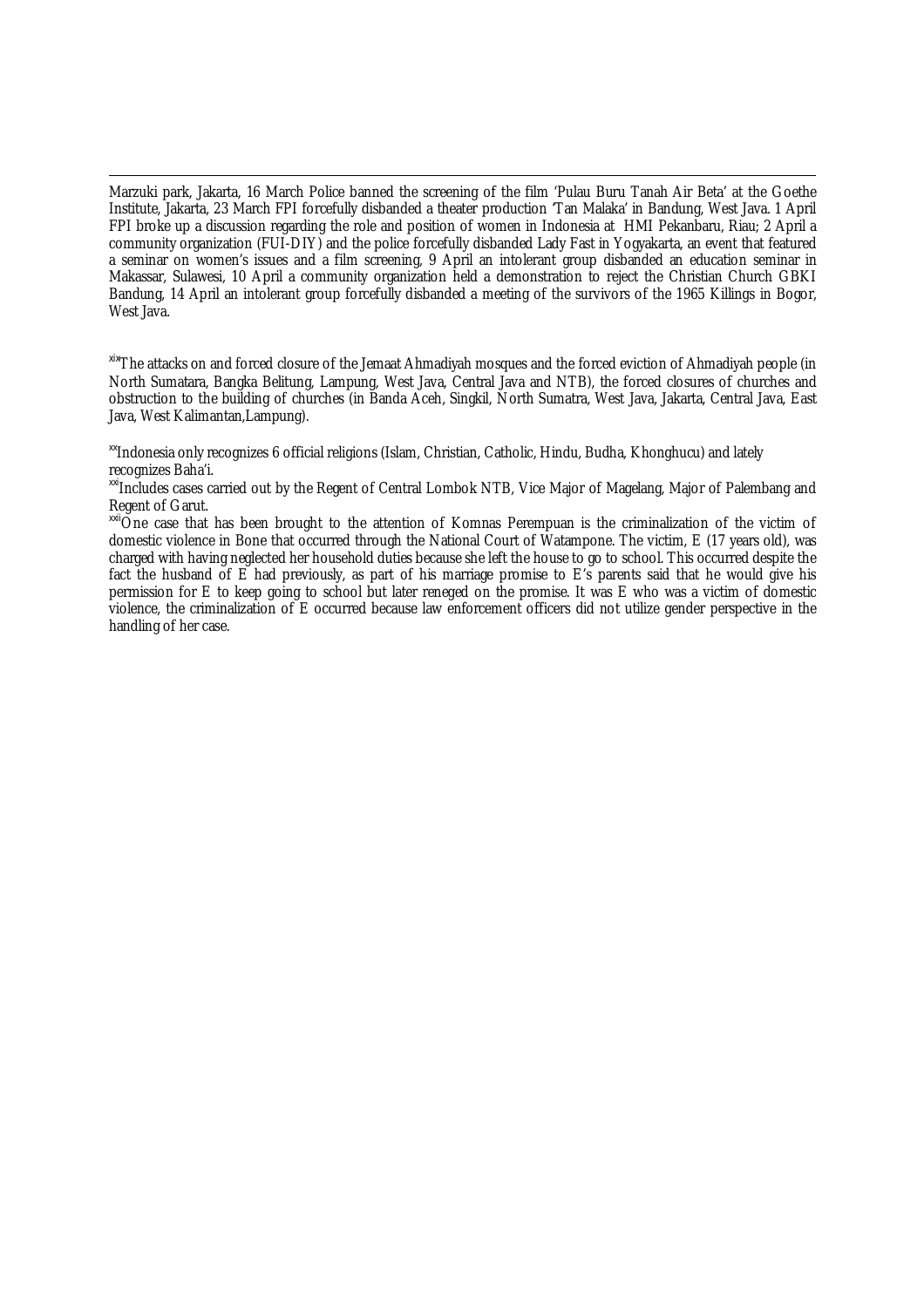Marzuki park, Jakarta, 16 March Police banned the screening of the film 'Pulau Buru Tanah Air Beta' at the Goethe Institute, Jakarta, 23 March FPI forcefully disbanded a theater production 'Tan Malaka' in Bandung, West Java. 1 April FPI broke up a discussion regarding the role and position of women in Indonesia at HMI Pekanbaru, Riau; 2 April a community organization (FUI-DIY) and the police forcefully disbanded Lady Fast in Yogyakarta, an event that featured a seminar on women's issues and a film screening, 9 April an intolerant group disbanded an education seminar in Makassar, Sulawesi, 10 April a community organization held a demonstration to reject the Christian Church GBKI Bandung, 14 April an intolerant group forcefully disbanded a meeting of the survivors of the 1965 Killings in Bogor, West Java.

[xix]The attacks on and forced closure of the Jemaat Ahmadiyah mosques and the forced eviction of Ahmadiyah people (in North Sumatara, Bangka Belitung, Lampung, West Java, Central Java and NTB), the forced closures of churches and obstruction to the building of churches (in Banda Aceh, Singkil, North Sumatra, West Java, Jakarta, Central Java, East Java, West Kalimantan,Lampung).

[xx]Indonesia only recognizes 6 official religions (Islam, Christian, Catholic, Hindu, Budha, Khonghucu) and lately recognizes Baha'i.

[xxi]Includes cases carried out by the Regent of Central Lombok NTB, Vice Major of Magelang, Major of Palembang and Regent of Garut.

[xxii]One case that has been brought to the attention of Komnas Perempuan is the criminalization of the victim of domestic violence in Bone that occurred through the National Court of Watampone. The victim, E (17 years old), was charged with having neglected her household duties because she left the house to go to school. This occurred despite the fact the husband of E had previously, as part of his marriage promise to E's parents said that he would give his permission for E to keep going to school but later reneged on the promise. It was E who was a victim of domestic violence, the criminalization of E occurred because law enforcement officers did not utilize gender perspective in the handling of her case.